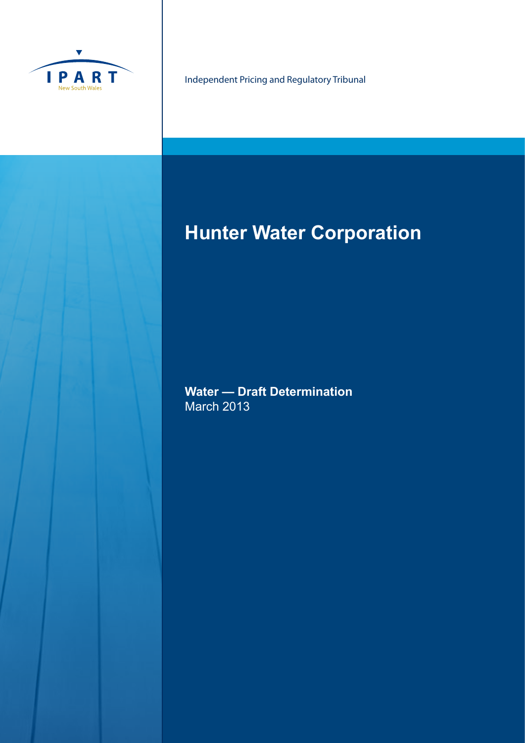IPART

New South Wales

Independent Pricing and Regulatory Tribunal

# Hunter Water Corporation

**Water — Draft Determination**

March 2013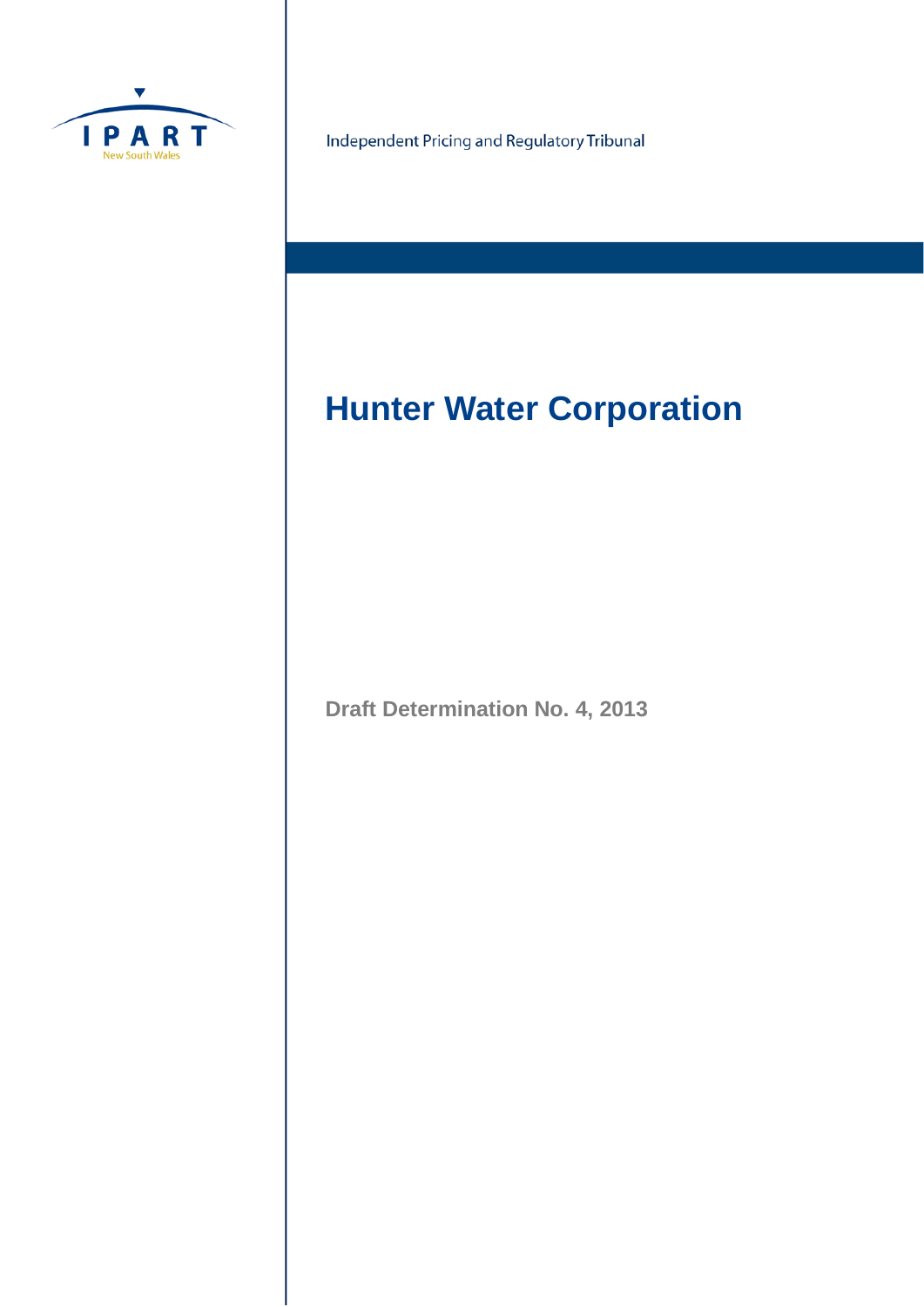IPART

New South Wales

Independent Pricing and Regulatory Tribunal

# Hunter Water Corporation

Draft Determination No. 4, 2013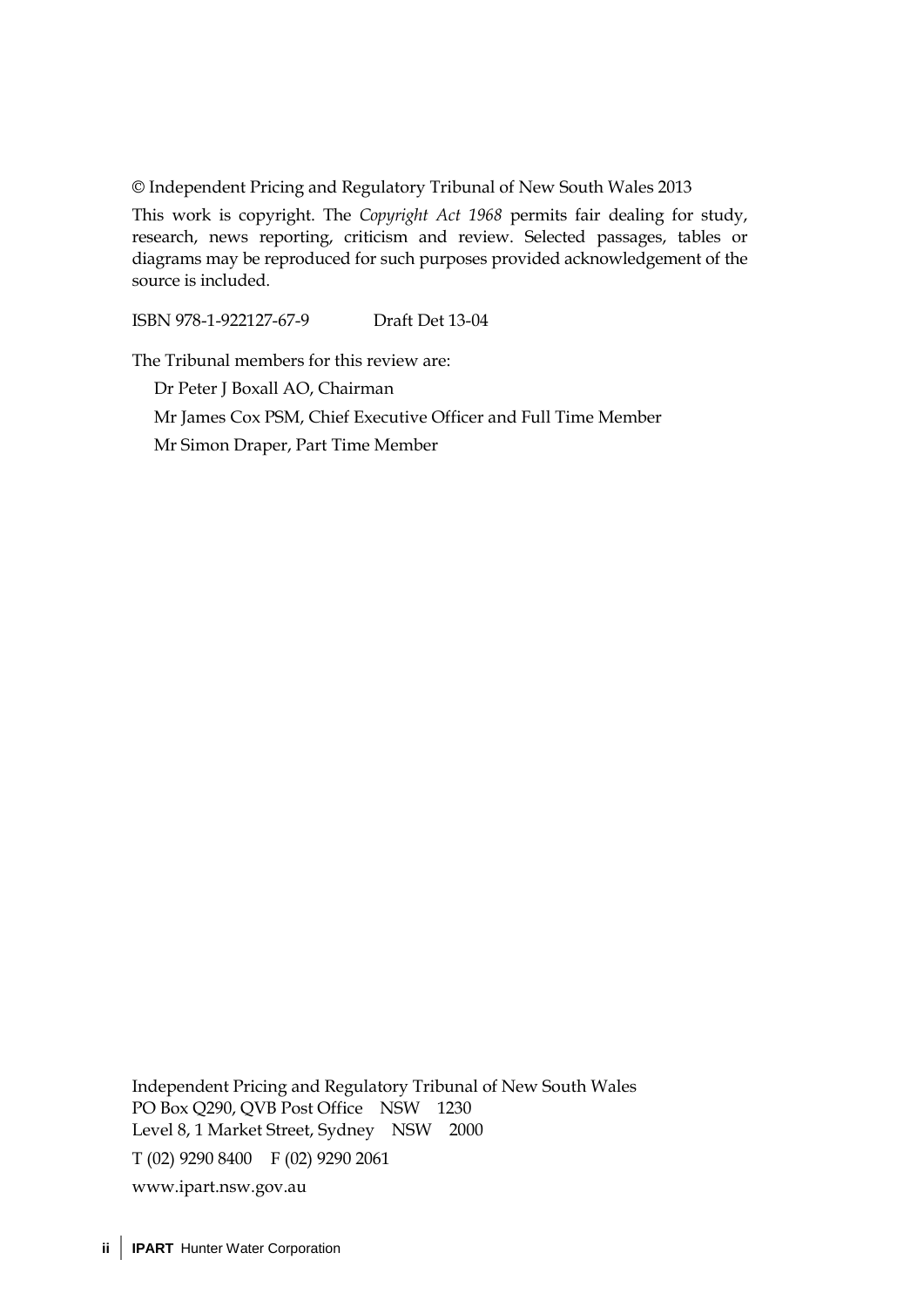© Independent Pricing and Regulatory Tribunal of New South Wales 2013

This work is copyright. The *Copyright Act 1968* permits fair dealing for study, research, news reporting, criticism and review. Selected passages, tables or diagrams may be reproduced for such purposes provided acknowledgement of the source is included.

ISBN 978-1-922127-67-9 Draft Det 13-04

The Tribunal members for this review are:

Dr Peter J Boxall AO, Chairman

Mr James Cox PSM, Chief Executive Officer and Full Time Member

Mr Simon Draper, Part Time Member

Independent Pricing and Regulatory Tribunal of New South Wales
PO Box Q290, QVB Post Office NSW 1230
Level 8, 1 Market Street, Sydney NSW 2000

T (02) 9290 8400 F (02) 9290 2061

www.ipart.nsw.gov.au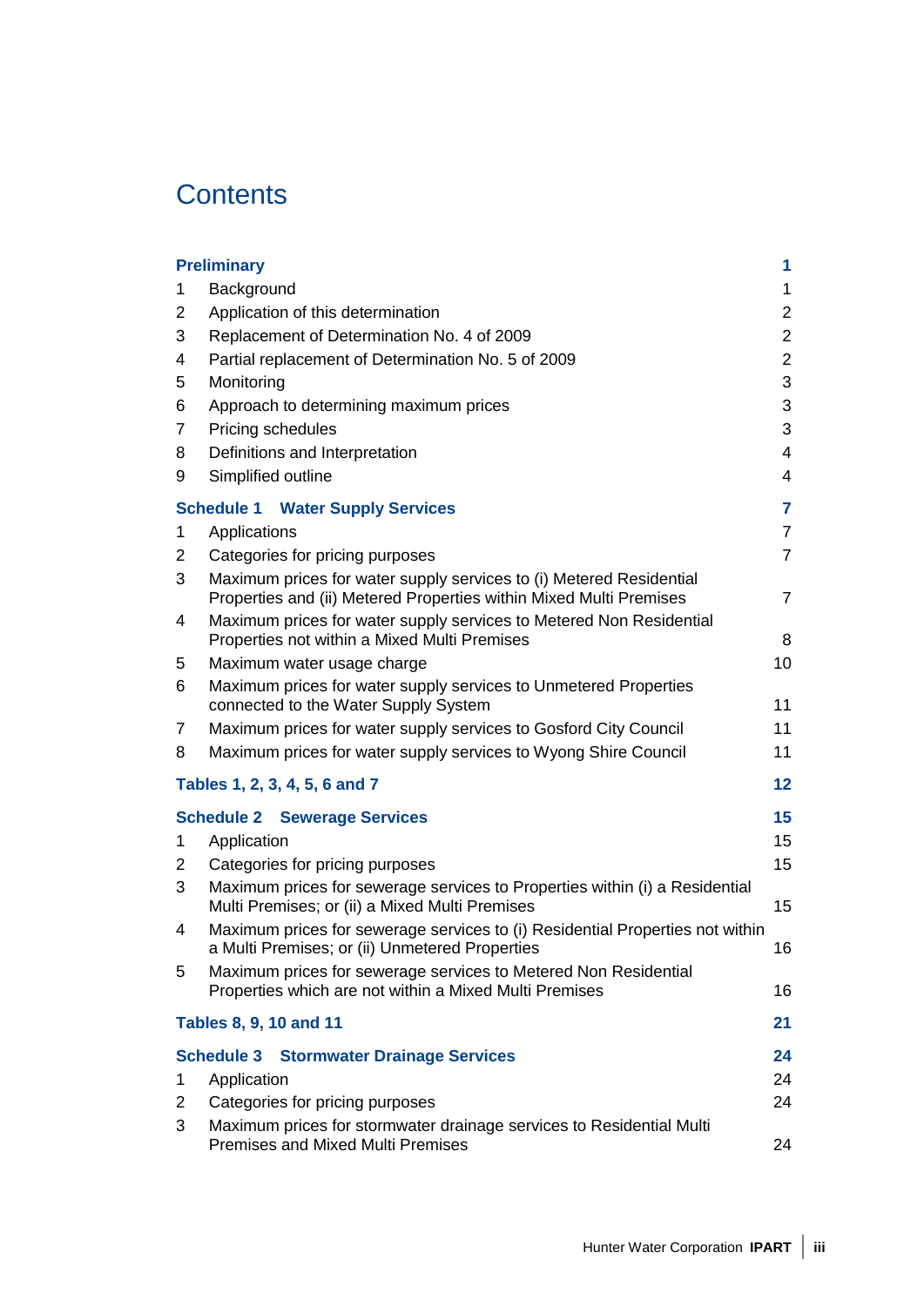# Contents

| | | |
|---|---|---|
| **Preliminary** | | **1** |
| 1 | Background | 1 |
| 2 | Application of this determination | 2 |
| 3 | Replacement of Determination No. 4 of 2009 | 2 |
| 4 | Partial replacement of Determination No. 5 of 2009 | 2 |
| 5 | Monitoring | 3 |
| 6 | Approach to determining maximum prices | 3 |
| 7 | Pricing schedules | 3 |
| 8 | Definitions and Interpretation | 4 |
| 9 | Simplified outline | 4 |
| **Schedule 1** | **Water Supply Services** | **7** |
| 1 | Applications | 7 |
| 2 | Categories for pricing purposes | 7 |
| 3 | Maximum prices for water supply services to (i) Metered Residential Properties and (ii) Metered Properties within Mixed Multi Premises | 7 |
| 4 | Maximum prices for water supply services to Metered Non Residential Properties not within a Mixed Multi Premises | 8 |
| 5 | Maximum water usage charge | 10 |
| 6 | Maximum prices for water supply services to Unmetered Properties connected to the Water Supply System | 11 |
| 7 | Maximum prices for water supply services to Gosford City Council | 11 |
| 8 | Maximum prices for water supply services to Wyong Shire Council | 11 |
| **Tables 1, 2, 3, 4, 5, 6 and 7** | | **12** |
| **Schedule 2** | **Sewerage Services** | **15** |
| 1 | Application | 15 |
| 2 | Categories for pricing purposes | 15 |
| 3 | Maximum prices for sewerage services to Properties within (i) a Residential Multi Premises; or (ii) a Mixed Multi Premises | 15 |
| 4 | Maximum prices for sewerage services to (i) Residential Properties not within a Multi Premises; or (ii) Unmetered Properties | 16 |
| 5 | Maximum prices for sewerage services to Metered Non Residential Properties which are not within a Mixed Multi Premises | 16 |
| **Tables 8, 9, 10 and 11** | | **21** |
| **Schedule 3** | **Stormwater Drainage Services** | **24** |
| 1 | Application | 24 |
| 2 | Categories for pricing purposes | 24 |
| 3 | Maximum prices for stormwater drainage services to Residential Multi Premises and Mixed Multi Premises | 24 |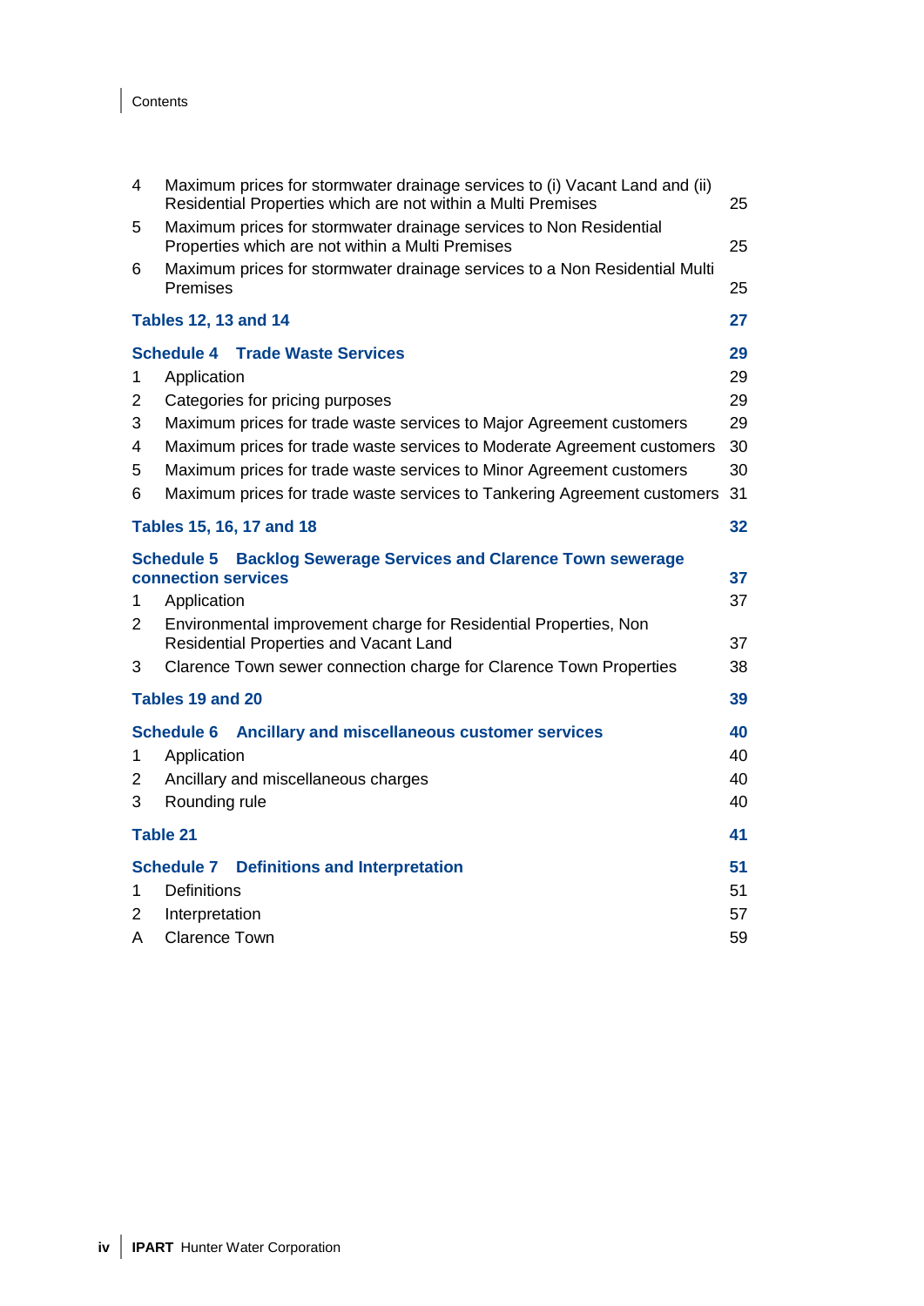| | | |
|---|---|---|
| 4 | Maximum prices for stormwater drainage services to (i) Vacant Land and (ii) Residential Properties which are not within a Multi Premises | 25 |
| 5 | Maximum prices for stormwater drainage services to Non Residential Properties which are not within a Multi Premises | 25 |
| 6 | Maximum prices for stormwater drainage services to a Non Residential Multi Premises | 25 |
| **Tables 12, 13 and 14** | | **27** |
| **Schedule 4 Trade Waste Services** | | **29** |
| 1 | Application | 29 |
| 2 | Categories for pricing purposes | 29 |
| 3 | Maximum prices for trade waste services to Major Agreement customers | 29 |
| 4 | Maximum prices for trade waste services to Moderate Agreement customers | 30 |
| 5 | Maximum prices for trade waste services to Minor Agreement customers | 30 |
| 6 | Maximum prices for trade waste services to Tankering Agreement customers | 31 |
| **Tables 15, 16, 17 and 18** | | **32** |
| **Schedule 5 Backlog Sewerage Services and Clarence Town sewerage connection services** | | **37** |
| 1 | Application | 37 |
| 2 | Environmental improvement charge for Residential Properties, Non Residential Properties and Vacant Land | 37 |
| 3 | Clarence Town sewer connection charge for Clarence Town Properties | 38 |
| **Tables 19 and 20** | | **39** |
| **Schedule 6 Ancillary and miscellaneous customer services** | | **40** |
| 1 | Application | 40 |
| 2 | Ancillary and miscellaneous charges | 40 |
| 3 | Rounding rule | 40 |
| **Table 21** | | **41** |
| **Schedule 7 Definitions and Interpretation** | | **51** |
| 1 | Definitions | 51 |
| 2 | Interpretation | 57 |
| A | Clarence Town | 59 |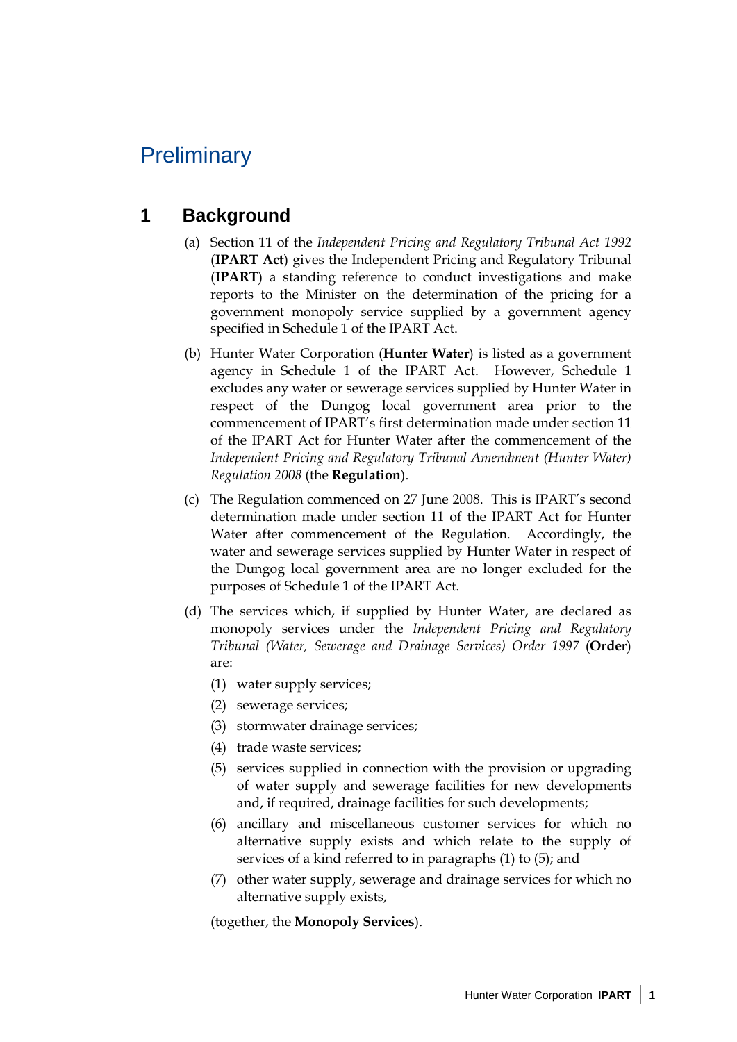# Preliminary

## 1 Background

(a) Section 11 of the *Independent Pricing and Regulatory Tribunal Act 1992* (**IPART Act**) gives the Independent Pricing and Regulatory Tribunal (**IPART**) a standing reference to conduct investigations and make reports to the Minister on the determination of the pricing for a government monopoly service supplied by a government agency specified in Schedule 1 of the IPART Act.

(b) Hunter Water Corporation (**Hunter Water**) is listed as a government agency in Schedule 1 of the IPART Act. However, Schedule 1 excludes any water or sewerage services supplied by Hunter Water in respect of the Dungog local government area prior to the commencement of IPART's first determination made under section 11 of the IPART Act for Hunter Water after the commencement of the *Independent Pricing and Regulatory Tribunal Amendment (Hunter Water) Regulation 2008* (the **Regulation**).

(c) The Regulation commenced on 27 June 2008. This is IPART's second determination made under section 11 of the IPART Act for Hunter Water after commencement of the Regulation. Accordingly, the water and sewerage services supplied by Hunter Water in respect of the Dungog local government area are no longer excluded for the purposes of Schedule 1 of the IPART Act.

(d) The services which, if supplied by Hunter Water, are declared as monopoly services under the *Independent Pricing and Regulatory Tribunal (Water, Sewerage and Drainage Services) Order 1997* (**Order**) are:

   (1) water supply services;

   (2) sewerage services;

   (3) stormwater drainage services;

   (4) trade waste services;

   (5) services supplied in connection with the provision or upgrading of water supply and sewerage facilities for new developments and, if required, drainage facilities for such developments;

   (6) ancillary and miscellaneous customer services for which no alternative supply exists and which relate to the supply of services of a kind referred to in paragraphs (1) to (5); and

   (7) other water supply, sewerage and drainage services for which no alternative supply exists,

   (together, the **Monopoly Services**).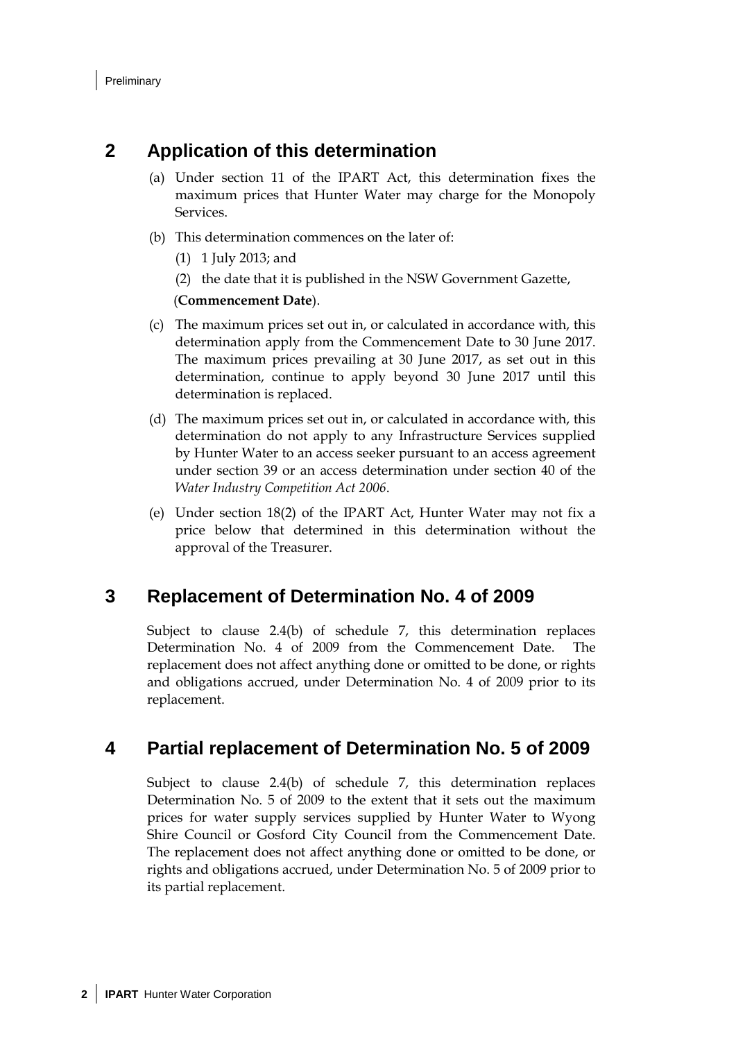## 2 Application of this determination

(a) Under section 11 of the IPART Act, this determination fixes the maximum prices that Hunter Water may charge for the Monopoly Services.

(b) This determination commences on the later of:

(1) 1 July 2013; and

(2) the date that it is published in the NSW Government Gazette,

(**Commencement Date**).

(c) The maximum prices set out in, or calculated in accordance with, this determination apply from the Commencement Date to 30 June 2017. The maximum prices prevailing at 30 June 2017, as set out in this determination, continue to apply beyond 30 June 2017 until this determination is replaced.

(d) The maximum prices set out in, or calculated in accordance with, this determination do not apply to any Infrastructure Services supplied by Hunter Water to an access seeker pursuant to an access agreement under section 39 or an access determination under section 40 of the *Water Industry Competition Act 2006*.

(e) Under section 18(2) of the IPART Act, Hunter Water may not fix a price below that determined in this determination without the approval of the Treasurer.

## 3 Replacement of Determination No. 4 of 2009

Subject to clause 2.4(b) of schedule 7, this determination replaces Determination No. 4 of 2009 from the Commencement Date. The replacement does not affect anything done or omitted to be done, or rights and obligations accrued, under Determination No. 4 of 2009 prior to its replacement.

## 4 Partial replacement of Determination No. 5 of 2009

Subject to clause 2.4(b) of schedule 7, this determination replaces Determination No. 5 of 2009 to the extent that it sets out the maximum prices for water supply services supplied by Hunter Water to Wyong Shire Council or Gosford City Council from the Commencement Date. The replacement does not affect anything done or omitted to be done, or rights and obligations accrued, under Determination No. 5 of 2009 prior to its partial replacement.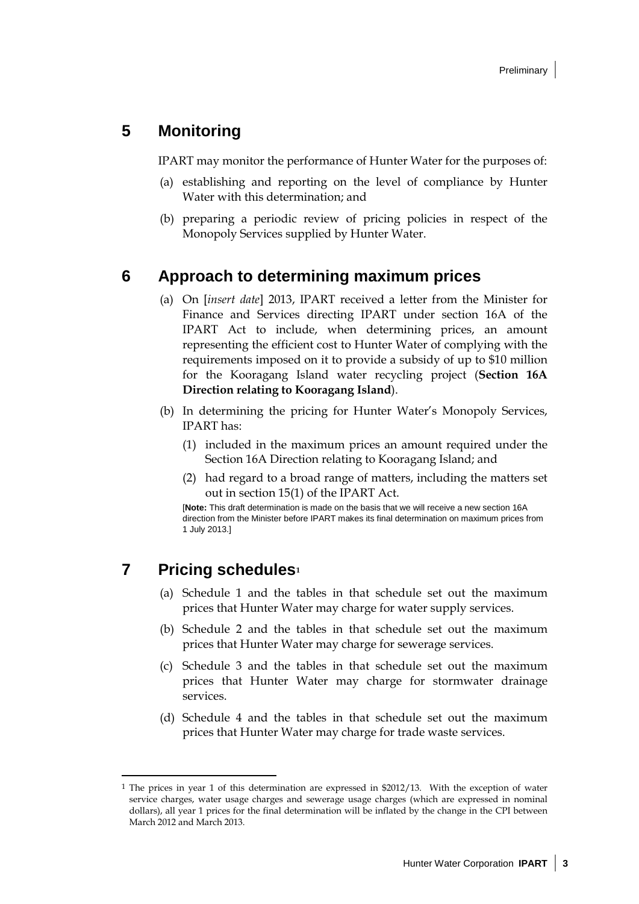## 5 Monitoring

IPART may monitor the performance of Hunter Water for the purposes of:

(a) establishing and reporting on the level of compliance by Hunter Water with this determination; and

(b) preparing a periodic review of pricing policies in respect of the Monopoly Services supplied by Hunter Water.

## 6 Approach to determining maximum prices

(a) On [*insert date*] 2013, IPART received a letter from the Minister for Finance and Services directing IPART under section 16A of the IPART Act to include, when determining prices, an amount representing the efficient cost to Hunter Water of complying with the requirements imposed on it to provide a subsidy of up to $10 million for the Kooragang Island water recycling project (**Section 16A Direction relating to Kooragang Island**).

(b) In determining the pricing for Hunter Water's Monopoly Services, IPART has:

(1) included in the maximum prices an amount required under the Section 16A Direction relating to Kooragang Island; and

(2) had regard to a broad range of matters, including the matters set out in section 15(1) of the IPART Act.

[**Note:** This draft determination is made on the basis that we will receive a new section 16A direction from the Minister before IPART makes its final determination on maximum prices from 1 July 2013.]

## 7 Pricing schedules[1]

(a) Schedule 1 and the tables in that schedule set out the maximum prices that Hunter Water may charge for water supply services.

(b) Schedule 2 and the tables in that schedule set out the maximum prices that Hunter Water may charge for sewerage services.

(c) Schedule 3 and the tables in that schedule set out the maximum prices that Hunter Water may charge for stormwater drainage services.

(d) Schedule 4 and the tables in that schedule set out the maximum prices that Hunter Water may charge for trade waste services.

---

[1] The prices in year 1 of this determination are expressed in $2012/13. With the exception of water service charges, water usage charges and sewerage usage charges (which are expressed in nominal dollars), all year 1 prices for the final determination will be inflated by the change in the CPI between March 2012 and March 2013.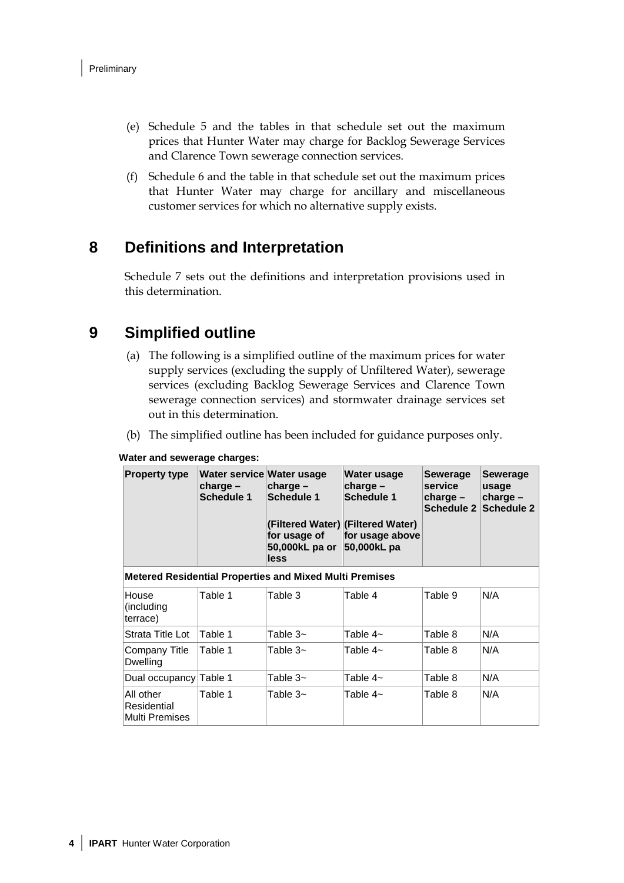(e) Schedule 5 and the tables in that schedule set out the maximum prices that Hunter Water may charge for Backlog Sewerage Services and Clarence Town sewerage connection services.

(f) Schedule 6 and the table in that schedule set out the maximum prices that Hunter Water may charge for ancillary and miscellaneous customer services for which no alternative supply exists.

## 8 Definitions and Interpretation

Schedule 7 sets out the definitions and interpretation provisions used in this determination.

## 9 Simplified outline

(a) The following is a simplified outline of the maximum prices for water supply services (excluding the supply of Unfiltered Water), sewerage services (excluding Backlog Sewerage Services and Clarence Town sewerage connection services) and stormwater drainage services set out in this determination.

(b) The simplified outline has been included for guidance purposes only.

**Water and sewerage charges:**

| Property type | Water service charge – Schedule 1 | Water usage charge – Schedule 1 (Filtered Water) for usage of 50,000kL pa or less | Water usage charge – Schedule 1 (Filtered Water) for usage above 50,000kL pa | Sewerage service charge – Schedule 2 | Sewerage usage charge – Schedule 2 |
|---|---|---|---|---|---|
| **Metered Residential Properties and Mixed Multi Premises** | | | | | |
| House (including terrace) | Table 1 | Table 3 | Table 4 | Table 9 | N/A |
| Strata Title Lot | Table 1 | Table 3~ | Table 4~ | Table 8 | N/A |
| Company Title Dwelling | Table 1 | Table 3~ | Table 4~ | Table 8 | N/A |
| Dual occupancy | Table 1 | Table 3~ | Table 4~ | Table 8 | N/A |
| All other Residential Multi Premises | Table 1 | Table 3~ | Table 4~ | Table 8 | N/A |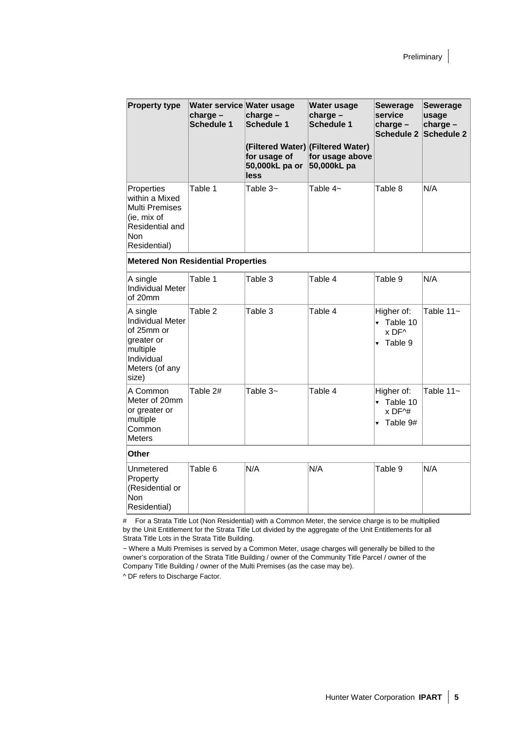| Property type | Water service charge – Schedule 1 | Water usage charge – Schedule 1 (Filtered Water) for usage of 50,000kL pa or less | Water usage charge – Schedule 1 (Filtered Water) for usage above 50,000kL pa | Sewerage service charge – Schedule 2 | Sewerage usage charge – Schedule 2 |
|---|---|---|---|---|---|
| Properties within a Mixed Multi Premises (ie, mix of Residential and Non Residential) | Table 1 | Table 3~ | Table 4~ | Table 8 | N/A |
| **Metered Non Residential Properties** | | | | | |
| A single Individual Meter of 20mm | Table 1 | Table 3 | Table 4 | Table 9 | N/A |
| A single Individual Meter of 25mm or greater or multiple Individual Meters (of any size) | Table 2 | Table 3 | Table 4 | Higher of: <br>• Table 10 x DF^ <br>• Table 9 | Table 11~ |
| A Common Meter of 20mm or greater or multiple Common Meters | Table 2# | Table 3~ | Table 4 | Higher of: <br>• Table 10 x DF^# <br>• Table 9# | Table 11~ |
| **Other** | | | | | |
| Unmetered Property (Residential or Non Residential) | Table 6 | N/A | N/A | Table 9 | N/A |

\# For a Strata Title Lot (Non Residential) with a Common Meter, the service charge is to be multiplied by the Unit Entitlement for the Strata Title Lot divided by the aggregate of the Unit Entitlements for all Strata Title Lots in the Strata Title Building.

~ Where a Multi Premises is served by a Common Meter, usage charges will generally be billed to the owner's corporation of the Strata Title Building / owner of the Community Title Parcel / owner of the Company Title Building / owner of the Multi Premises (as the case may be).

^ DF refers to Discharge Factor.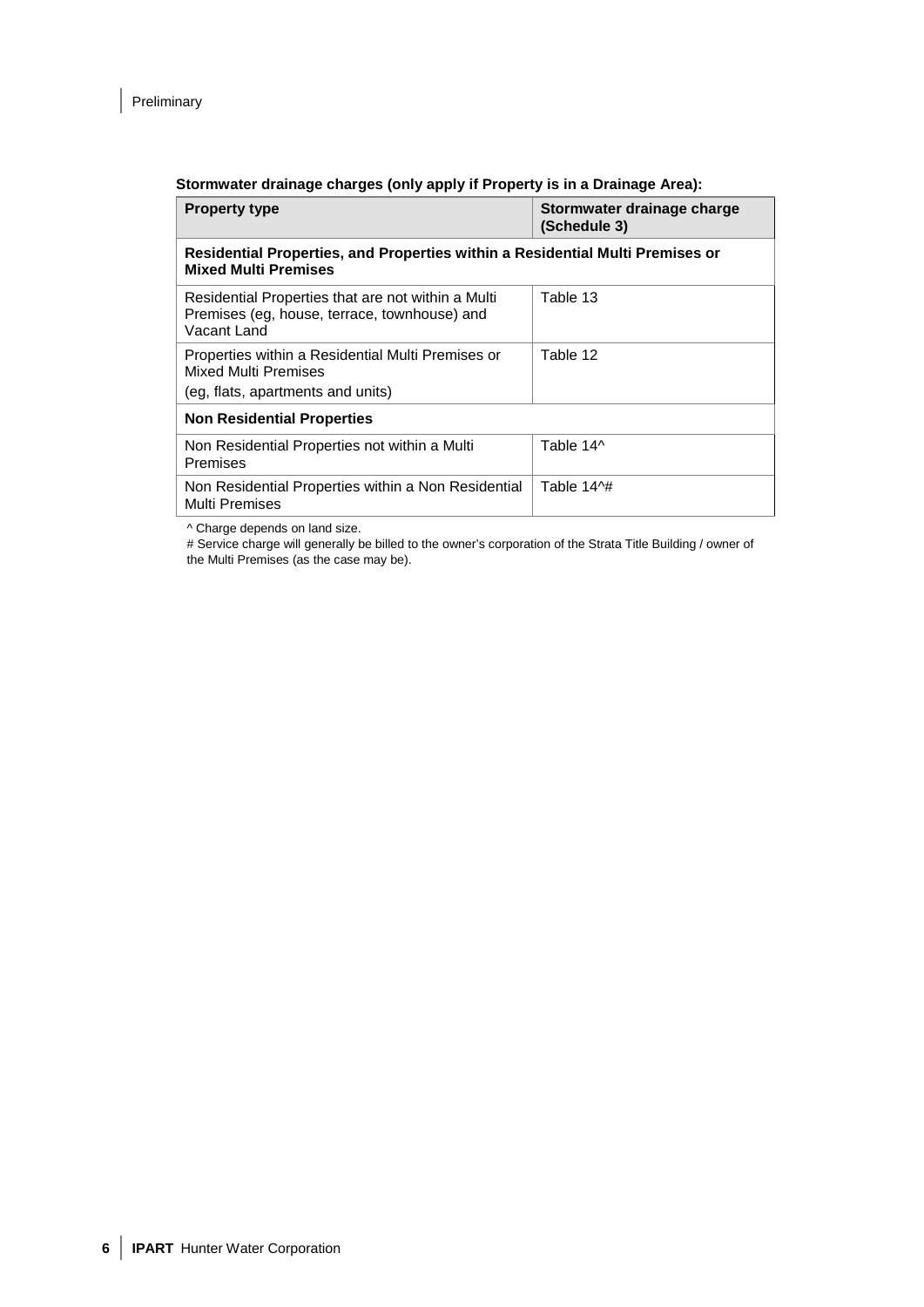**Stormwater drainage charges (only apply if Property is in a Drainage Area):**

| Property type | Stormwater drainage charge (Schedule 3) |
| --- | --- |
| **Residential Properties, and Properties within a Residential Multi Premises or Mixed Multi Premises** | |
| Residential Properties that are not within a Multi Premises (eg, house, terrace, townhouse) and Vacant Land | Table 13 |
| Properties within a Residential Multi Premises or Mixed Multi Premises (eg, flats, apartments and units) | Table 12 |
| **Non Residential Properties** | |
| Non Residential Properties not within a Multi Premises | Table 14^ |
| Non Residential Properties within a Non Residential Multi Premises | Table 14^# |

^ Charge depends on land size.

# Service charge will generally be billed to the owner's corporation of the Strata Title Building / owner of the Multi Premises (as the case may be).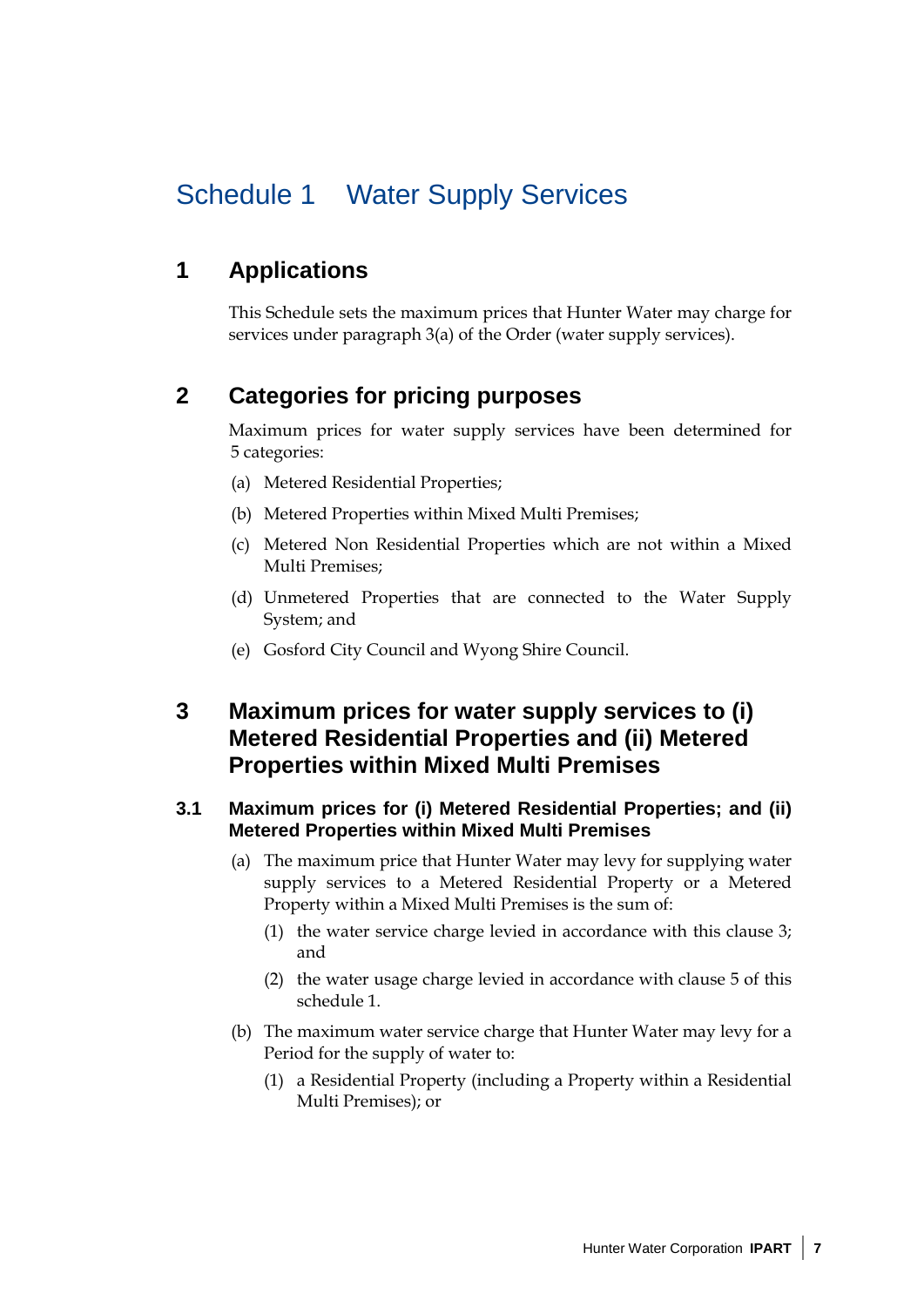# Schedule 1 Water Supply Services

## 1 Applications

This Schedule sets the maximum prices that Hunter Water may charge for services under paragraph 3(a) of the Order (water supply services).

## 2 Categories for pricing purposes

Maximum prices for water supply services have been determined for 5 categories:

(a) Metered Residential Properties;

(b) Metered Properties within Mixed Multi Premises;

(c) Metered Non Residential Properties which are not within a Mixed Multi Premises;

(d) Unmetered Properties that are connected to the Water Supply System; and

(e) Gosford City Council and Wyong Shire Council.

## 3 Maximum prices for water supply services to (i) Metered Residential Properties and (ii) Metered Properties within Mixed Multi Premises

### 3.1 Maximum prices for (i) Metered Residential Properties; and (ii) Metered Properties within Mixed Multi Premises

(a) The maximum price that Hunter Water may levy for supplying water supply services to a Metered Residential Property or a Metered Property within a Mixed Multi Premises is the sum of:

(1) the water service charge levied in accordance with this clause 3; and

(2) the water usage charge levied in accordance with clause 5 of this schedule 1.

(b) The maximum water service charge that Hunter Water may levy for a Period for the supply of water to:

(1) a Residential Property (including a Property within a Residential Multi Premises); or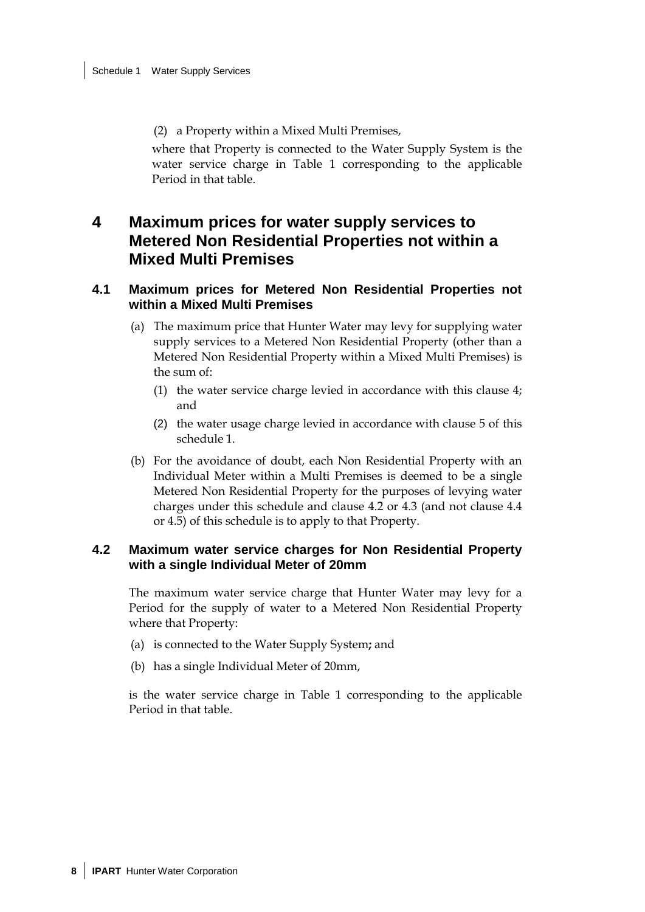(2) a Property within a Mixed Multi Premises,

where that Property is connected to the Water Supply System is the water service charge in Table 1 corresponding to the applicable Period in that table.

# 4 Maximum prices for water supply services to Metered Non Residential Properties not within a Mixed Multi Premises

## 4.1 Maximum prices for Metered Non Residential Properties not within a Mixed Multi Premises

(a) The maximum price that Hunter Water may levy for supplying water supply services to a Metered Non Residential Property (other than a Metered Non Residential Property within a Mixed Multi Premises) is the sum of:

(1) the water service charge levied in accordance with this clause 4; and

(2) the water usage charge levied in accordance with clause 5 of this schedule 1.

(b) For the avoidance of doubt, each Non Residential Property with an Individual Meter within a Multi Premises is deemed to be a single Metered Non Residential Property for the purposes of levying water charges under this schedule and clause 4.2 or 4.3 (and not clause 4.4 or 4.5) of this schedule is to apply to that Property.

## 4.2 Maximum water service charges for Non Residential Property with a single Individual Meter of 20mm

The maximum water service charge that Hunter Water may levy for a Period for the supply of water to a Metered Non Residential Property where that Property:

(a) is connected to the Water Supply System**;** and

(b) has a single Individual Meter of 20mm,

is the water service charge in Table 1 corresponding to the applicable Period in that table.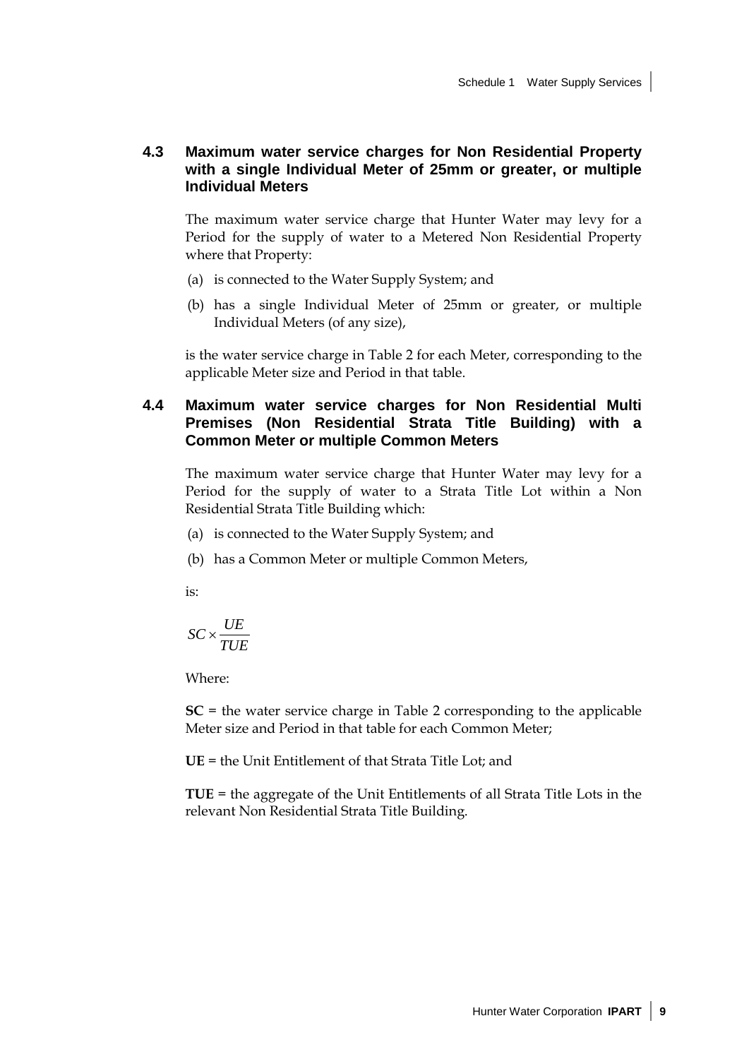## 4.3 Maximum water service charges for Non Residential Property with a single Individual Meter of 25mm or greater, or multiple Individual Meters

The maximum water service charge that Hunter Water may levy for a Period for the supply of water to a Metered Non Residential Property where that Property:

(a) is connected to the Water Supply System; and

(b) has a single Individual Meter of 25mm or greater, or multiple Individual Meters (of any size),

is the water service charge in Table 2 for each Meter, corresponding to the applicable Meter size and Period in that table.

## 4.4 Maximum water service charges for Non Residential Multi Premises (Non Residential Strata Title Building) with a Common Meter or multiple Common Meters

The maximum water service charge that Hunter Water may levy for a Period for the supply of water to a Strata Title Lot within a Non Residential Strata Title Building which:

(a) is connected to the Water Supply System; and

(b) has a Common Meter or multiple Common Meters,

is:

$$SC \times \frac{UE}{TUE}$$

Where:

**SC** = the water service charge in Table 2 corresponding to the applicable Meter size and Period in that table for each Common Meter;

**UE** = the Unit Entitlement of that Strata Title Lot; and

**TUE** = the aggregate of the Unit Entitlements of all Strata Title Lots in the relevant Non Residential Strata Title Building.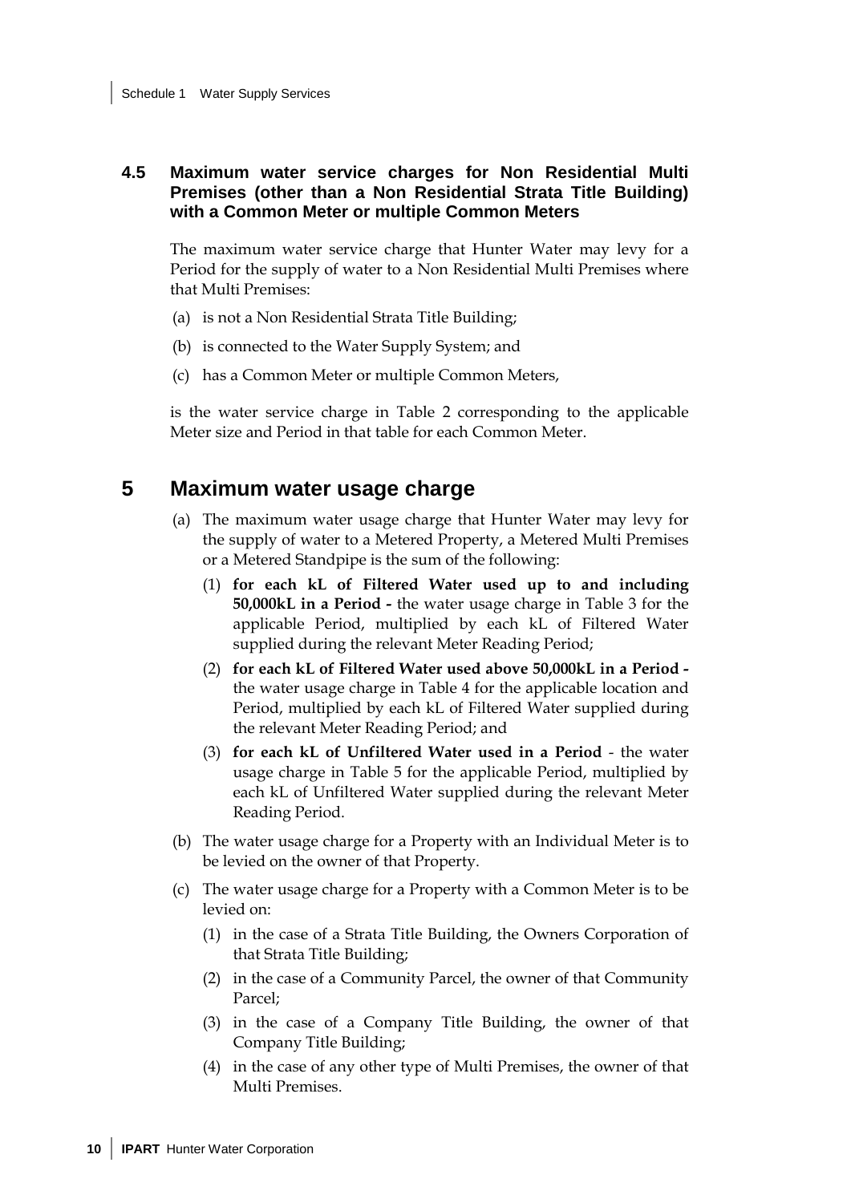### 4.5 Maximum water service charges for Non Residential Multi Premises (other than a Non Residential Strata Title Building) with a Common Meter or multiple Common Meters

The maximum water service charge that Hunter Water may levy for a Period for the supply of water to a Non Residential Multi Premises where that Multi Premises:

(a) is not a Non Residential Strata Title Building;

(b) is connected to the Water Supply System; and

(c) has a Common Meter or multiple Common Meters,

is the water service charge in Table 2 corresponding to the applicable Meter size and Period in that table for each Common Meter.

## 5 Maximum water usage charge

(a) The maximum water usage charge that Hunter Water may levy for the supply of water to a Metered Property, a Metered Multi Premises or a Metered Standpipe is the sum of the following:

   (1) **for each kL of Filtered Water used up to and including 50,000kL in a Period -** the water usage charge in Table 3 for the applicable Period, multiplied by each kL of Filtered Water supplied during the relevant Meter Reading Period;

   (2) **for each kL of Filtered Water used above 50,000kL in a Period -** the water usage charge in Table 4 for the applicable location and Period, multiplied by each kL of Filtered Water supplied during the relevant Meter Reading Period; and

   (3) **for each kL of Unfiltered Water used in a Period** - the water usage charge in Table 5 for the applicable Period, multiplied by each kL of Unfiltered Water supplied during the relevant Meter Reading Period.

(b) The water usage charge for a Property with an Individual Meter is to be levied on the owner of that Property.

(c) The water usage charge for a Property with a Common Meter is to be levied on:

   (1) in the case of a Strata Title Building, the Owners Corporation of that Strata Title Building;

   (2) in the case of a Community Parcel, the owner of that Community Parcel;

   (3) in the case of a Company Title Building, the owner of that Company Title Building;

   (4) in the case of any other type of Multi Premises, the owner of that Multi Premises.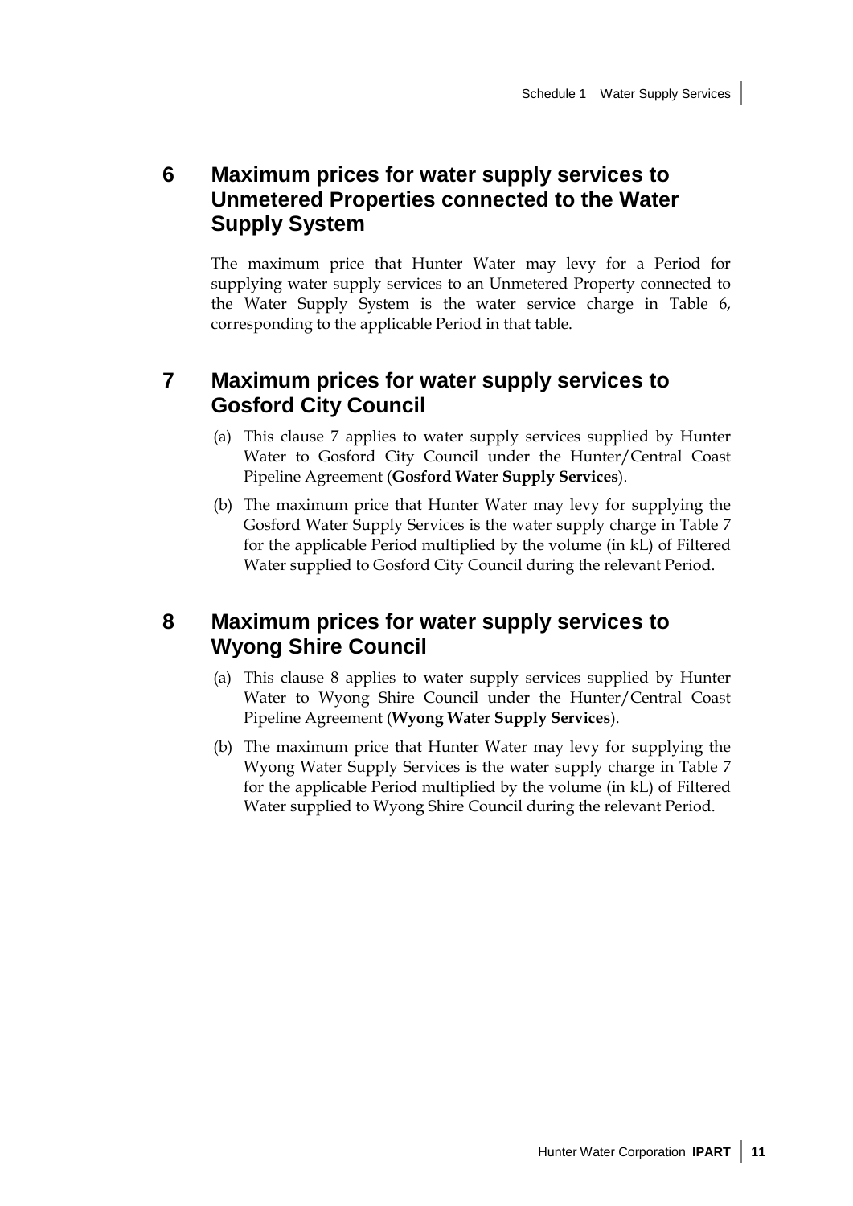## 6 Maximum prices for water supply services to Unmetered Properties connected to the Water Supply System

The maximum price that Hunter Water may levy for a Period for supplying water supply services to an Unmetered Property connected to the Water Supply System is the water service charge in Table 6, corresponding to the applicable Period in that table.

## 7 Maximum prices for water supply services to Gosford City Council

(a) This clause 7 applies to water supply services supplied by Hunter Water to Gosford City Council under the Hunter/Central Coast Pipeline Agreement (**Gosford Water Supply Services**).

(b) The maximum price that Hunter Water may levy for supplying the Gosford Water Supply Services is the water supply charge in Table 7 for the applicable Period multiplied by the volume (in kL) of Filtered Water supplied to Gosford City Council during the relevant Period.

## 8 Maximum prices for water supply services to Wyong Shire Council

(a) This clause 8 applies to water supply services supplied by Hunter Water to Wyong Shire Council under the Hunter/Central Coast Pipeline Agreement (**Wyong Water Supply Services**).

(b) The maximum price that Hunter Water may levy for supplying the Wyong Water Supply Services is the water supply charge in Table 7 for the applicable Period multiplied by the volume (in kL) of Filtered Water supplied to Wyong Shire Council during the relevant Period.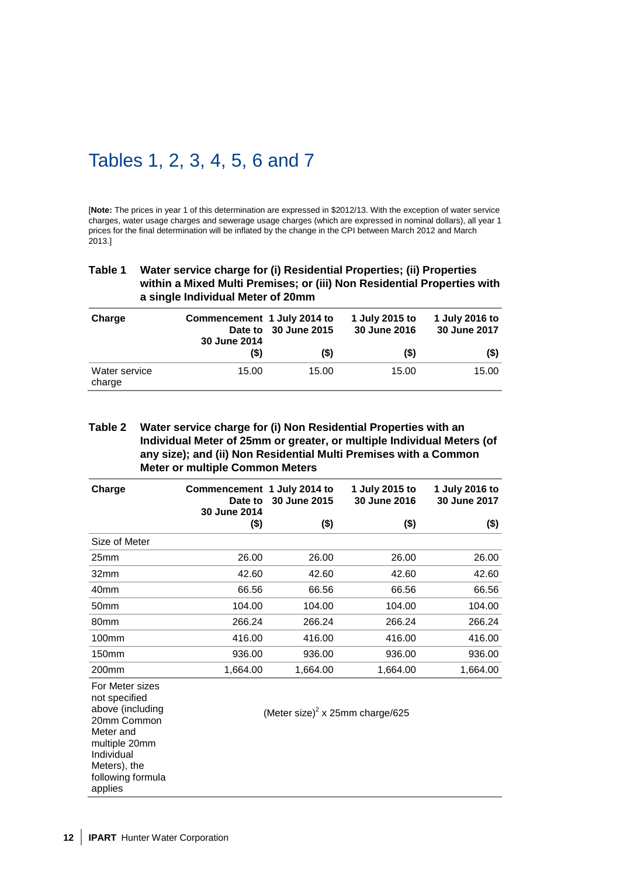# Tables 1, 2, 3, 4, 5, 6 and 7

[**Note:** The prices in year 1 of this determination are expressed in $2012/13. With the exception of water service charges, water usage charges and sewerage usage charges (which are expressed in nominal dollars), all year 1 prices for the final determination will be inflated by the change in the CPI between March 2012 and March 2013.]

**Table 1 Water service charge for (i) Residential Properties; (ii) Properties within a Mixed Multi Premises; or (iii) Non Residential Properties with a single Individual Meter of 20mm**

| Charge | Commencement Date to 30 June 2014 ($) | 1 July 2014 to 30 June 2015 ($) | 1 July 2015 to 30 June 2016 ($) | 1 July 2016 to 30 June 2017 ($) |
|---|---|---|---|---|
| Water service charge | 15.00 | 15.00 | 15.00 | 15.00 |

**Table 2 Water service charge for (i) Non Residential Properties with an Individual Meter of 25mm or greater, or multiple Individual Meters (of any size); and (ii) Non Residential Multi Premises with a Common Meter or multiple Common Meters**

| Charge | Commencement Date to 30 June 2014 ($) | 1 July 2014 to 30 June 2015 ($) | 1 July 2015 to 30 June 2016 ($) | 1 July 2016 to 30 June 2017 ($) |
|---|---|---|---|---|
| Size of Meter | | | | |
| 25mm | 26.00 | 26.00 | 26.00 | 26.00 |
| 32mm | 42.60 | 42.60 | 42.60 | 42.60 |
| 40mm | 66.56 | 66.56 | 66.56 | 66.56 |
| 50mm | 104.00 | 104.00 | 104.00 | 104.00 |
| 80mm | 266.24 | 266.24 | 266.24 | 266.24 |
| 100mm | 416.00 | 416.00 | 416.00 | 416.00 |
| 150mm | 936.00 | 936.00 | 936.00 | 936.00 |
| 200mm | 1,664.00 | 1,664.00 | 1,664.00 | 1,664.00 |
| For Meter sizes not specified above (including 20mm Common Meter and multiple 20mm Individual Meters), the following formula applies | $(\text{Meter size})^2 \times$ 25mm charge/625 | | | |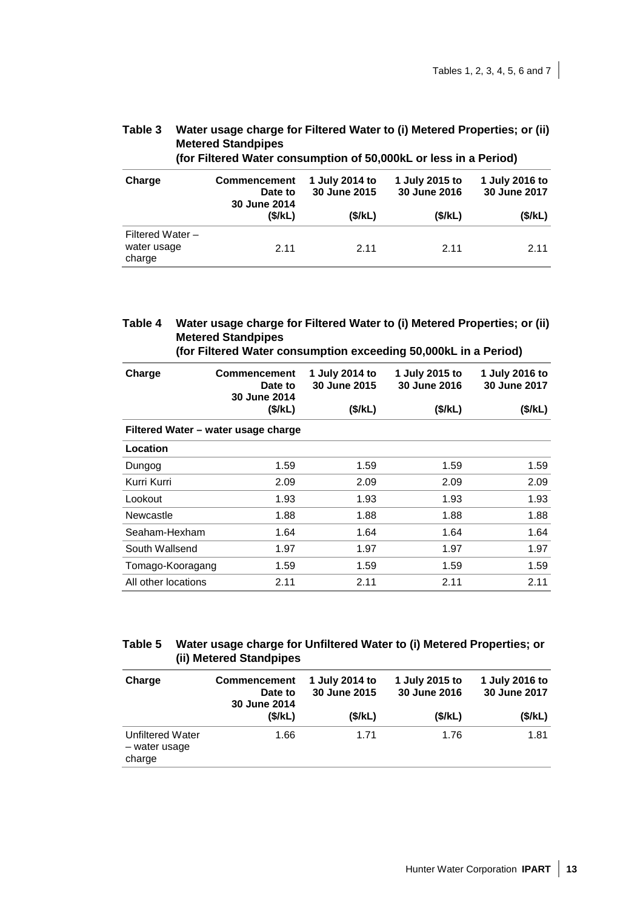**Table 3 Water usage charge for Filtered Water to (i) Metered Properties; or (ii) Metered Standpipes (for Filtered Water consumption of 50,000kL or less in a Period)**

| Charge | Commencement Date to 30 June 2014 ($/kL) | 1 July 2014 to 30 June 2015 ($/kL) | 1 July 2015 to 30 June 2016 ($/kL) | 1 July 2016 to 30 June 2017 ($/kL) |
|---|---|---|---|---|
| Filtered Water – water usage charge | 2.11 | 2.11 | 2.11 | 2.11 |

**Table 4 Water usage charge for Filtered Water to (i) Metered Properties; or (ii) Metered Standpipes (for Filtered Water consumption exceeding 50,000kL in a Period)**

| Charge | Commencement Date to 30 June 2014 ($/kL) | 1 July 2014 to 30 June 2015 ($/kL) | 1 July 2015 to 30 June 2016 ($/kL) | 1 July 2016 to 30 June 2017 ($/kL) |
|---|---|---|---|---|
| **Filtered Water – water usage charge** | | | | |
| **Location** | | | | |
| Dungog | 1.59 | 1.59 | 1.59 | 1.59 |
| Kurri Kurri | 2.09 | 2.09 | 2.09 | 2.09 |
| Lookout | 1.93 | 1.93 | 1.93 | 1.93 |
| Newcastle | 1.88 | 1.88 | 1.88 | 1.88 |
| Seaham-Hexham | 1.64 | 1.64 | 1.64 | 1.64 |
| South Wallsend | 1.97 | 1.97 | 1.97 | 1.97 |
| Tomago-Kooragang | 1.59 | 1.59 | 1.59 | 1.59 |
| All other locations | 2.11 | 2.11 | 2.11 | 2.11 |

**Table 5 Water usage charge for Unfiltered Water to (i) Metered Properties; or (ii) Metered Standpipes**

| Charge | Commencement Date to 30 June 2014 ($/kL) | 1 July 2014 to 30 June 2015 ($/kL) | 1 July 2015 to 30 June 2016 ($/kL) | 1 July 2016 to 30 June 2017 ($/kL) |
|---|---|---|---|---|
| Unfiltered Water – water usage charge | 1.66 | 1.71 | 1.76 | 1.81 |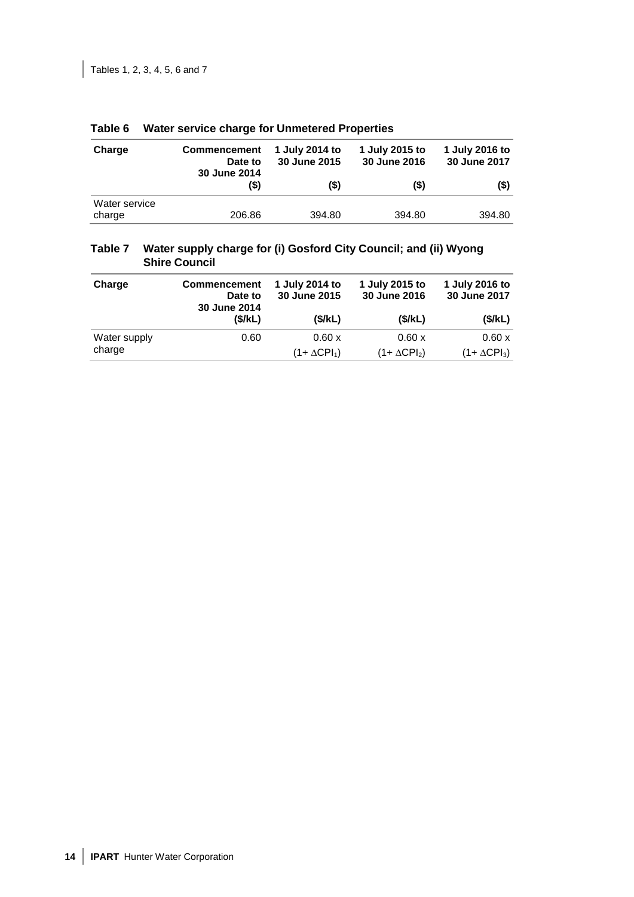### Table 6 Water service charge for Unmetered Properties

| Charge | Commencement Date to 30 June 2014 ($) | 1 July 2014 to 30 June 2015 ($) | 1 July 2015 to 30 June 2016 ($) | 1 July 2016 to 30 June 2017 ($) |
|---|---|---|---|---|
| Water service charge | 206.86 | 394.80 | 394.80 | 394.80 |

### Table 7 Water supply charge for (i) Gosford City Council; and (ii) Wyong Shire Council

| Charge | Commencement Date to 30 June 2014 ($/kL) | 1 July 2014 to 30 June 2015 ($/kL) | 1 July 2015 to 30 June 2016 ($/kL) | 1 July 2016 to 30 June 2017 ($/kL) |
|---|---|---|---|---|
| Water supply charge | 0.60 | 0.60 x $(1+ \Delta CPI_1)$ | 0.60 x $(1+ \Delta CPI_2)$ | 0.60 x $(1+ \Delta CPI_3)$ |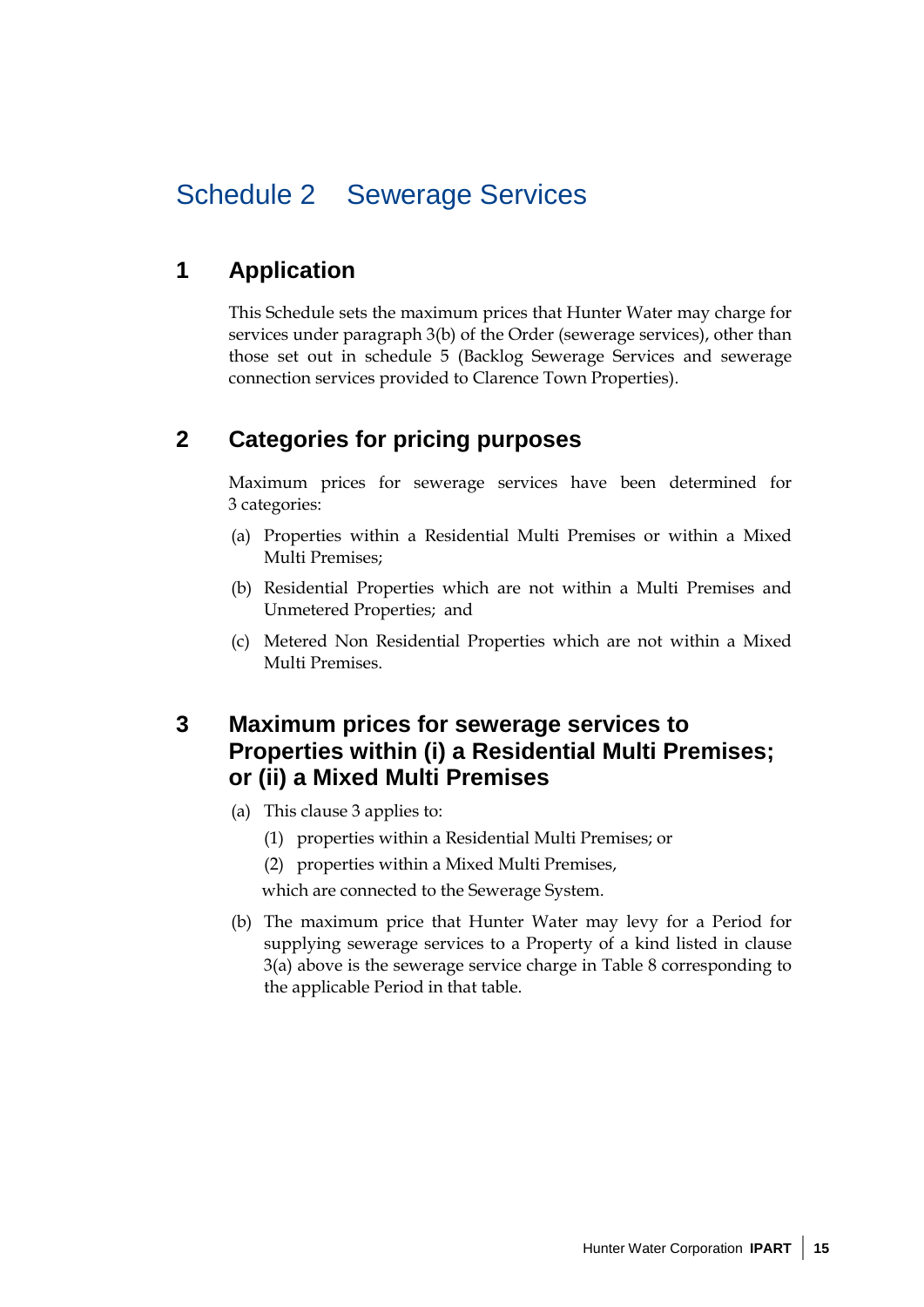# Schedule 2 Sewerage Services

## 1 Application

This Schedule sets the maximum prices that Hunter Water may charge for services under paragraph 3(b) of the Order (sewerage services), other than those set out in schedule 5 (Backlog Sewerage Services and sewerage connection services provided to Clarence Town Properties).

## 2 Categories for pricing purposes

Maximum prices for sewerage services have been determined for 3 categories:

(a) Properties within a Residential Multi Premises or within a Mixed Multi Premises;

(b) Residential Properties which are not within a Multi Premises and Unmetered Properties; and

(c) Metered Non Residential Properties which are not within a Mixed Multi Premises.

## 3 Maximum prices for sewerage services to Properties within (i) a Residential Multi Premises; or (ii) a Mixed Multi Premises

(a) This clause 3 applies to:

  (1) properties within a Residential Multi Premises; or

  (2) properties within a Mixed Multi Premises,

  which are connected to the Sewerage System.

(b) The maximum price that Hunter Water may levy for a Period for supplying sewerage services to a Property of a kind listed in clause 3(a) above is the sewerage service charge in Table 8 corresponding to the applicable Period in that table.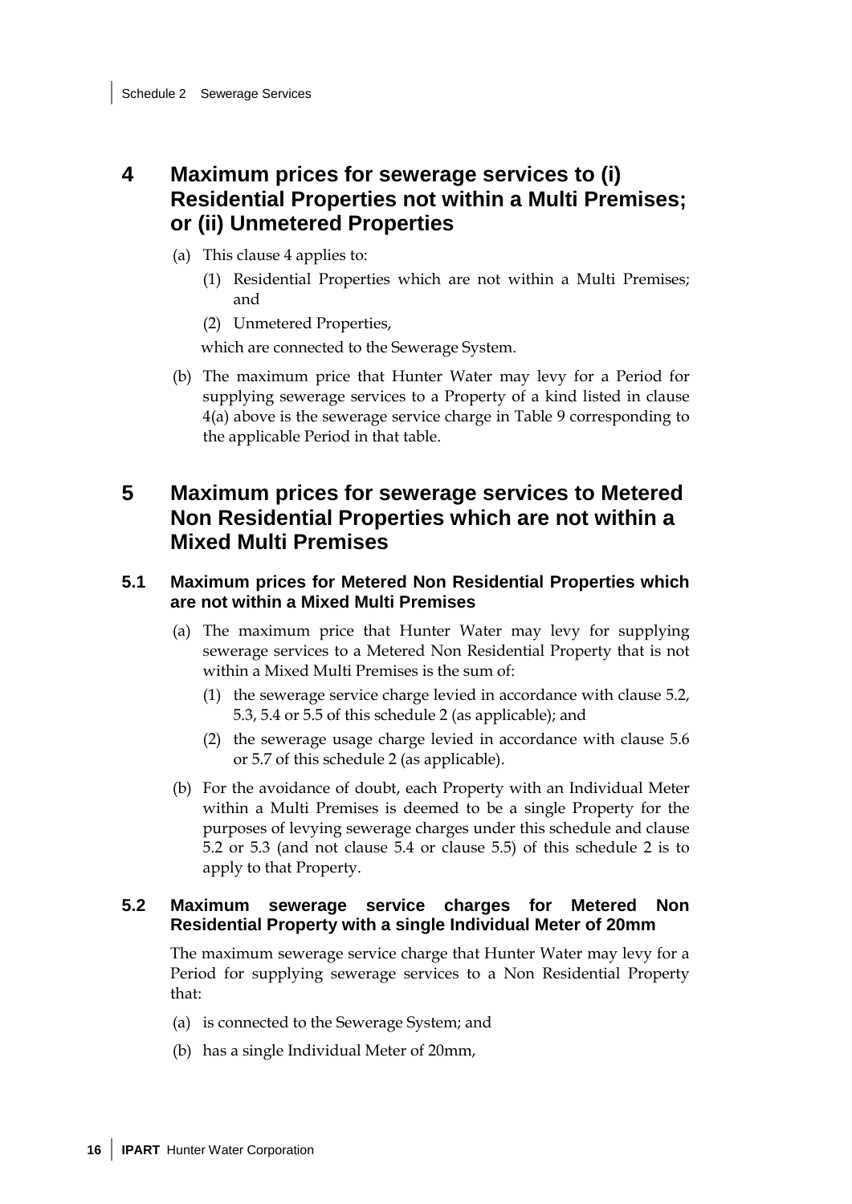# 4 Maximum prices for sewerage services to (i) Residential Properties not within a Multi Premises; or (ii) Unmetered Properties

(a) This clause 4 applies to:

  (1) Residential Properties which are not within a Multi Premises; and

  (2) Unmetered Properties,

  which are connected to the Sewerage System.

(b) The maximum price that Hunter Water may levy for a Period for supplying sewerage services to a Property of a kind listed in clause 4(a) above is the sewerage service charge in Table 9 corresponding to the applicable Period in that table.

# 5 Maximum prices for sewerage services to Metered Non Residential Properties which are not within a Mixed Multi Premises

## 5.1 Maximum prices for Metered Non Residential Properties which are not within a Mixed Multi Premises

(a) The maximum price that Hunter Water may levy for supplying sewerage services to a Metered Non Residential Property that is not within a Mixed Multi Premises is the sum of:

  (1) the sewerage service charge levied in accordance with clause 5.2, 5.3, 5.4 or 5.5 of this schedule 2 (as applicable); and

  (2) the sewerage usage charge levied in accordance with clause 5.6 or 5.7 of this schedule 2 (as applicable).

(b) For the avoidance of doubt, each Property with an Individual Meter within a Multi Premises is deemed to be a single Property for the purposes of levying sewerage charges under this schedule and clause 5.2 or 5.3 (and not clause 5.4 or clause 5.5) of this schedule 2 is to apply to that Property.

## 5.2 Maximum sewerage service charges for Metered Non Residential Property with a single Individual Meter of 20mm

The maximum sewerage service charge that Hunter Water may levy for a Period for supplying sewerage services to a Non Residential Property that:

(a) is connected to the Sewerage System; and

(b) has a single Individual Meter of 20mm,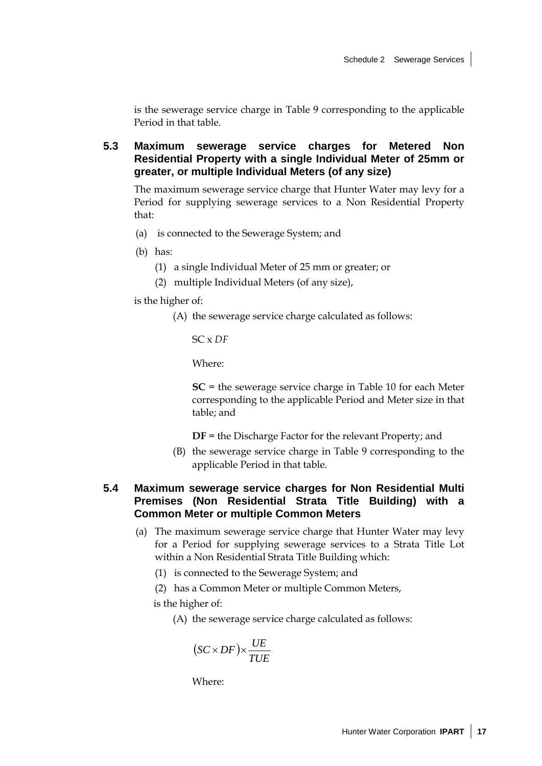is the sewerage service charge in Table 9 corresponding to the applicable Period in that table.

### 5.3 Maximum sewerage service charges for Metered Non Residential Property with a single Individual Meter of 25mm or greater, or multiple Individual Meters (of any size)

The maximum sewerage service charge that Hunter Water may levy for a Period for supplying sewerage services to a Non Residential Property that:

(a) is connected to the Sewerage System; and

(b) has:

(1) a single Individual Meter of 25 mm or greater; or

(2) multiple Individual Meters (of any size),

is the higher of:

(A) the sewerage service charge calculated as follows:

SC x *DF*

Where:

**SC** = the sewerage service charge in Table 10 for each Meter corresponding to the applicable Period and Meter size in that table; and

**DF** = the Discharge Factor for the relevant Property; and

(B) the sewerage service charge in Table 9 corresponding to the applicable Period in that table.

### 5.4 Maximum sewerage service charges for Non Residential Multi Premises (Non Residential Strata Title Building) with a Common Meter or multiple Common Meters

(a) The maximum sewerage service charge that Hunter Water may levy for a Period for supplying sewerage services to a Strata Title Lot within a Non Residential Strata Title Building which:

(1) is connected to the Sewerage System; and

(2) has a Common Meter or multiple Common Meters,

is the higher of:

(A) the sewerage service charge calculated as follows:

$$(SC \times DF) \times \frac{UE}{TUE}$$

Where: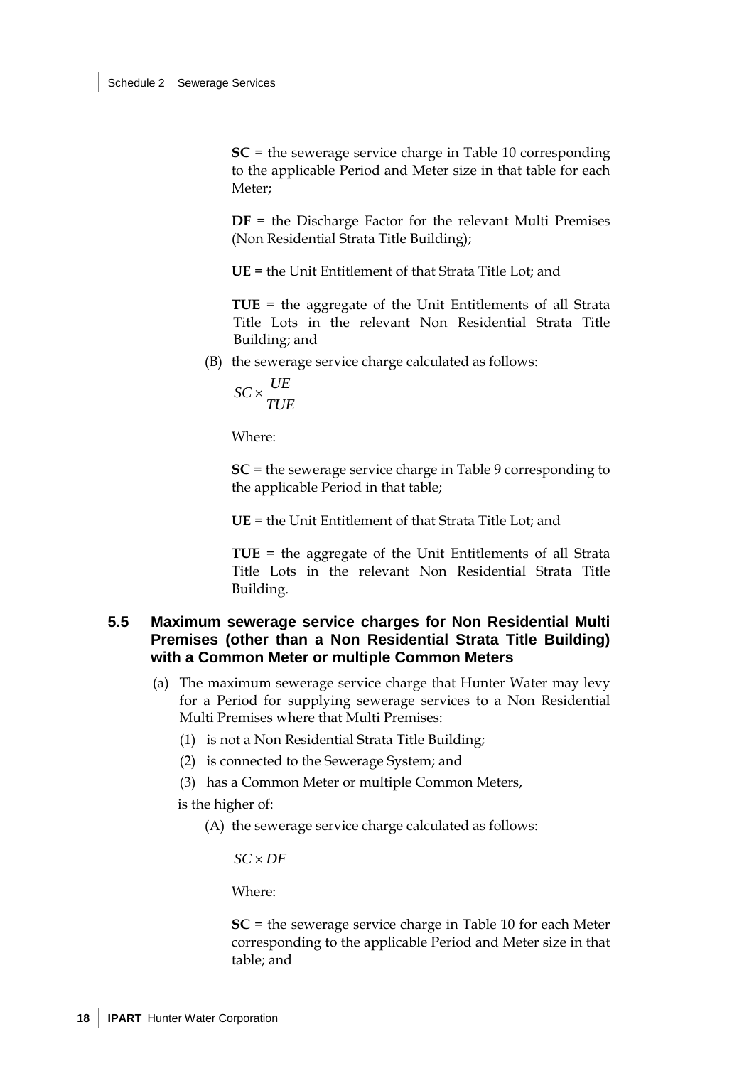**SC** = the sewerage service charge in Table 10 corresponding to the applicable Period and Meter size in that table for each Meter;

**DF** = the Discharge Factor for the relevant Multi Premises (Non Residential Strata Title Building);

**UE** = the Unit Entitlement of that Strata Title Lot; and

**TUE** = the aggregate of the Unit Entitlements of all Strata Title Lots in the relevant Non Residential Strata Title Building; and

(B) the sewerage service charge calculated as follows:

$$SC \times \frac{UE}{TUE}$$

Where:

**SC** = the sewerage service charge in Table 9 corresponding to the applicable Period in that table;

**UE** = the Unit Entitlement of that Strata Title Lot; and

**TUE** = the aggregate of the Unit Entitlements of all Strata Title Lots in the relevant Non Residential Strata Title Building.

### 5.5 Maximum sewerage service charges for Non Residential Multi Premises (other than a Non Residential Strata Title Building) with a Common Meter or multiple Common Meters

(a) The maximum sewerage service charge that Hunter Water may levy for a Period for supplying sewerage services to a Non Residential Multi Premises where that Multi Premises:

(1) is not a Non Residential Strata Title Building;

(2) is connected to the Sewerage System; and

(3) has a Common Meter or multiple Common Meters,

is the higher of:

(A) the sewerage service charge calculated as follows:

$$SC \times DF$$

Where:

**SC** = the sewerage service charge in Table 10 for each Meter corresponding to the applicable Period and Meter size in that table; and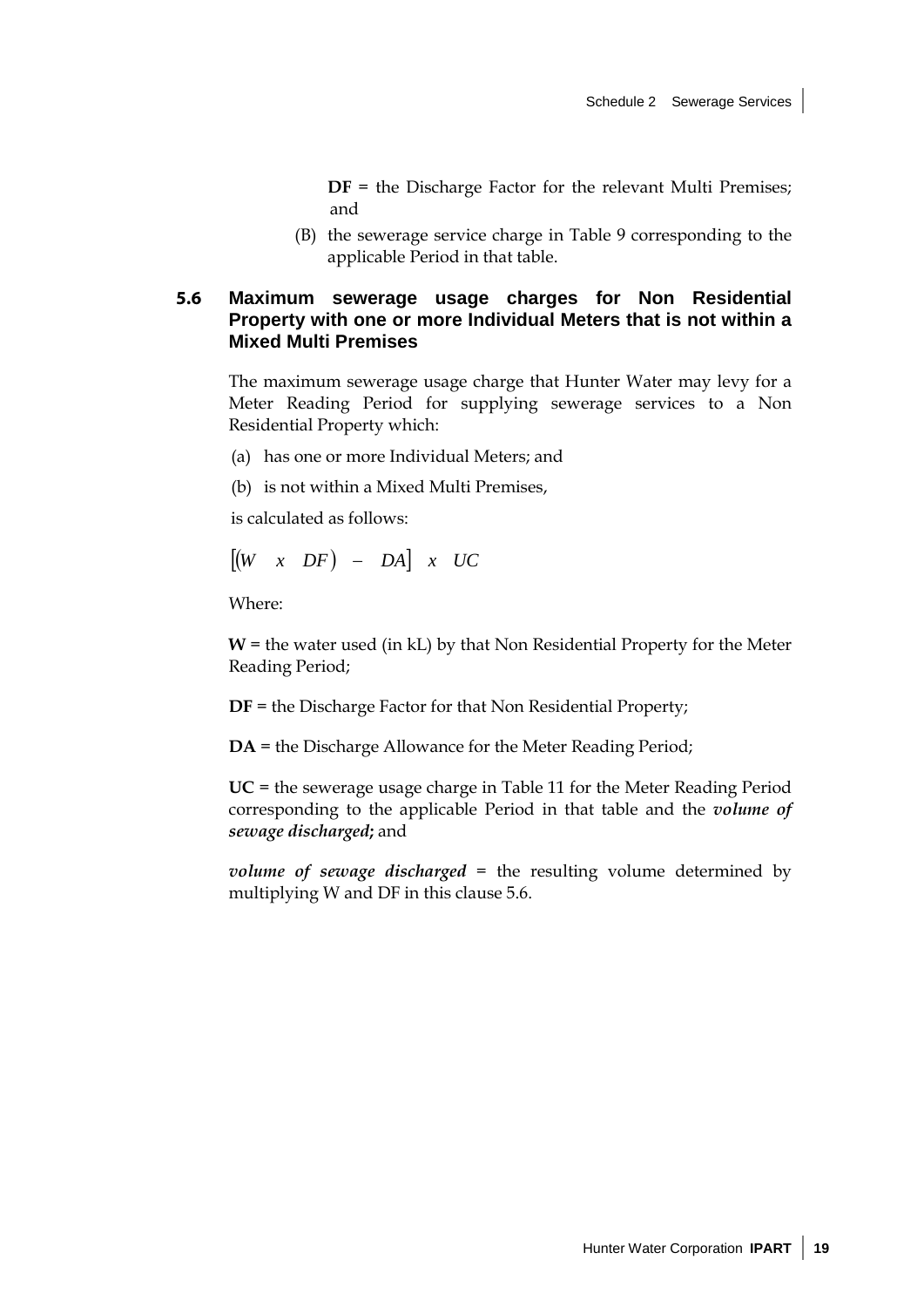**DF** = the Discharge Factor for the relevant Multi Premises; and

(B) the sewerage service charge in Table 9 corresponding to the applicable Period in that table.

### 5.6 Maximum sewerage usage charges for Non Residential Property with one or more Individual Meters that is not within a Mixed Multi Premises

The maximum sewerage usage charge that Hunter Water may levy for a Meter Reading Period for supplying sewerage services to a Non Residential Property which:

(a) has one or more Individual Meters; and

(b) is not within a Mixed Multi Premises,

is calculated as follows:

$$[(W \quad x \quad DF) \; - \; DA] \quad x \quad UC$$

Where:

**W** = the water used (in kL) by that Non Residential Property for the Meter Reading Period;

**DF** = the Discharge Factor for that Non Residential Property;

**DA** = the Discharge Allowance for the Meter Reading Period;

**UC** = the sewerage usage charge in Table 11 for the Meter Reading Period corresponding to the applicable Period in that table and the ***volume of sewage discharged*;** and

***volume of sewage discharged*** = the resulting volume determined by multiplying W and DF in this clause 5.6.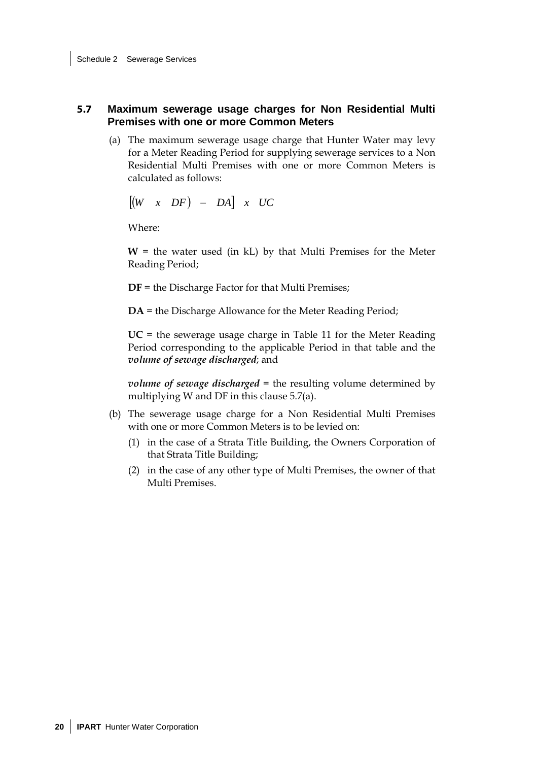## 5.7 Maximum sewerage usage charges for Non Residential Multi Premises with one or more Common Meters

(a) The maximum sewerage usage charge that Hunter Water may levy for a Meter Reading Period for supplying sewerage services to a Non Residential Multi Premises with one or more Common Meters is calculated as follows:

$$[(W \quad x \quad DF) \; - \; DA] \quad x \quad UC$$

Where:

**W** = the water used (in kL) by that Multi Premises for the Meter Reading Period;

**DF** = the Discharge Factor for that Multi Premises;

**DA** = the Discharge Allowance for the Meter Reading Period;

**UC** = the sewerage usage charge in Table 11 for the Meter Reading Period corresponding to the applicable Period in that table and the ***volume of sewage discharged***; and

***volume of sewage discharged*** = the resulting volume determined by multiplying W and DF in this clause 5.7(a).

(b) The sewerage usage charge for a Non Residential Multi Premises with one or more Common Meters is to be levied on:

(1) in the case of a Strata Title Building, the Owners Corporation of that Strata Title Building;

(2) in the case of any other type of Multi Premises, the owner of that Multi Premises.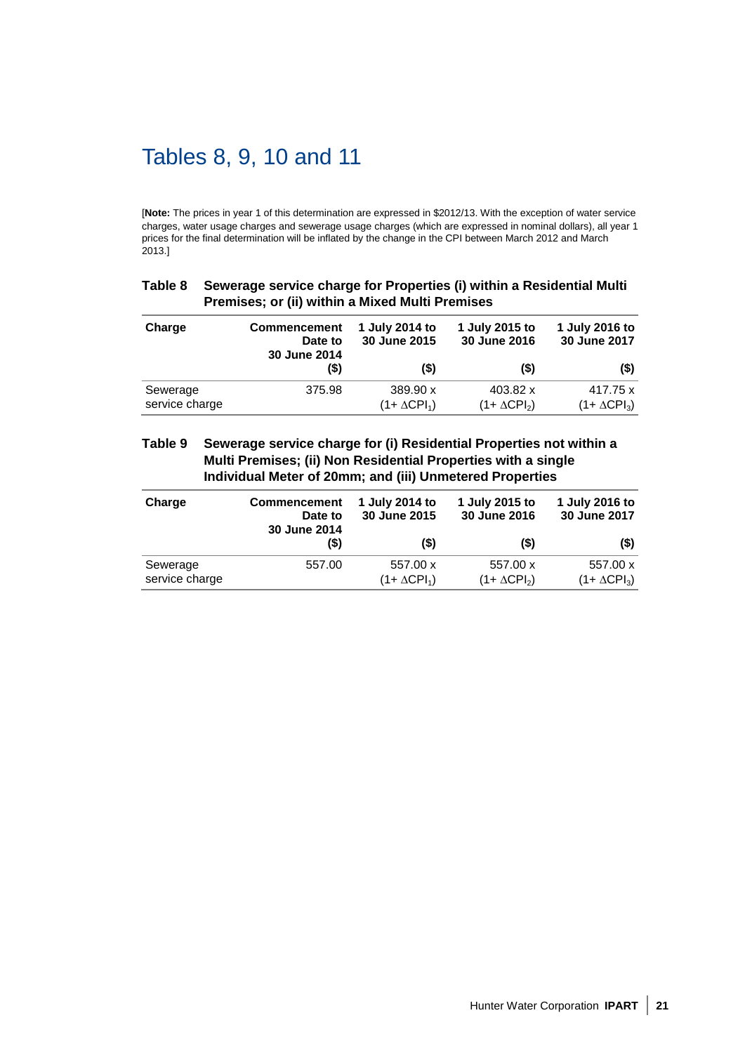# Tables 8, 9, 10 and 11

[**Note:** The prices in year 1 of this determination are expressed in $2012/13. With the exception of water service charges, water usage charges and sewerage usage charges (which are expressed in nominal dollars), all year 1 prices for the final determination will be inflated by the change in the CPI between March 2012 and March 2013.]

**Table 8 Sewerage service charge for Properties (i) within a Residential Multi Premises; or (ii) within a Mixed Multi Premises**

| Charge | Commencement Date to 30 June 2014 ($) | 1 July 2014 to 30 June 2015 ($) | 1 July 2015 to 30 June 2016 ($) | 1 July 2016 to 30 June 2017 ($) |
|---|---|---|---|---|
| Sewerage service charge | 375.98 | 389.90 x $(1+ \Delta CPI_1)$ | 403.82 x $(1+ \Delta CPI_2)$ | 417.75 x $(1+ \Delta CPI_3)$ |

**Table 9 Sewerage service charge for (i) Residential Properties not within a Multi Premises; (ii) Non Residential Properties with a single Individual Meter of 20mm; and (iii) Unmetered Properties**

| Charge | Commencement Date to 30 June 2014 ($) | 1 July 2014 to 30 June 2015 ($) | 1 July 2015 to 30 June 2016 ($) | 1 July 2016 to 30 June 2017 ($) |
|---|---|---|---|---|
| Sewerage service charge | 557.00 | 557.00 x $(1+ \Delta CPI_1)$ | 557.00 x $(1+ \Delta CPI_2)$ | 557.00 x $(1+ \Delta CPI_3)$ |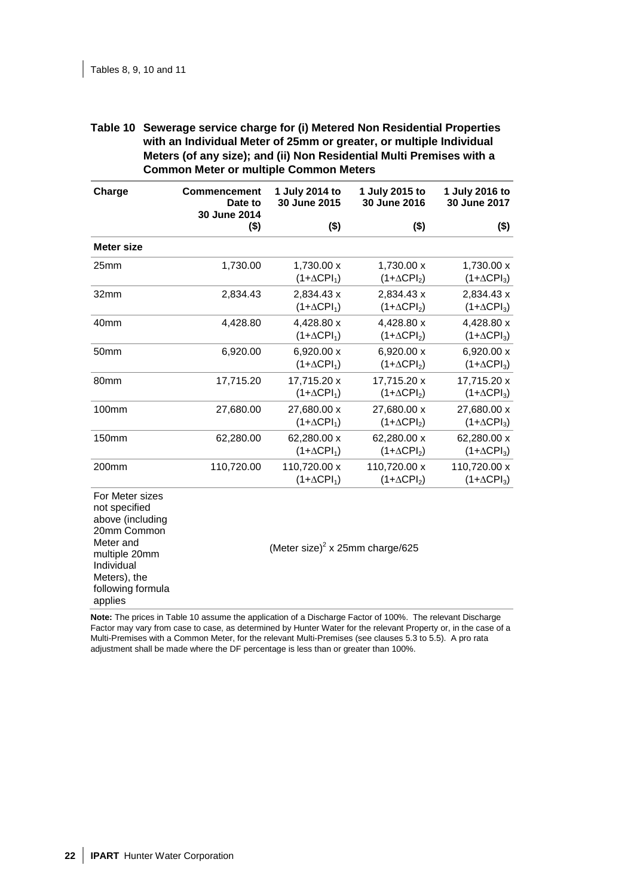**Table 10 Sewerage service charge for (i) Metered Non Residential Properties with an Individual Meter of 25mm or greater, or multiple Individual Meters (of any size); and (ii) Non Residential Multi Premises with a Common Meter or multiple Common Meters**

| Charge | Commencement Date to 30 June 2014 ($) | 1 July 2014 to 30 June 2015 ($) | 1 July 2015 to 30 June 2016 ($) | 1 July 2016 to 30 June 2017 ($) |
|---|---|---|---|---|
| **Meter size** | | | | |
| 25mm | 1,730.00 | 1,730.00 x $(1+\Delta CPI_1)$ | 1,730.00 x $(1+\Delta CPI_2)$ | 1,730.00 x $(1+\Delta CPI_3)$ |
| 32mm | 2,834.43 | 2,834.43 x $(1+\Delta CPI_1)$ | 2,834.43 x $(1+\Delta CPI_2)$ | 2,834.43 x $(1+\Delta CPI_3)$ |
| 40mm | 4,428.80 | 4,428.80 x $(1+\Delta CPI_1)$ | 4,428.80 x $(1+\Delta CPI_2)$ | 4,428.80 x $(1+\Delta CPI_3)$ |
| 50mm | 6,920.00 | 6,920.00 x $(1+\Delta CPI_1)$ | 6,920.00 x $(1+\Delta CPI_2)$ | 6,920.00 x $(1+\Delta CPI_3)$ |
| 80mm | 17,715.20 | 17,715.20 x $(1+\Delta CPI_1)$ | 17,715.20 x $(1+\Delta CPI_2)$ | 17,715.20 x $(1+\Delta CPI_3)$ |
| 100mm | 27,680.00 | 27,680.00 x $(1+\Delta CPI_1)$ | 27,680.00 x $(1+\Delta CPI_2)$ | 27,680.00 x $(1+\Delta CPI_3)$ |
| 150mm | 62,280.00 | 62,280.00 x $(1+\Delta CPI_1)$ | 62,280.00 x $(1+\Delta CPI_2)$ | 62,280.00 x $(1+\Delta CPI_3)$ |
| 200mm | 110,720.00 | 110,720.00 x $(1+\Delta CPI_1)$ | 110,720.00 x $(1+\Delta CPI_2)$ | 110,720.00 x $(1+\Delta CPI_3)$ |
| For Meter sizes not specified above (including 20mm Common Meter and multiple 20mm Individual Meters), the following formula applies | (Meter size)$^2$ x 25mm charge/625 | | | |

**Note:** The prices in Table 10 assume the application of a Discharge Factor of 100%. The relevant Discharge Factor may vary from case to case, as determined by Hunter Water for the relevant Property or, in the case of a Multi-Premises with a Common Meter, for the relevant Multi-Premises (see clauses 5.3 to 5.5). A pro rata adjustment shall be made where the DF percentage is less than or greater than 100%.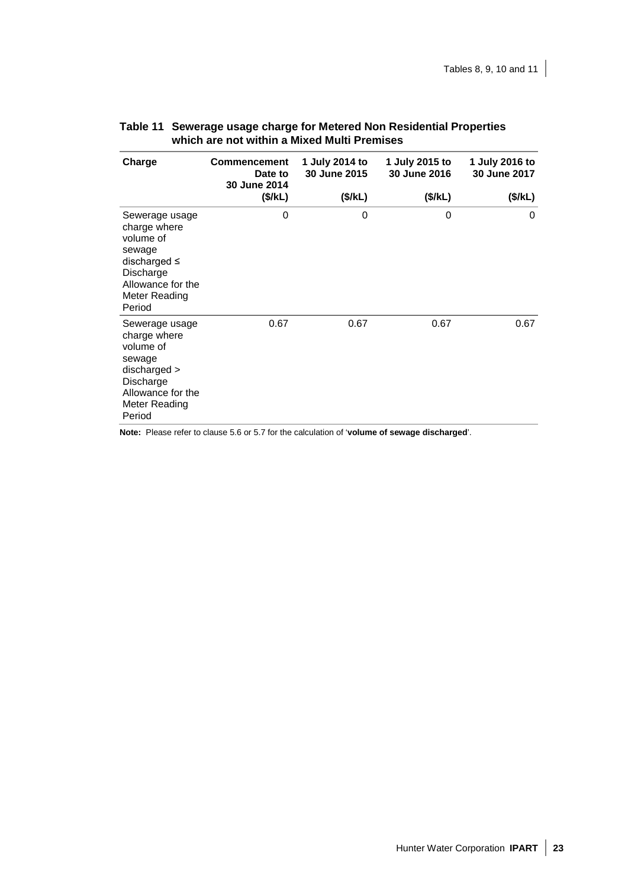**Table 11 Sewerage usage charge for Metered Non Residential Properties which are not within a Mixed Multi Premises**

| Charge | Commencement Date to 30 June 2014 ($/kL) | 1 July 2014 to 30 June 2015 ($/kL) | 1 July 2015 to 30 June 2016 ($/kL) | 1 July 2016 to 30 June 2017 ($/kL) |
|---|---|---|---|---|
| Sewerage usage charge where volume of sewage discharged ≤ Discharge Allowance for the Meter Reading Period | 0 | 0 | 0 | 0 |
| Sewerage usage charge where volume of sewage discharged > Discharge Allowance for the Meter Reading Period | 0.67 | 0.67 | 0.67 | 0.67 |

**Note:** Please refer to clause 5.6 or 5.7 for the calculation of '**volume of sewage discharged**'.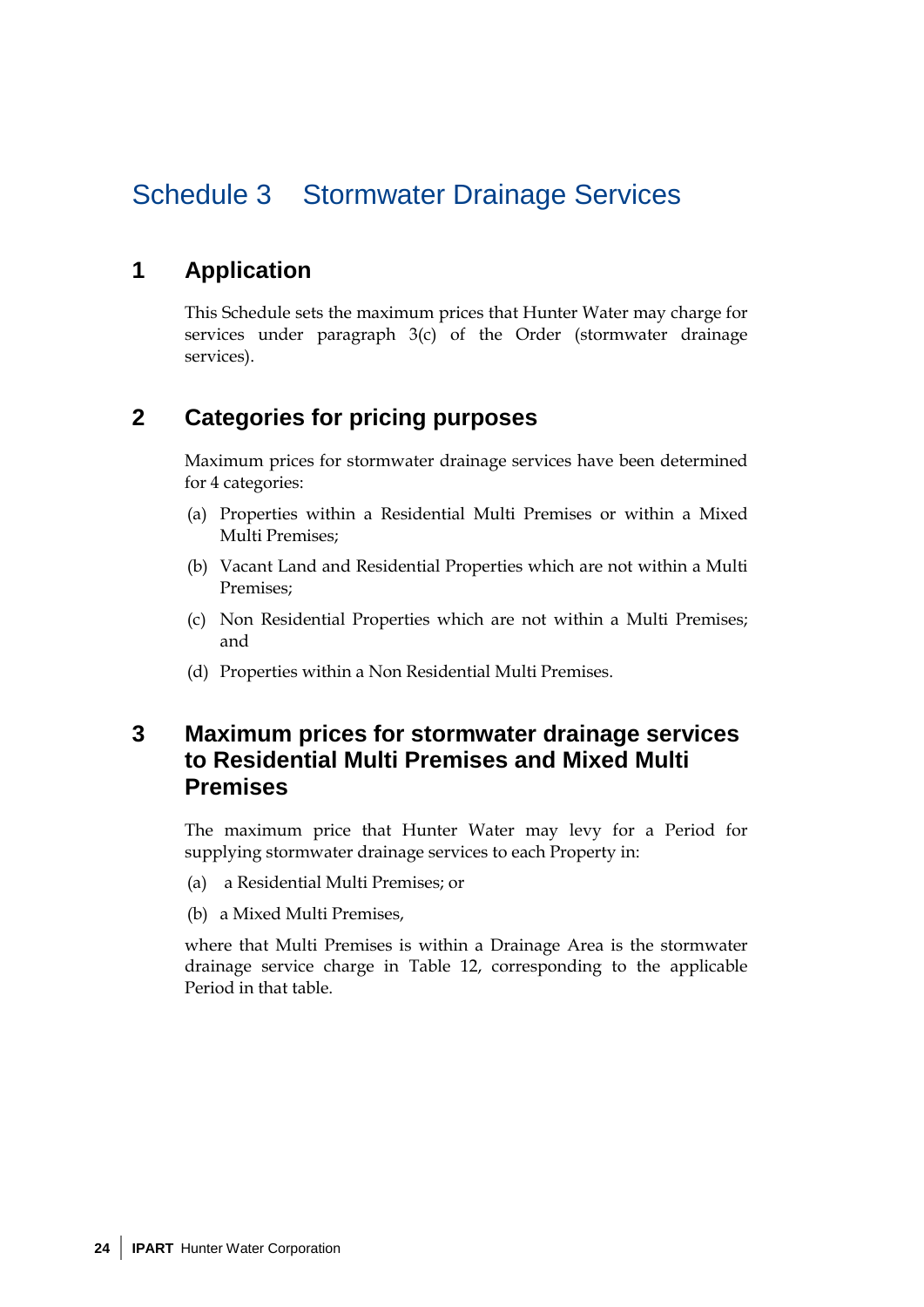# Schedule 3 Stormwater Drainage Services

## 1 Application

This Schedule sets the maximum prices that Hunter Water may charge for services under paragraph 3(c) of the Order (stormwater drainage services).

## 2 Categories for pricing purposes

Maximum prices for stormwater drainage services have been determined for 4 categories:

(a) Properties within a Residential Multi Premises or within a Mixed Multi Premises;

(b) Vacant Land and Residential Properties which are not within a Multi Premises;

(c) Non Residential Properties which are not within a Multi Premises; and

(d) Properties within a Non Residential Multi Premises.

## 3 Maximum prices for stormwater drainage services to Residential Multi Premises and Mixed Multi Premises

The maximum price that Hunter Water may levy for a Period for supplying stormwater drainage services to each Property in:

(a) a Residential Multi Premises; or

(b) a Mixed Multi Premises,

where that Multi Premises is within a Drainage Area is the stormwater drainage service charge in Table 12, corresponding to the applicable Period in that table.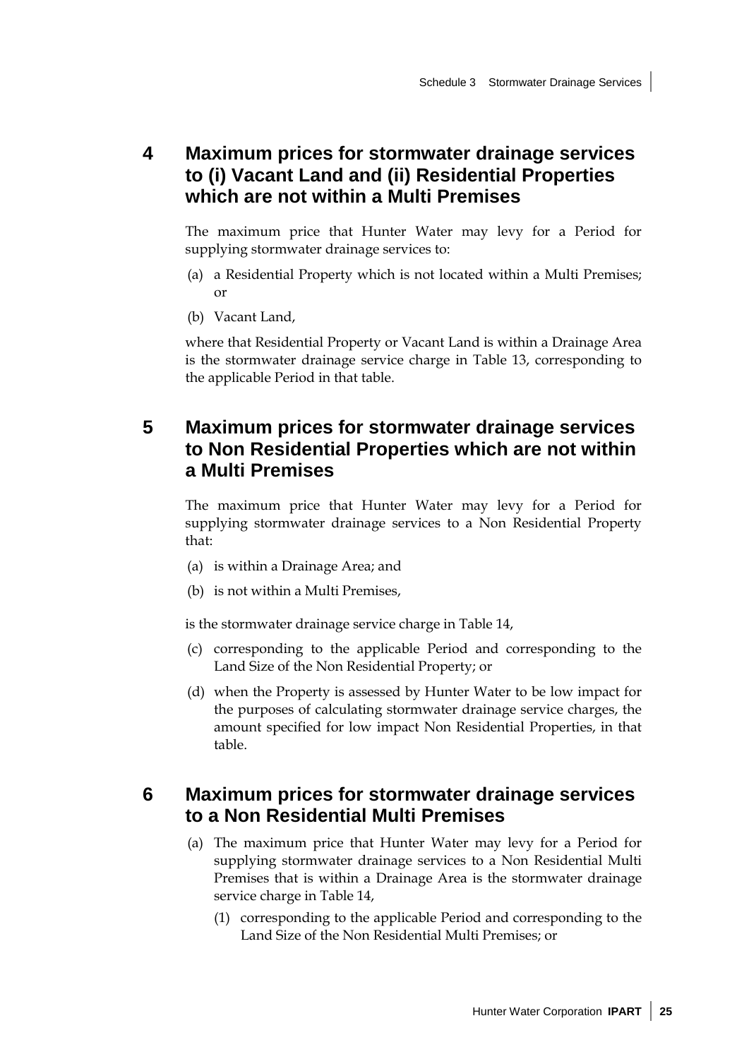## 4 Maximum prices for stormwater drainage services to (i) Vacant Land and (ii) Residential Properties which are not within a Multi Premises

The maximum price that Hunter Water may levy for a Period for supplying stormwater drainage services to:

(a) a Residential Property which is not located within a Multi Premises; or

(b) Vacant Land,

where that Residential Property or Vacant Land is within a Drainage Area is the stormwater drainage service charge in Table 13, corresponding to the applicable Period in that table.

## 5 Maximum prices for stormwater drainage services to Non Residential Properties which are not within a Multi Premises

The maximum price that Hunter Water may levy for a Period for supplying stormwater drainage services to a Non Residential Property that:

(a) is within a Drainage Area; and

(b) is not within a Multi Premises,

is the stormwater drainage service charge in Table 14,

(c) corresponding to the applicable Period and corresponding to the Land Size of the Non Residential Property; or

(d) when the Property is assessed by Hunter Water to be low impact for the purposes of calculating stormwater drainage service charges, the amount specified for low impact Non Residential Properties, in that table.

## 6 Maximum prices for stormwater drainage services to a Non Residential Multi Premises

(a) The maximum price that Hunter Water may levy for a Period for supplying stormwater drainage services to a Non Residential Multi Premises that is within a Drainage Area is the stormwater drainage service charge in Table 14,

  (1) corresponding to the applicable Period and corresponding to the Land Size of the Non Residential Multi Premises; or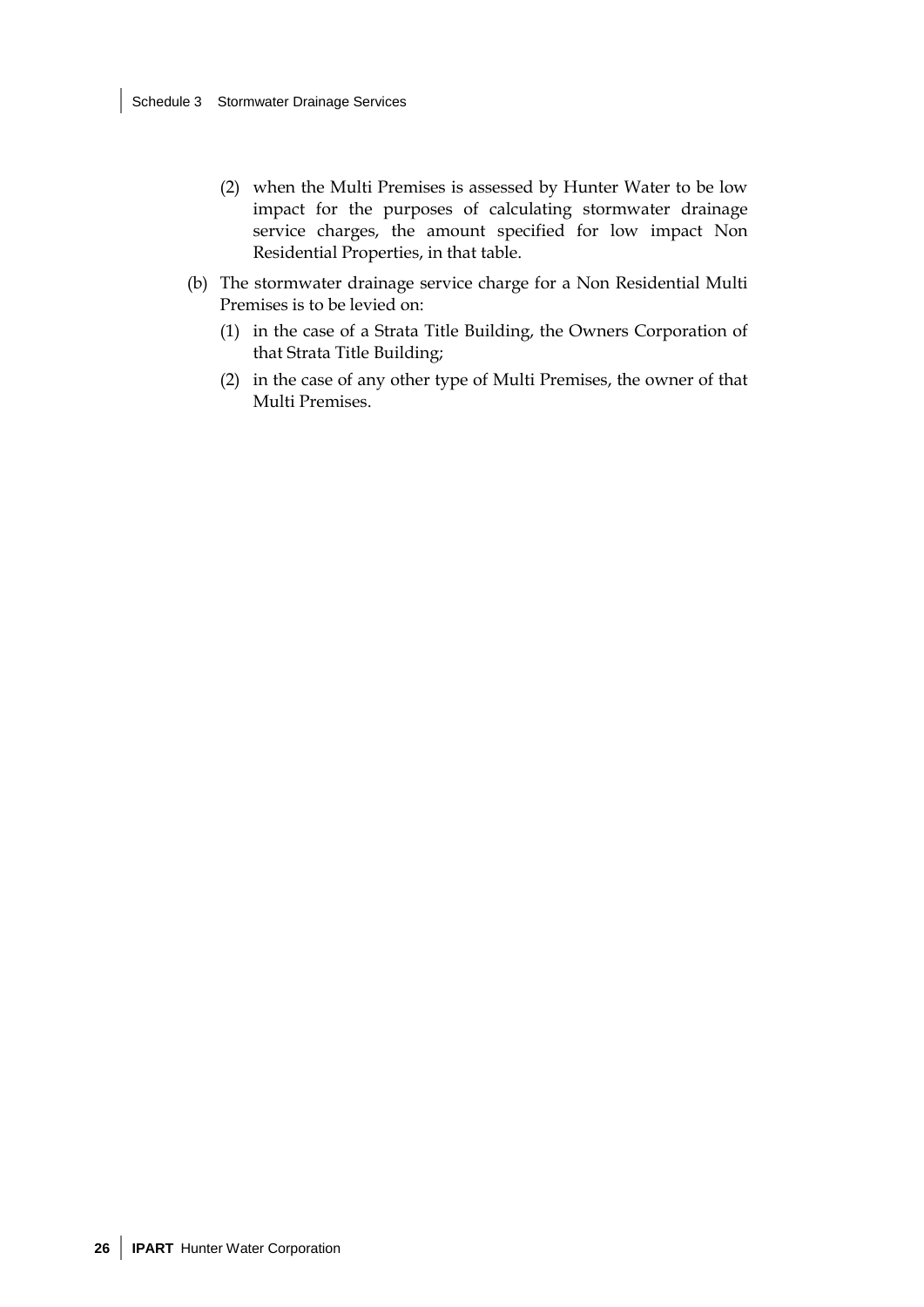(2) when the Multi Premises is assessed by Hunter Water to be low impact for the purposes of calculating stormwater drainage service charges, the amount specified for low impact Non Residential Properties, in that table.

(b) The stormwater drainage service charge for a Non Residential Multi Premises is to be levied on:

(1) in the case of a Strata Title Building, the Owners Corporation of that Strata Title Building;

(2) in the case of any other type of Multi Premises, the owner of that Multi Premises.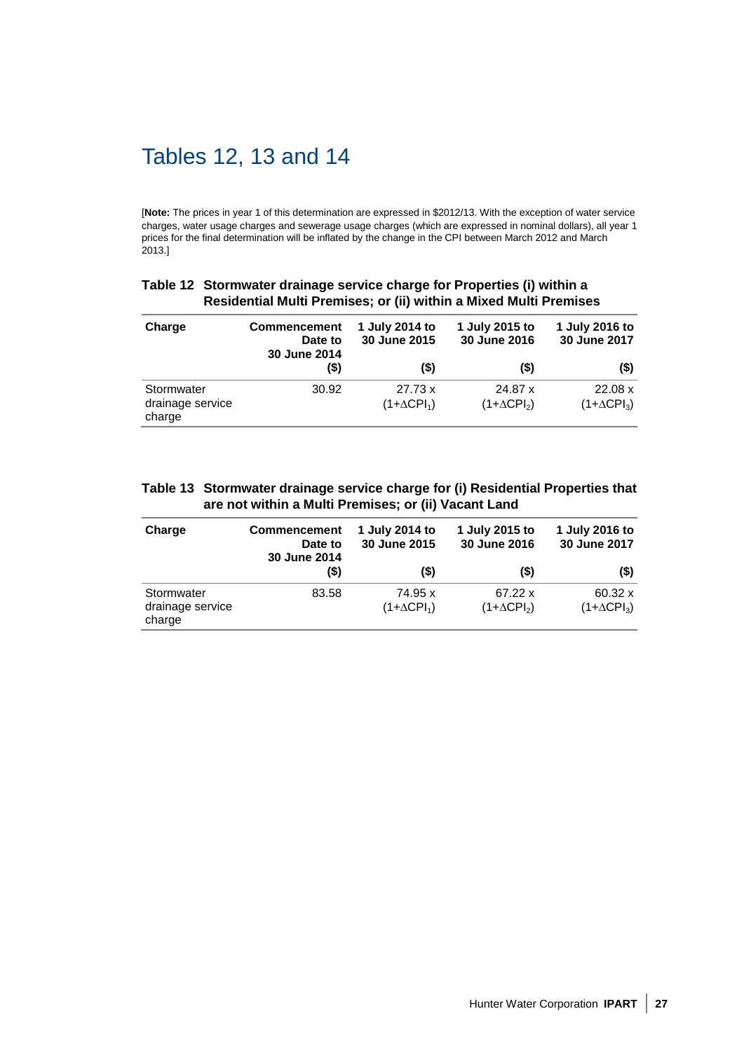# Tables 12, 13 and 14

[**Note:** The prices in year 1 of this determination are expressed in $2012/13. With the exception of water service charges, water usage charges and sewerage usage charges (which are expressed in nominal dollars), all year 1 prices for the final determination will be inflated by the change in the CPI between March 2012 and March 2013.]

**Table 12 Stormwater drainage service charge for Properties (i) within a Residential Multi Premises; or (ii) within a Mixed Multi Premises**

| Charge | Commencement Date to 30 June 2014 ($) | 1 July 2014 to 30 June 2015 ($) | 1 July 2015 to 30 June 2016 ($) | 1 July 2016 to 30 June 2017 ($) |
|---|---|---|---|---|
| Stormwater drainage service charge | 30.92 | 27.73 x $(1+\Delta CPI_1)$ | 24.87 x $(1+\Delta CPI_2)$ | 22.08 x $(1+\Delta CPI_3)$ |

**Table 13 Stormwater drainage service charge for (i) Residential Properties that are not within a Multi Premises; (ii) Vacant Land**

| Charge | Commencement Date to 30 June 2014 ($) | 1 July 2014 to 30 June 2015 ($) | 1 July 2015 to 30 June 2016 ($) | 1 July 2016 to 30 June 2017 ($) |
|---|---|---|---|---|
| Stormwater drainage service charge | 83.58 | 74.95 x $(1+\Delta CPI_1)$ | 67.22 x $(1+\Delta CPI_2)$ | 60.32 x $(1+\Delta CPI_3)$ |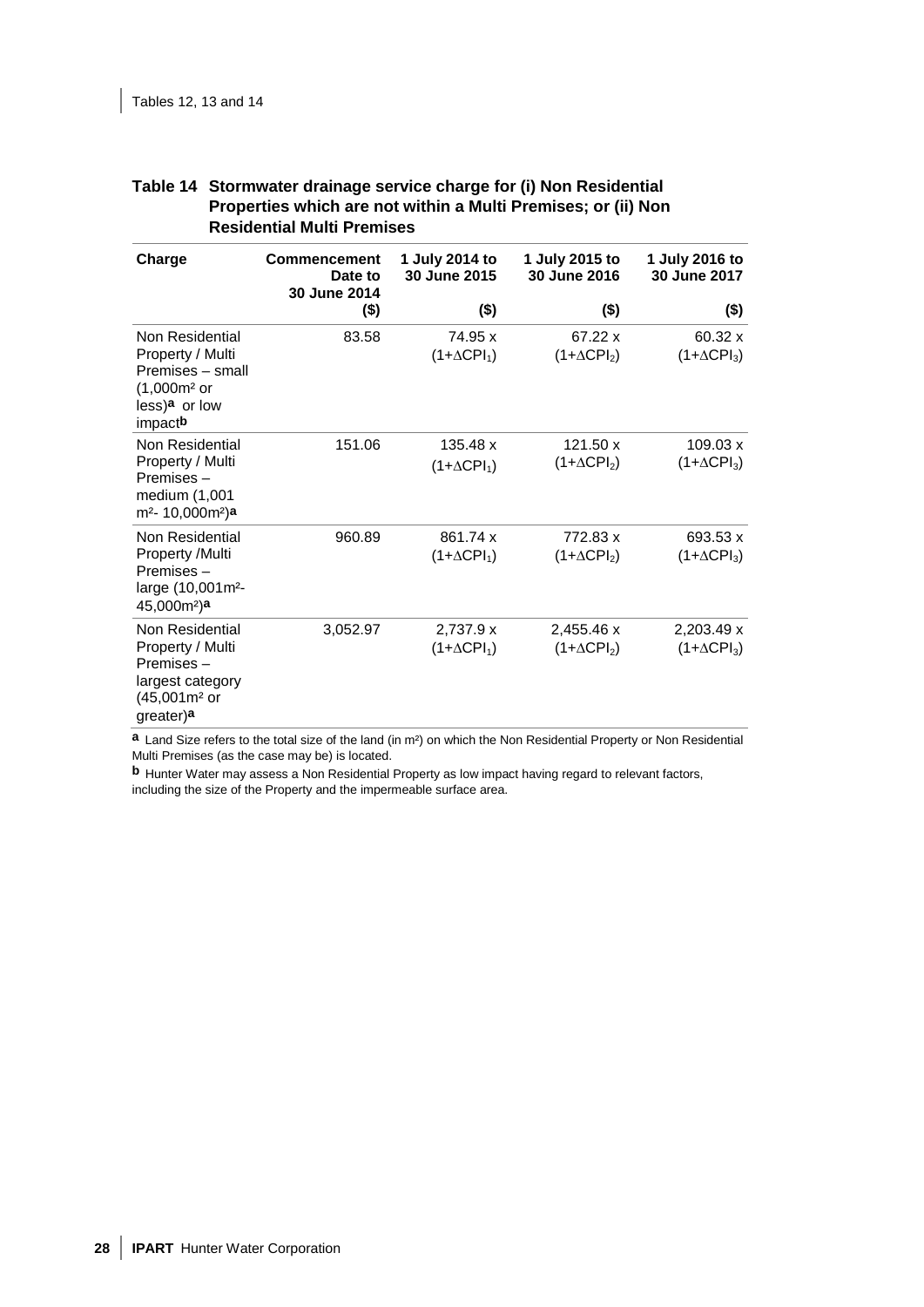**Table 14 Stormwater drainage service charge for (i) Non Residential Properties which are not within a Multi Premises; or (ii) Non Residential Multi Premises**

| Charge | Commencement Date to 30 June 2014 ($) | 1 July 2014 to 30 June 2015 ($) | 1 July 2015 to 30 June 2016 ($) | 1 July 2016 to 30 June 2017 ($) |
|---|---|---|---|---|
| Non Residential Property / Multi Premises – small (1,000m² or less)[a] or low impact[b] | 83.58 | 74.95 x $(1+\Delta CPI_1)$ | 67.22 x $(1+\Delta CPI_2)$ | 60.32 x $(1+\Delta CPI_3)$ |
| Non Residential Property / Multi Premises – medium (1,001 m²- 10,000m²)[a] | 151.06 | 135.48 x $(1+\Delta CPI_1)$ | 121.50 x $(1+\Delta CPI_2)$ | 109.03 x $(1+\Delta CPI_3)$ |
| Non Residential Property /Multi Premises – large (10,001m²- 45,000m²)[a] | 960.89 | 861.74 x $(1+\Delta CPI_1)$ | 772.83 x $(1+\Delta CPI_2)$ | 693.53 x $(1+\Delta CPI_3)$ |
| Non Residential Property / Multi Premises – largest category (45,001m² or greater)[a] | 3,052.97 | 2,737.9 x $(1+\Delta CPI_1)$ | 2,455.46 x $(1+\Delta CPI_2)$ | 2,203.49 x $(1+\Delta CPI_3)$ |

[a] Land Size refers to the total size of the land (in m²) on which the Non Residential Property or Non Residential Multi Premises (as the case may be) is located.

[b] Hunter Water may assess a Non Residential Property as low impact having regard to relevant factors, including the size of the Property and the impermeable surface area.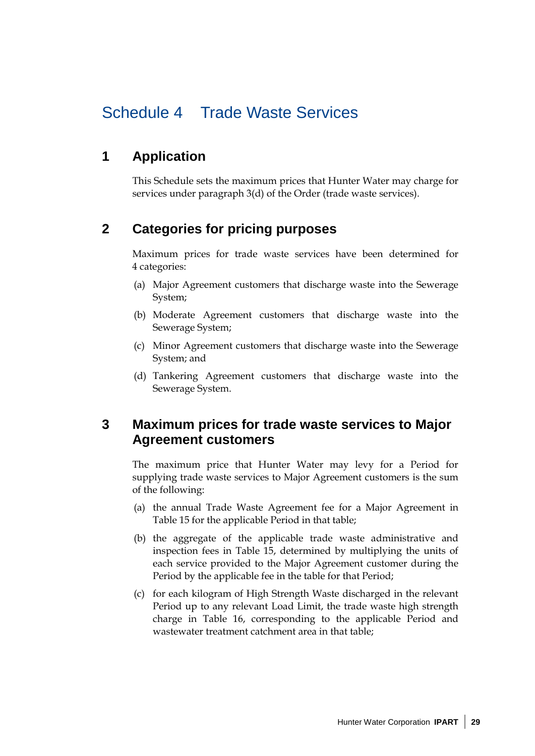# Schedule 4 Trade Waste Services

## 1 Application

This Schedule sets the maximum prices that Hunter Water may charge for services under paragraph 3(d) of the Order (trade waste services).

## 2 Categories for pricing purposes

Maximum prices for trade waste services have been determined for 4 categories:

(a) Major Agreement customers that discharge waste into the Sewerage System;

(b) Moderate Agreement customers that discharge waste into the Sewerage System;

(c) Minor Agreement customers that discharge waste into the Sewerage System; and

(d) Tankering Agreement customers that discharge waste into the Sewerage System.

## 3 Maximum prices for trade waste services to Major Agreement customers

The maximum price that Hunter Water may levy for a Period for supplying trade waste services to Major Agreement customers is the sum of the following:

(a) the annual Trade Waste Agreement fee for a Major Agreement in Table 15 for the applicable Period in that table;

(b) the aggregate of the applicable trade waste administrative and inspection fees in Table 15, determined by multiplying the units of each service provided to the Major Agreement customer during the Period by the applicable fee in the table for that Period;

(c) for each kilogram of High Strength Waste discharged in the relevant Period up to any relevant Load Limit, the trade waste high strength charge in Table 16, corresponding to the applicable Period and wastewater treatment catchment area in that table;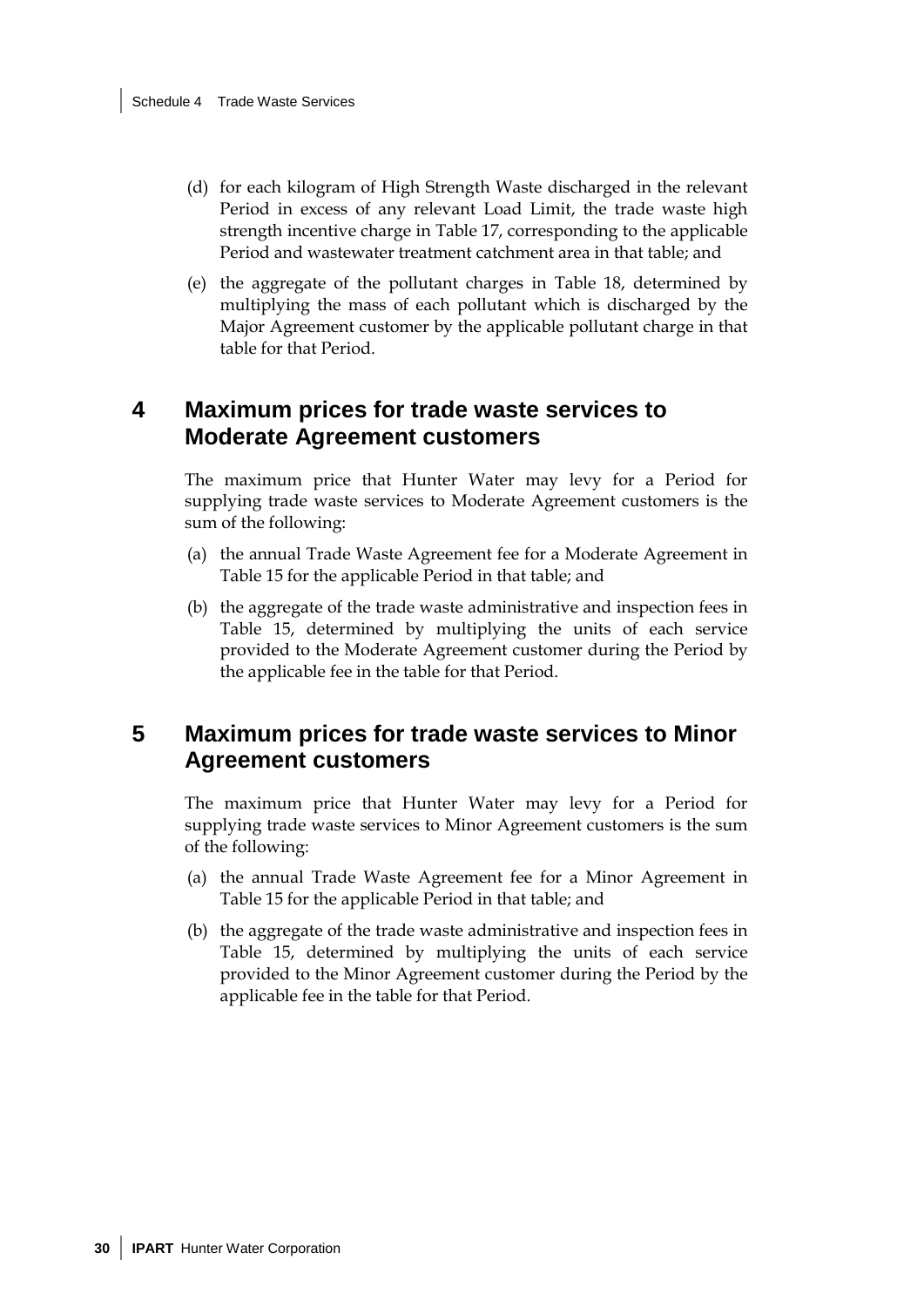(d) for each kilogram of High Strength Waste discharged in the relevant Period in excess of any relevant Load Limit, the trade waste high strength incentive charge in Table 17, corresponding to the applicable Period and wastewater treatment catchment area in that table; and

(e) the aggregate of the pollutant charges in Table 18, determined by multiplying the mass of each pollutant which is discharged by the Major Agreement customer by the applicable pollutant charge in that table for that Period.

## 4 Maximum prices for trade waste services to Moderate Agreement customers

The maximum price that Hunter Water may levy for a Period for supplying trade waste services to Moderate Agreement customers is the sum of the following:

(a) the annual Trade Waste Agreement fee for a Moderate Agreement in Table 15 for the applicable Period in that table; and

(b) the aggregate of the trade waste administrative and inspection fees in Table 15, determined by multiplying the units of each service provided to the Moderate Agreement customer during the Period by the applicable fee in the table for that Period.

## 5 Maximum prices for trade waste services to Minor Agreement customers

The maximum price that Hunter Water may levy for a Period for supplying trade waste services to Minor Agreement customers is the sum of the following:

(a) the annual Trade Waste Agreement fee for a Minor Agreement in Table 15 for the applicable Period in that table; and

(b) the aggregate of the trade waste administrative and inspection fees in Table 15, determined by multiplying the units of each service provided to the Minor Agreement customer during the Period by the applicable fee in the table for that Period.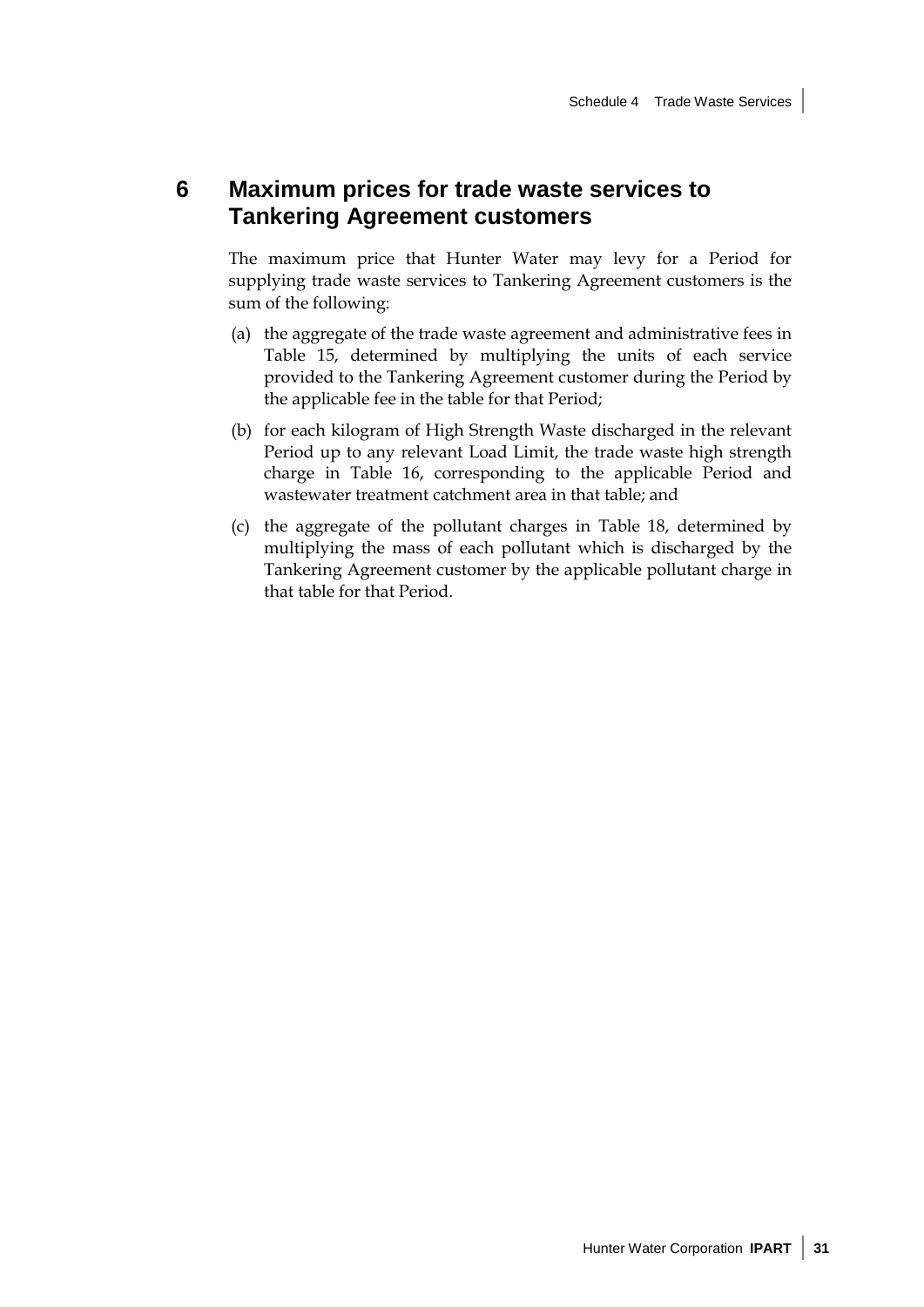## 6 Maximum prices for trade waste services to Tankering Agreement customers

The maximum price that Hunter Water may levy for a Period for supplying trade waste services to Tankering Agreement customers is the sum of the following:

(a) the aggregate of the trade waste agreement and administrative fees in Table 15, determined by multiplying the units of each service provided to the Tankering Agreement customer during the Period by the applicable fee in the table for that Period;

(b) for each kilogram of High Strength Waste discharged in the relevant Period up to any relevant Load Limit, the trade waste high strength charge in Table 16, corresponding to the applicable Period and wastewater treatment catchment area in that table; and

(c) the aggregate of the pollutant charges in Table 18, determined by multiplying the mass of each pollutant which is discharged by the Tankering Agreement customer by the applicable pollutant charge in that table for that Period.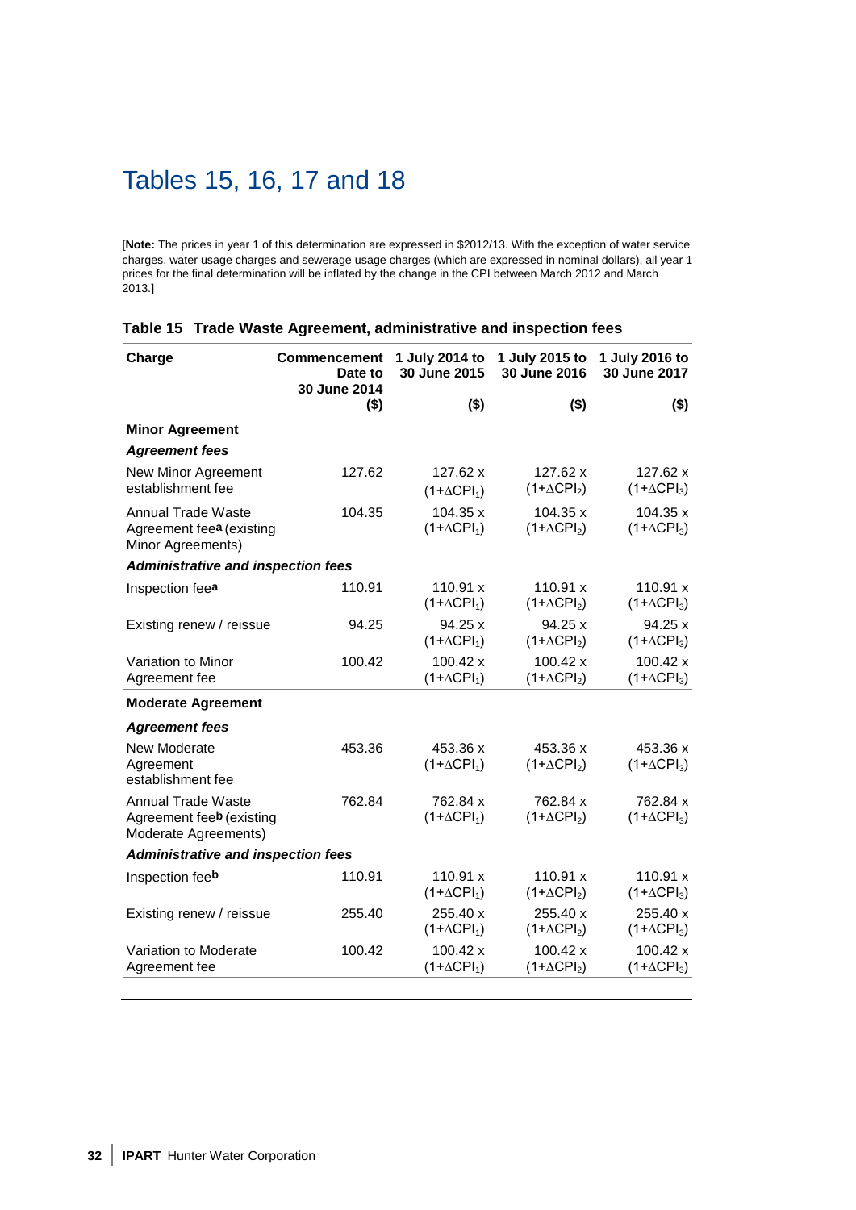# Tables 15, 16, 17 and 18

[**Note:** The prices in year 1 of this determination are expressed in $2012/13. With the exception of water service charges, water usage charges and sewerage usage charges (which are expressed in nominal dollars), all year 1 prices for the final determination will be inflated by the change in the CPI between March 2012 and March 2013.]

**Table 15 Trade Waste Agreement, administrative and inspection fees**

| Charge | Commencement Date to 30 June 2014 ($) | 1 July 2014 to 30 June 2015 ($) | 1 July 2015 to 30 June 2016 ($) | 1 July 2016 to 30 June 2017 ($) |
|---|---|---|---|---|
| **Minor Agreement** | | | | |
| ***Agreement fees*** | | | | |
| New Minor Agreement establishment fee | 127.62 | 127.62 x $(1+\Delta CPI_1)$ | 127.62 x $(1+\Delta CPI_2)$ | 127.62 x $(1+\Delta CPI_3)$ |
| Annual Trade Waste Agreement fee[a] (existing Minor Agreements) | 104.35 | 104.35 x $(1+\Delta CPI_1)$ | 104.35 x $(1+\Delta CPI_2)$ | 104.35 x $(1+\Delta CPI_3)$ |
| ***Administrative and inspection fees*** | | | | |
| Inspection fee[a] | 110.91 | 110.91 x $(1+\Delta CPI_1)$ | 110.91 x $(1+\Delta CPI_2)$ | 110.91 x $(1+\Delta CPI_3)$ |
| Existing renew / reissue | 94.25 | 94.25 x $(1+\Delta CPI_1)$ | 94.25 x $(1+\Delta CPI_2)$ | 94.25 x $(1+\Delta CPI_3)$ |
| Variation to Minor Agreement fee | 100.42 | 100.42 x $(1+\Delta CPI_1)$ | 100.42 x $(1+\Delta CPI_2)$ | 100.42 x $(1+\Delta CPI_3)$ |
| **Moderate Agreement** | | | | |
| ***Agreement fees*** | | | | |
| New Moderate Agreement establishment fee | 453.36 | 453.36 x $(1+\Delta CPI_1)$ | 453.36 x $(1+\Delta CPI_2)$ | 453.36 x $(1+\Delta CPI_3)$ |
| Annual Trade Waste Agreement fee[b] (existing Moderate Agreements) | 762.84 | 762.84 x $(1+\Delta CPI_1)$ | 762.84 x $(1+\Delta CPI_2)$ | 762.84 x $(1+\Delta CPI_3)$ |
| ***Administrative and inspection fees*** | | | | |
| Inspection fee[b] | 110.91 | 110.91 x $(1+\Delta CPI_1)$ | 110.91 x $(1+\Delta CPI_2)$ | 110.91 x $(1+\Delta CPI_3)$ |
| Existing renew / reissue | 255.40 | 255.40 x $(1+\Delta CPI_1)$ | 255.40 x $(1+\Delta CPI_2)$ | 255.40 x $(1+\Delta CPI_3)$ |
| Variation to Moderate Agreement fee | 100.42 | 100.42 x $(1+\Delta CPI_1)$ | 100.42 x $(1+\Delta CPI_2)$ | 100.42 x $(1+\Delta CPI_3)$ |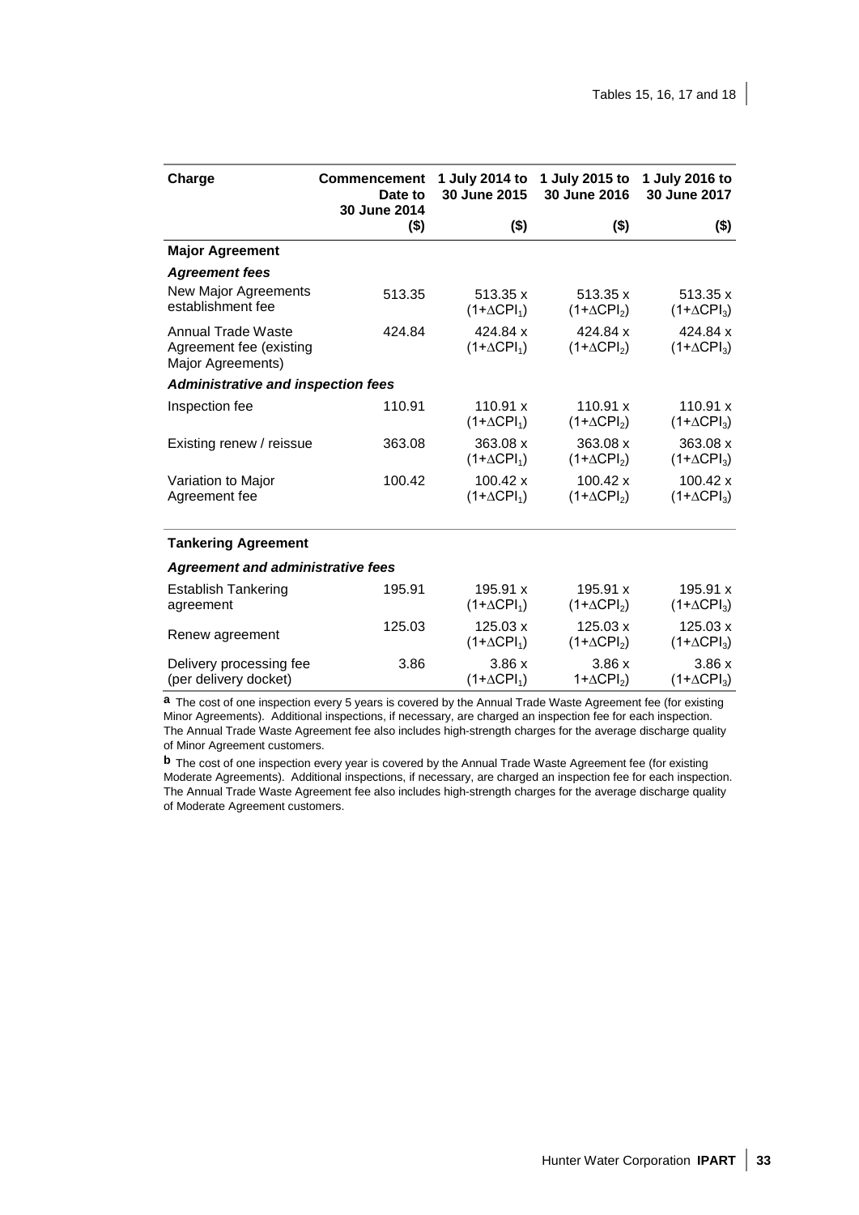| Charge | Commencement Date to 30 June 2014 | 1 July 2014 to 30 June 2015 | 1 July 2015 to 30 June 2016 | 1 July 2016 to 30 June 2017 |
|---|---|---|---|---|
| | ($) | ($) | ($) | ($) |
| **Major Agreement** | | | | |
| ***Agreement fees*** | | | | |
| New Major Agreements establishment fee | 513.35 | 513.35 x $(1+\Delta CPI_1)$ | 513.35 x $(1+\Delta CPI_2)$ | 513.35 x $(1+\Delta CPI_3)$ |
| Annual Trade Waste Agreement fee (existing Major Agreements) | 424.84 | 424.84 x $(1+\Delta CPI_1)$ | 424.84 x $(1+\Delta CPI_2)$ | 424.84 x $(1+\Delta CPI_3)$ |
| ***Administrative and inspection fees*** | | | | |
| Inspection fee | 110.91 | 110.91 x $(1+\Delta CPI_1)$ | 110.91 x $(1+\Delta CPI_2)$ | 110.91 x $(1+\Delta CPI_3)$ |
| Existing renew / reissue | 363.08 | 363.08 x $(1+\Delta CPI_1)$ | 363.08 x $(1+\Delta CPI_2)$ | 363.08 x $(1+\Delta CPI_3)$ |
| Variation to Major Agreement fee | 100.42 | 100.42 x $(1+\Delta CPI_1)$ | 100.42 x $(1+\Delta CPI_2)$ | 100.42 x $(1+\Delta CPI_3)$ |
| **Tankering Agreement** | | | | |
| ***Agreement and administrative fees*** | | | | |
| Establish Tankering agreement | 195.91 | 195.91 x $(1+\Delta CPI_1)$ | 195.91 x $(1+\Delta CPI_2)$ | 195.91 x $(1+\Delta CPI_3)$ |
| Renew agreement | 125.03 | 125.03 x $(1+\Delta CPI_1)$ | 125.03 x $(1+\Delta CPI_2)$ | 125.03 x $(1+\Delta CPI_3)$ |
| Delivery processing fee (per delivery docket) | 3.86 | 3.86 x $(1+\Delta CPI_1)$ | 3.86 x $1+\Delta CPI_2)$ | 3.86 x $(1+\Delta CPI_3)$ |

**a** The cost of one inspection every 5 years is covered by the Annual Trade Waste Agreement fee (for existing Minor Agreements). Additional inspections, if necessary, are charged an inspection fee for each inspection. The Annual Trade Waste Agreement fee also includes high-strength charges for the average discharge quality of Minor Agreement customers.

**b** The cost of one inspection every year is covered by the Annual Trade Waste Agreement fee (for existing Moderate Agreements). Additional inspections, if necessary, are charged an inspection fee for each inspection. The Annual Trade Waste Agreement fee also includes high-strength charges for the average discharge quality of Moderate Agreement customers.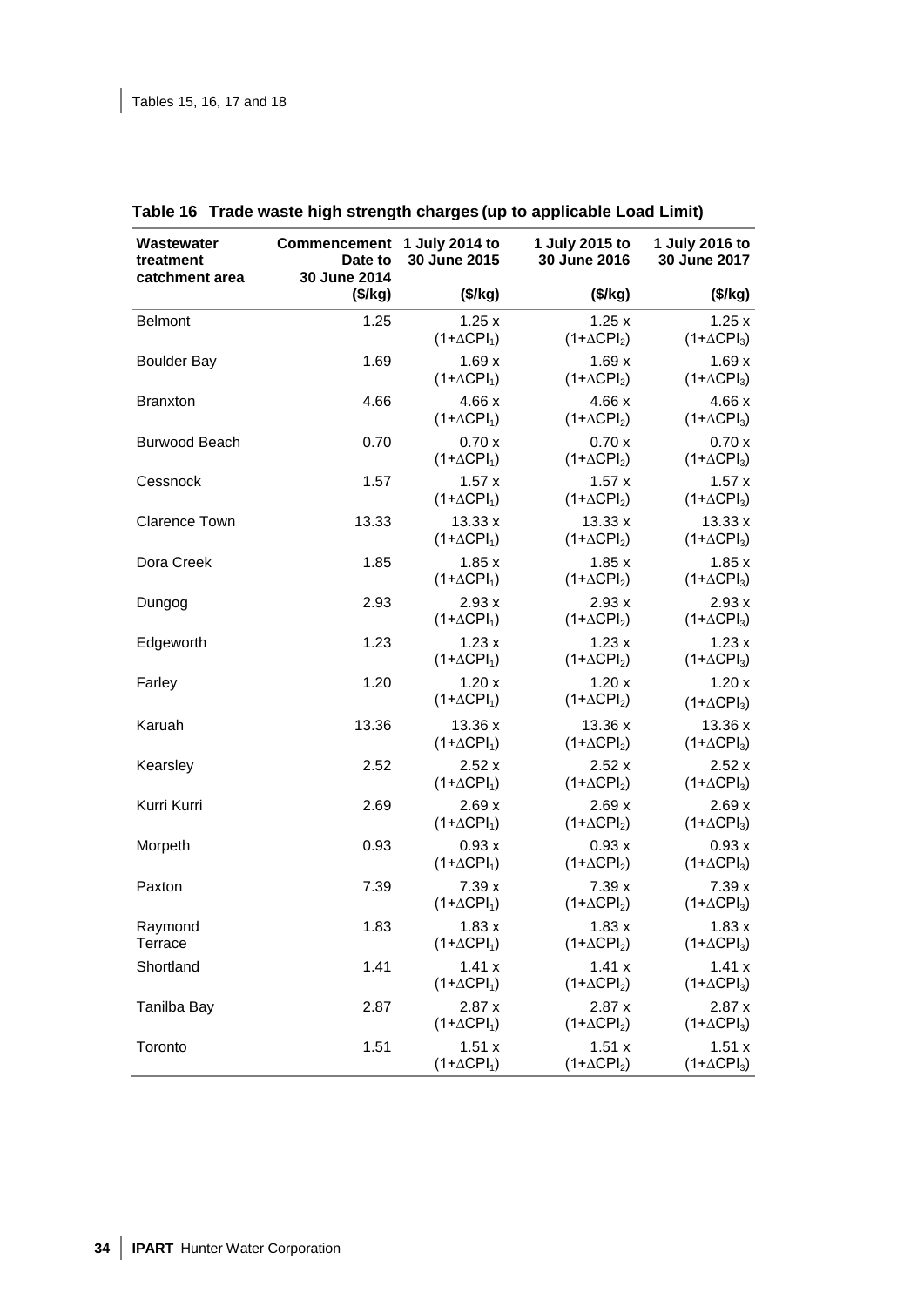## Table 16 Trade waste high strength charges (up to applicable Load Limit)

| Wastewater treatment catchment area | Commencement Date to 30 June 2014 ($/kg) | 1 July 2014 to 30 June 2015 ($/kg) | 1 July 2015 to 30 June 2016 ($/kg) | 1 July 2016 to 30 June 2017 ($/kg) |
|---|---|---|---|---|
| Belmont | 1.25 | 1.25 x $(1+\Delta CPI_1)$ | 1.25 x $(1+\Delta CPI_2)$ | 1.25 x $(1+\Delta CPI_3)$ |
| Boulder Bay | 1.69 | 1.69 x $(1+\Delta CPI_1)$ | 1.69 x $(1+\Delta CPI_2)$ | 1.69 x $(1+\Delta CPI_3)$ |
| Branxton | 4.66 | 4.66 x $(1+\Delta CPI_1)$ | 4.66 x $(1+\Delta CPI_2)$ | 4.66 x $(1+\Delta CPI_3)$ |
| Burwood Beach | 0.70 | 0.70 x $(1+\Delta CPI_1)$ | 0.70 x $(1+\Delta CPI_2)$ | 0.70 x $(1+\Delta CPI_3)$ |
| Cessnock | 1.57 | 1.57 x $(1+\Delta CPI_1)$ | 1.57 x $(1+\Delta CPI_2)$ | 1.57 x $(1+\Delta CPI_3)$ |
| Clarence Town | 13.33 | 13.33 x $(1+\Delta CPI_1)$ | 13.33 x $(1+\Delta CPI_2)$ | 13.33 x $(1+\Delta CPI_3)$ |
| Dora Creek | 1.85 | 1.85 x $(1+\Delta CPI_1)$ | 1.85 x $(1+\Delta CPI_2)$ | 1.85 x $(1+\Delta CPI_3)$ |
| Dungog | 2.93 | 2.93 x $(1+\Delta CPI_1)$ | 2.93 x $(1+\Delta CPI_2)$ | 2.93 x $(1+\Delta CPI_3)$ |
| Edgeworth | 1.23 | 1.23 x $(1+\Delta CPI_1)$ | 1.23 x $(1+\Delta CPI_2)$ | 1.23 x $(1+\Delta CPI_3)$ |
| Farley | 1.20 | 1.20 x $(1+\Delta CPI_1)$ | 1.20 x $(1+\Delta CPI_2)$ | 1.20 x $(1+\Delta CPI_3)$ |
| Karuah | 13.36 | 13.36 x $(1+\Delta CPI_1)$ | 13.36 x $(1+\Delta CPI_2)$ | 13.36 x $(1+\Delta CPI_3)$ |
| Kearsley | 2.52 | 2.52 x $(1+\Delta CPI_1)$ | 2.52 x $(1+\Delta CPI_2)$ | 2.52 x $(1+\Delta CPI_3)$ |
| Kurri Kurri | 2.69 | 2.69 x $(1+\Delta CPI_1)$ | 2.69 x $(1+\Delta CPI_2)$ | 2.69 x $(1+\Delta CPI_3)$ |
| Morpeth | 0.93 | 0.93 x $(1+\Delta CPI_1)$ | 0.93 x $(1+\Delta CPI_2)$ | 0.93 x $(1+\Delta CPI_3)$ |
| Paxton | 7.39 | 7.39 x $(1+\Delta CPI_1)$ | 7.39 x $(1+\Delta CPI_2)$ | 7.39 x $(1+\Delta CPI_3)$ |
| Raymond Terrace | 1.83 | 1.83 x $(1+\Delta CPI_1)$ | 1.83 x $(1+\Delta CPI_2)$ | 1.83 x $(1+\Delta CPI_3)$ |
| Shortland | 1.41 | 1.41 x $(1+\Delta CPI_1)$ | 1.41 x $(1+\Delta CPI_2)$ | 1.41 x $(1+\Delta CPI_3)$ |
| Tanilba Bay | 2.87 | 2.87 x $(1+\Delta CPI_1)$ | 2.87 x $(1+\Delta CPI_2)$ | 2.87 x $(1+\Delta CPI_3)$ |
| Toronto | 1.51 | 1.51 x $(1+\Delta CPI_1)$ | 1.51 x $(1+\Delta CPI_2)$ | 1.51 x $(1+\Delta CPI_3)$ |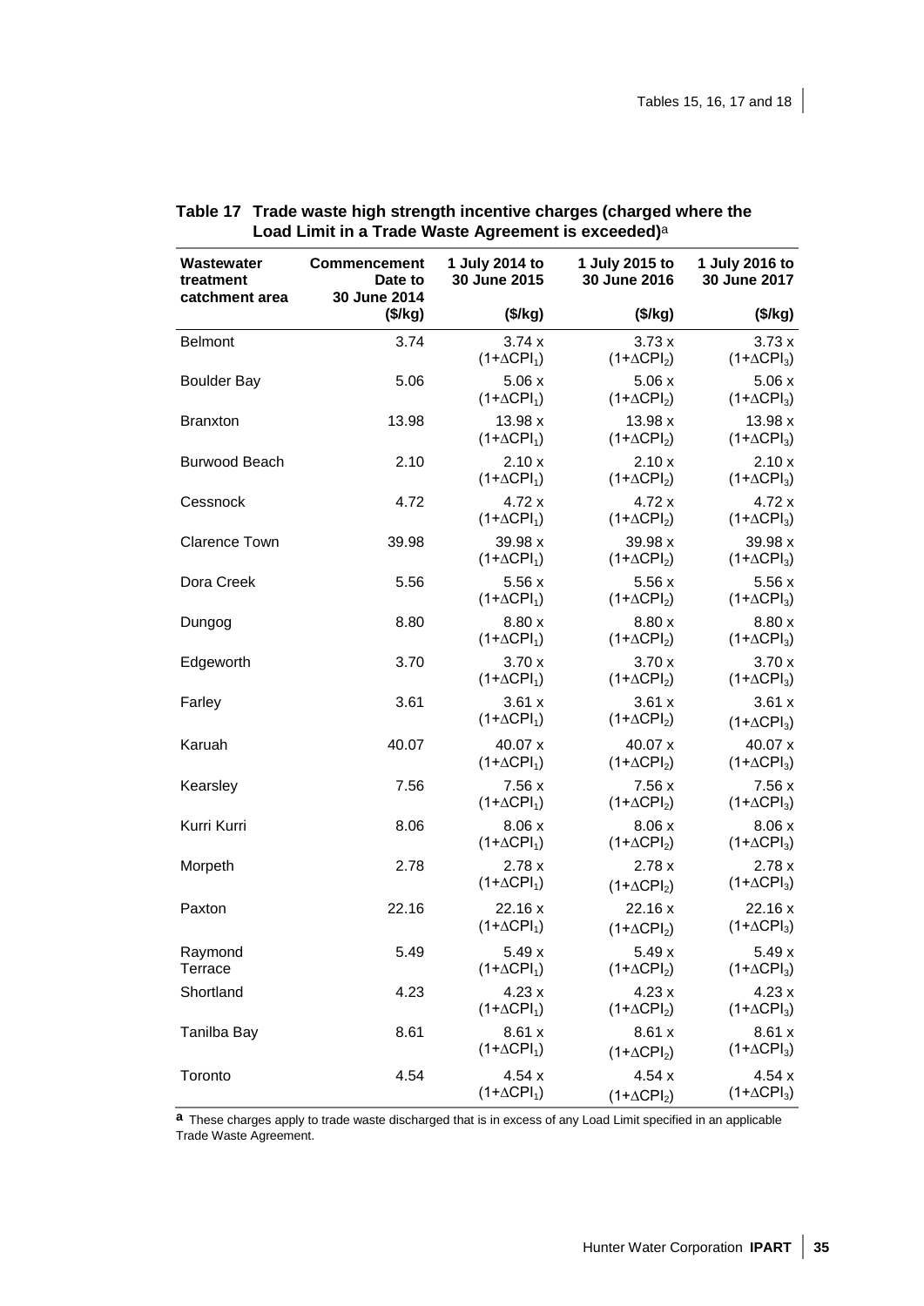**Table 17 Trade waste high strength incentive charges (charged where the Load Limit in a Trade Waste Agreement is exceeded)**[a]

| Wastewater treatment catchment area | Commencement Date to 30 June 2014 ($/kg) | 1 July 2014 to 30 June 2015 ($/kg) | 1 July 2015 to 30 June 2016 ($/kg) | 1 July 2016 to 30 June 2017 ($/kg) |
|---|---|---|---|---|
| Belmont | 3.74 | 3.74 x $(1+\Delta CPI_1)$ | 3.73 x $(1+\Delta CPI_2)$ | 3.73 x $(1+\Delta CPI_3)$ |
| Boulder Bay | 5.06 | 5.06 x $(1+\Delta CPI_1)$ | 5.06 x $(1+\Delta CPI_2)$ | 5.06 x $(1+\Delta CPI_3)$ |
| Branxton | 13.98 | 13.98 x $(1+\Delta CPI_1)$ | 13.98 x $(1+\Delta CPI_2)$ | 13.98 x $(1+\Delta CPI_3)$ |
| Burwood Beach | 2.10 | 2.10 x $(1+\Delta CPI_1)$ | 2.10 x $(1+\Delta CPI_2)$ | 2.10 x $(1+\Delta CPI_3)$ |
| Cessnock | 4.72 | 4.72 x $(1+\Delta CPI_1)$ | 4.72 x $(1+\Delta CPI_2)$ | 4.72 x $(1+\Delta CPI_3)$ |
| Clarence Town | 39.98 | 39.98 x $(1+\Delta CPI_1)$ | 39.98 x $(1+\Delta CPI_2)$ | 39.98 x $(1+\Delta CPI_3)$ |
| Dora Creek | 5.56 | 5.56 x $(1+\Delta CPI_1)$ | 5.56 x $(1+\Delta CPI_2)$ | 5.56 x $(1+\Delta CPI_3)$ |
| Dungog | 8.80 | 8.80 x $(1+\Delta CPI_1)$ | 8.80 x $(1+\Delta CPI_2)$ | 8.80 x $(1+\Delta CPI_3)$ |
| Edgeworth | 3.70 | 3.70 x $(1+\Delta CPI_1)$ | 3.70 x $(1+\Delta CPI_2)$ | 3.70 x $(1+\Delta CPI_3)$ |
| Farley | 3.61 | 3.61 x $(1+\Delta CPI_1)$ | 3.61 x $(1+\Delta CPI_2)$ | 3.61 x $(1+\Delta CPI_3)$ |
| Karuah | 40.07 | 40.07 x $(1+\Delta CPI_1)$ | 40.07 x $(1+\Delta CPI_2)$ | 40.07 x $(1+\Delta CPI_3)$ |
| Kearsley | 7.56 | 7.56 x $(1+\Delta CPI_1)$ | 7.56 x $(1+\Delta CPI_2)$ | 7.56 x $(1+\Delta CPI_3)$ |
| Kurri Kurri | 8.06 | 8.06 x $(1+\Delta CPI_1)$ | 8.06 x $(1+\Delta CPI_2)$ | 8.06 x $(1+\Delta CPI_3)$ |
| Morpeth | 2.78 | 2.78 x $(1+\Delta CPI_1)$ | 2.78 x $(1+\Delta CPI_2)$ | 2.78 x $(1+\Delta CPI_3)$ |
| Paxton | 22.16 | 22.16 x $(1+\Delta CPI_1)$ | 22.16 x $(1+\Delta CPI_2)$ | 22.16 x $(1+\Delta CPI_3)$ |
| Raymond Terrace | 5.49 | 5.49 x $(1+\Delta CPI_1)$ | 5.49 x $(1+\Delta CPI_2)$ | 5.49 x $(1+\Delta CPI_3)$ |
| Shortland | 4.23 | 4.23 x $(1+\Delta CPI_1)$ | 4.23 x $(1+\Delta CPI_2)$ | 4.23 x $(1+\Delta CPI_3)$ |
| Tanilba Bay | 8.61 | 8.61 x $(1+\Delta CPI_1)$ | 8.61 x $(1+\Delta CPI_2)$ | 8.61 x $(1+\Delta CPI_3)$ |
| Toronto | 4.54 | 4.54 x $(1+\Delta CPI_1)$ | 4.54 x $(1+\Delta CPI_2)$ | 4.54 x $(1+\Delta CPI_3)$ |

**a** These charges apply to trade waste discharged that is in excess of any Load Limit specified in an applicable Trade Waste Agreement.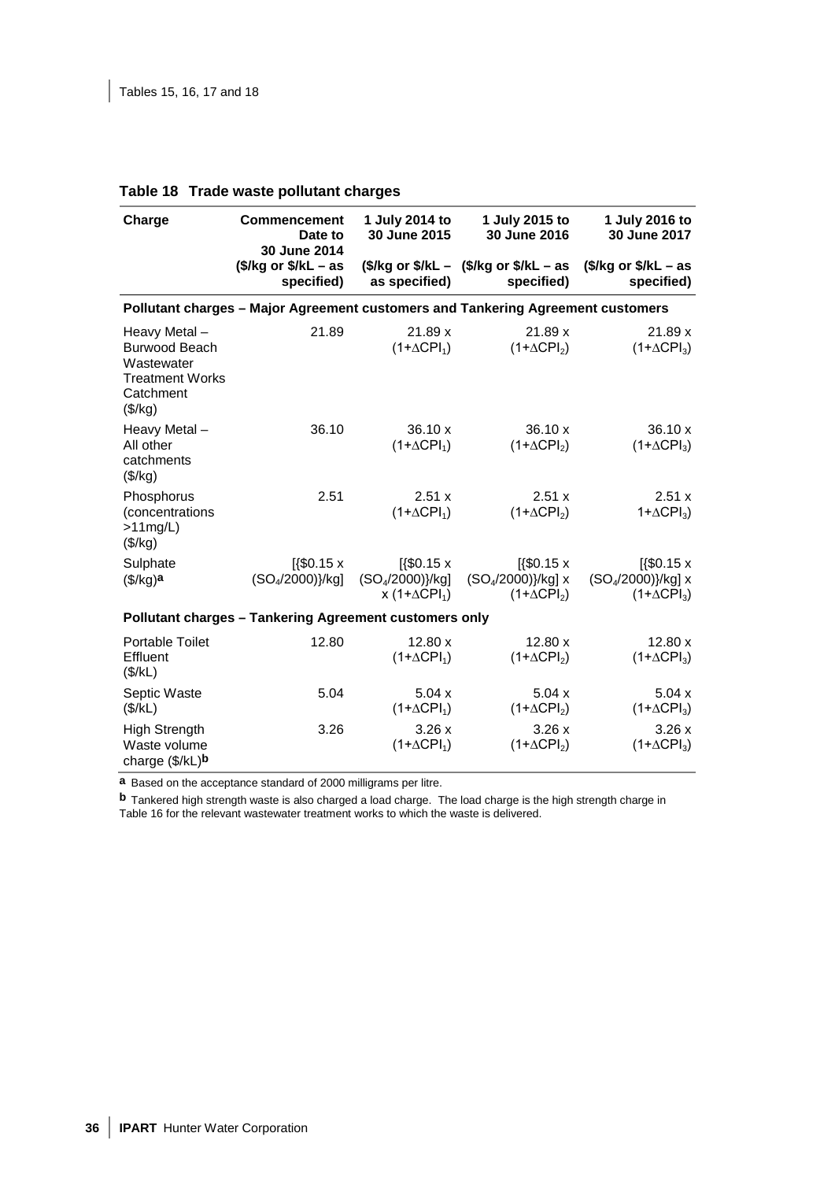Tables 15, 16, 17 and 18

**Table 18 Trade waste pollutant charges**

| Charge | Commencement Date to 30 June 2014 | 1 July 2014 to 30 June 2015 | 1 July 2015 to 30 June 2016 | 1 July 2016 to 30 June 2017 |
|---|---|---|---|---|
| | ($/kg or $/kL – as specified) | ($/kg or $/kL – as specified) | ($/kg or $/kL – as specified) | ($/kg or $/kL – as specified) |
| **Pollutant charges – Major Agreement customers and Tankering Agreement customers** | | | | |
| Heavy Metal – Burwood Beach Wastewater Treatment Works Catchment ($/kg) | 21.89 | 21.89 x $(1+\Delta CPI_1)$ | 21.89 x $(1+\Delta CPI_2)$ | 21.89 x $(1+\Delta CPI_3)$ |
| Heavy Metal – All other catchments ($/kg) | 36.10 | 36.10 x $(1+\Delta CPI_1)$ | 36.10 x $(1+\Delta CPI_2)$ | 36.10 x $(1+\Delta CPI_3)$ |
| Phosphorus (concentrations >11mg/L) ($/kg) | 2.51 | 2.51 x $(1+\Delta CPI_1)$ | 2.51 x $(1+\Delta CPI_2)$ | 2.51 x $1+\Delta CPI_3)$ |
| Sulphate ($/kg)[a] | [{$0.15 x $(SO_4/2000)$}/kg] | [{$0.15 x $(SO_4/2000)$}/kg] x $(1+\Delta CPI_1)$ | [{$0.15 x $(SO_4/2000)$}/kg] x $(1+\Delta CPI_2)$ | [{$0.15 x $(SO_4/2000)$}/kg] x $(1+\Delta CPI_3)$ |
| **Pollutant charges – Tankering Agreement customers only** | | | | |
| Portable Toilet Effluent ($/kL) | 12.80 | 12.80 x $(1+\Delta CPI_1)$ | 12.80 x $(1+\Delta CPI_2)$ | 12.80 x $(1+\Delta CPI_3)$ |
| Septic Waste ($/kL) | 5.04 | 5.04 x $(1+\Delta CPI_1)$ | 5.04 x $(1+\Delta CPI_2)$ | 5.04 x $(1+\Delta CPI_3)$ |
| High Strength Waste volume charge ($/kL)[b] | 3.26 | 3.26 x $(1+\Delta CPI_1)$ | 3.26 x $(1+\Delta CPI_2)$ | 3.26 x $(1+\Delta CPI_3)$ |

**a** Based on the acceptance standard of 2000 milligrams per litre.

**b** Tankered high strength waste is also charged a load charge. The load charge is the high strength charge in Table 16 for the relevant wastewater treatment works to which the waste is delivered.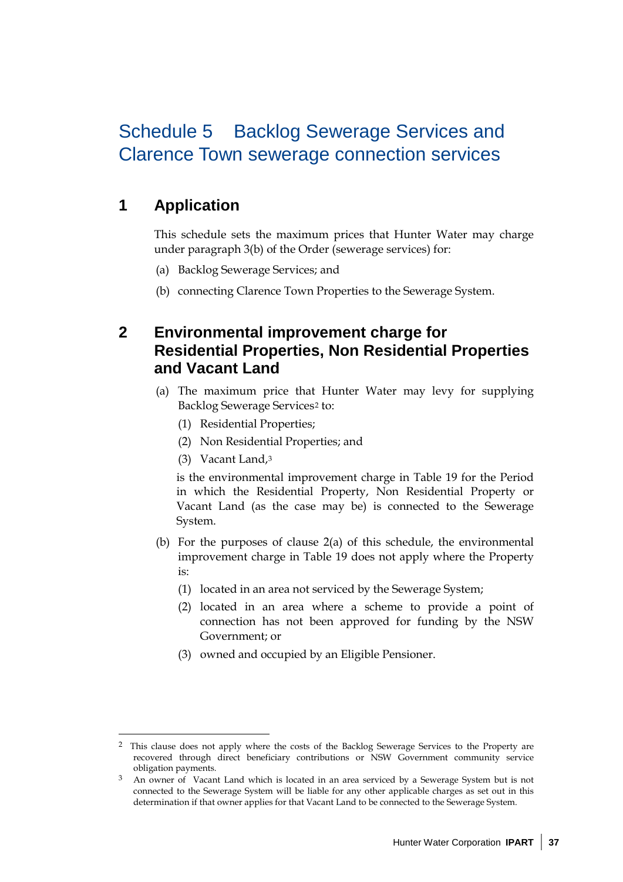# Schedule 5 Backlog Sewerage Services and Clarence Town sewerage connection services

## 1 Application

This schedule sets the maximum prices that Hunter Water may charge under paragraph 3(b) of the Order (sewerage services) for:

(a) Backlog Sewerage Services; and

(b) connecting Clarence Town Properties to the Sewerage System.

## 2 Environmental improvement charge for Residential Properties, Non Residential Properties and Vacant Land

(a) The maximum price that Hunter Water may levy for supplying Backlog Sewerage Services[2] to:

(1) Residential Properties;

(2) Non Residential Properties; and

(3) Vacant Land,[3]

is the environmental improvement charge in Table 19 for the Period in which the Residential Property, Non Residential Property or Vacant Land (as the case may be) is connected to the Sewerage System.

(b) For the purposes of clause 2(a) of this schedule, the environmental improvement charge in Table 19 does not apply where the Property is:

(1) located in an area not serviced by the Sewerage System;

(2) located in an area where a scheme to provide a point of connection has not been approved for funding by the NSW Government; or

(3) owned and occupied by an Eligible Pensioner.

---

[2] This clause does not apply where the costs of the Backlog Sewerage Services to the Property are recovered through direct beneficiary contributions or NSW Government community service obligation payments.

[3] An owner of Vacant Land which is located in an area serviced by a Sewerage System but is not connected to the Sewerage System will be liable for any other applicable charges as set out in this determination if that owner applies for that Vacant Land to be connected to the Sewerage System.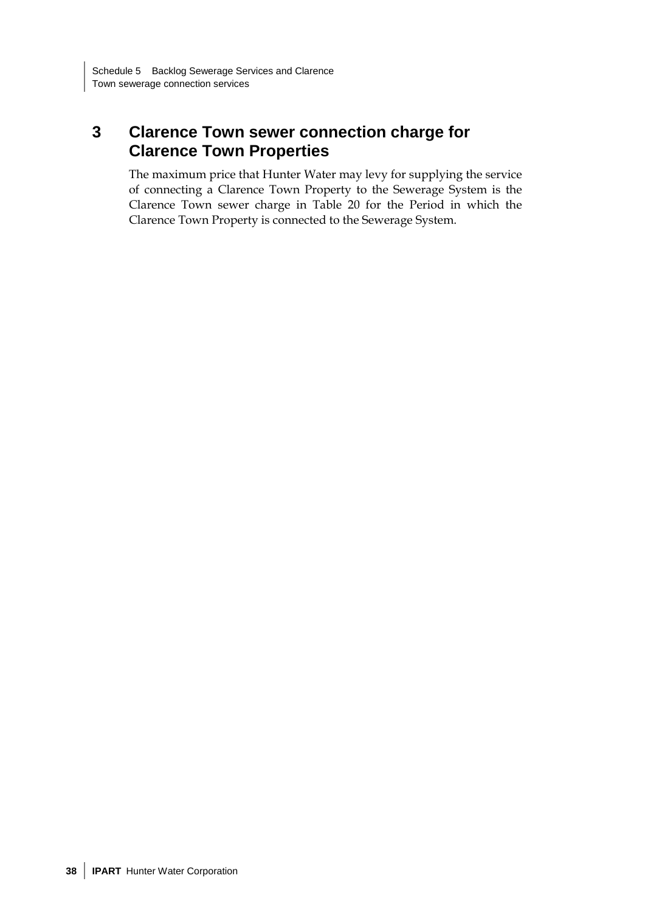## 3 Clarence Town sewer connection charge for Clarence Town Properties

The maximum price that Hunter Water may levy for supplying the service of connecting a Clarence Town Property to the Sewerage System is the Clarence Town sewer charge in Table 20 for the Period in which the Clarence Town Property is connected to the Sewerage System.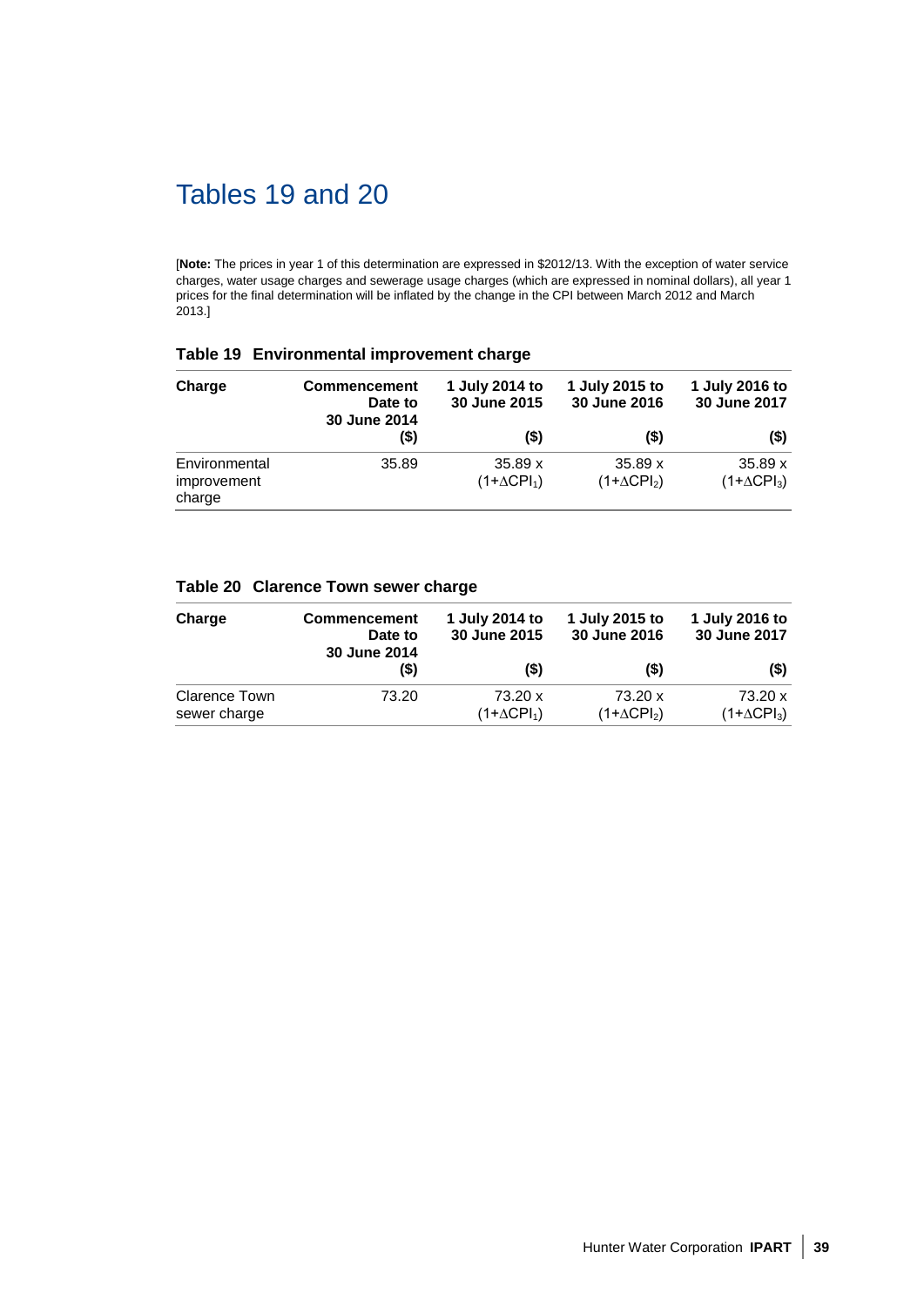# Tables 19 and 20

[**Note:** The prices in year 1 of this determination are expressed in $2012/13. With the exception of water service charges, water usage charges and sewerage usage charges (which are expressed in nominal dollars), all year 1 prices for the final determination will be inflated by the change in the CPI between March 2012 and March 2013.]

**Table 19 Environmental improvement charge**

| Charge | Commencement Date to 30 June 2014 ($) | 1 July 2014 to 30 June 2015 ($) | 1 July 2015 to 30 June 2016 ($) | 1 July 2016 to 30 June 2017 ($) |
|---|---|---|---|---|
| Environmental improvement charge | 35.89 | 35.89 x $(1+\Delta CPI_1)$ | 35.89 x $(1+\Delta CPI_2)$ | 35.89 x $(1+\Delta CPI_3)$ |

**Table 20 Clarence Town sewer charge**

| Charge | Commencement Date to 30 June 2014 ($) | 1 July 2014 to 30 June 2015 ($) | 1 July 2015 to 30 June 2016 ($) | 1 July 2016 to 30 June 2017 ($) |
|---|---|---|---|---|
| Clarence Town sewer charge | 73.20 | 73.20 x $(1+\Delta CPI_1)$ | 73.20 x $(1+\Delta CPI_2)$ | 73.20 x $(1+\Delta CPI_3)$ |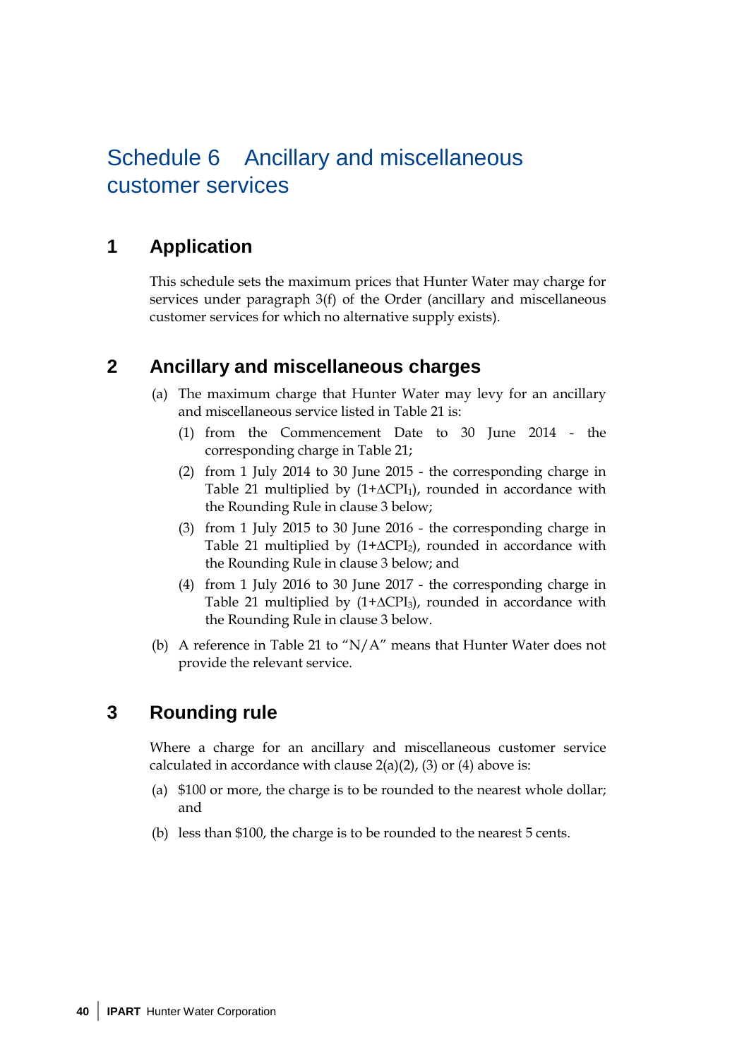# Schedule 6 Ancillary and miscellaneous customer services

## 1 Application

This schedule sets the maximum prices that Hunter Water may charge for services under paragraph 3(f) of the Order (ancillary and miscellaneous customer services for which no alternative supply exists).

## 2 Ancillary and miscellaneous charges

(a) The maximum charge that Hunter Water may levy for an ancillary and miscellaneous service listed in Table 21 is:

(1) from the Commencement Date to 30 June 2014 - the corresponding charge in Table 21;

(2) from 1 July 2014 to 30 June 2015 - the corresponding charge in Table 21 multiplied by $(1+\Delta CPI_1)$, rounded in accordance with the Rounding Rule in clause 3 below;

(3) from 1 July 2015 to 30 June 2016 - the corresponding charge in Table 21 multiplied by $(1+\Delta CPI_2)$, rounded in accordance with the Rounding Rule in clause 3 below; and

(4) from 1 July 2016 to 30 June 2017 - the corresponding charge in Table 21 multiplied by $(1+\Delta CPI_3)$, rounded in accordance with the Rounding Rule in clause 3 below.

(b) A reference in Table 21 to "N/A" means that Hunter Water does not provide the relevant service.

## 3 Rounding rule

Where a charge for an ancillary and miscellaneous customer service calculated in accordance with clause 2(a)(2), (3) or (4) above is:

(a) $100 or more, the charge is to be rounded to the nearest whole dollar; and

(b) less than $100, the charge is to be rounded to the nearest 5 cents.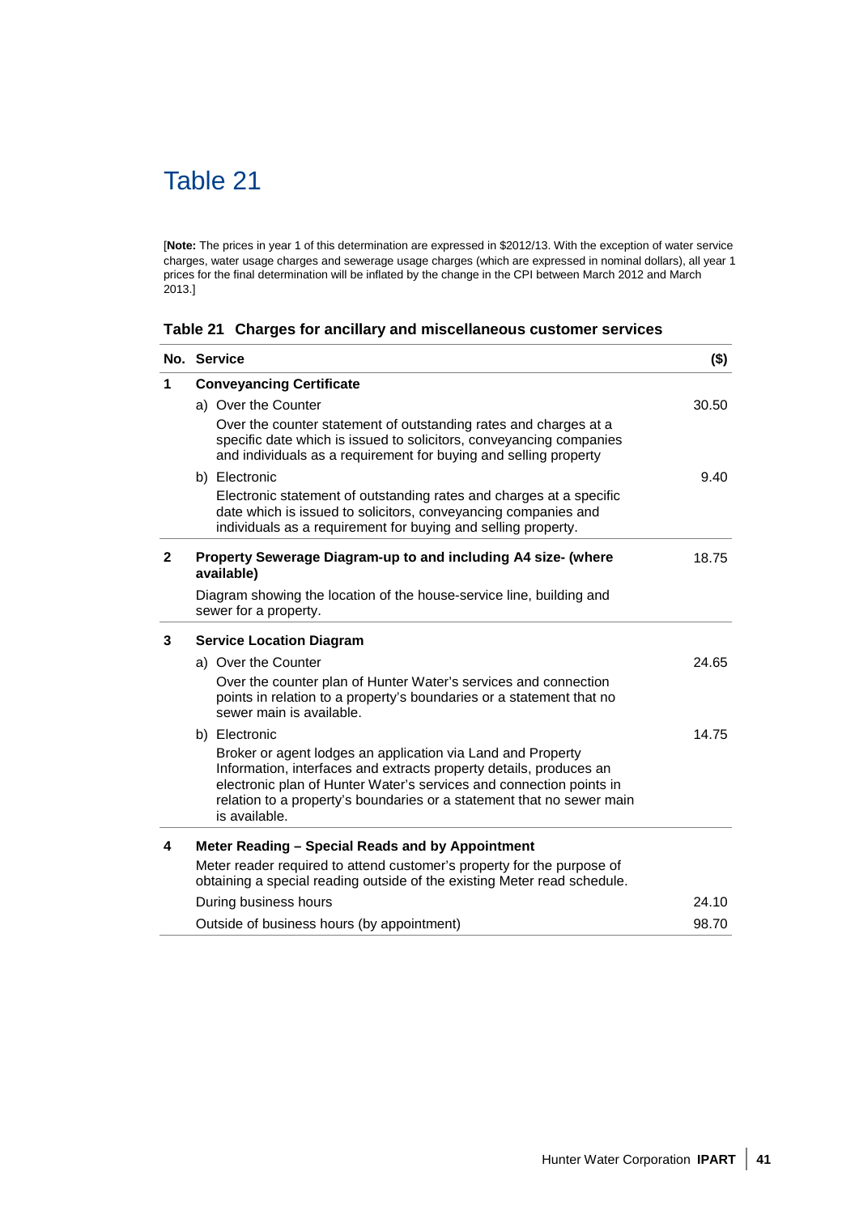# Table 21

[**Note:** The prices in year 1 of this determination are expressed in $2012/13. With the exception of water service charges, water usage charges and sewerage usage charges (which are expressed in nominal dollars), all year 1 prices for the final determination will be inflated by the change in the CPI between March 2012 and March 2013.]

**Table 21 Charges for ancillary and miscellaneous customer services**

| No. | Service | ($) |
|---|---|---|
| 1 | **Conveyancing Certificate** | |
| | a) Over the Counter | 30.50 |
| | Over the counter statement of outstanding rates and charges at a specific date which is issued to solicitors, conveyancing companies and individuals as a requirement for buying and selling property | |
| | b) Electronic | 9.40 |
| | Electronic statement of outstanding rates and charges at a specific date which is issued to solicitors, conveyancing companies and individuals as a requirement for buying and selling property. | |
| 2 | **Property Sewerage Diagram-up to and including A4 size- (where available)** | 18.75 |
| | Diagram showing the location of the house-service line, building and sewer for a property. | |
| 3 | **Service Location Diagram** | |
| | a) Over the Counter | 24.65 |
| | Over the counter plan of Hunter Water's services and connection points in relation to a property's boundaries or a statement that no sewer main is available. | |
| | b) Electronic | 14.75 |
| | Broker or agent lodges an application via Land and Property Information, interfaces and extracts property details, produces an electronic plan of Hunter Water's services and connection points in relation to a property's boundaries or a statement that no sewer main is available. | |
| 4 | **Meter Reading – Special Reads and by Appointment** | |
| | Meter reader required to attend customer's property for the purpose of obtaining a special reading outside of the existing Meter read schedule. | |
| | During business hours | 24.10 |
| | Outside of business hours (by appointment) | 98.70 |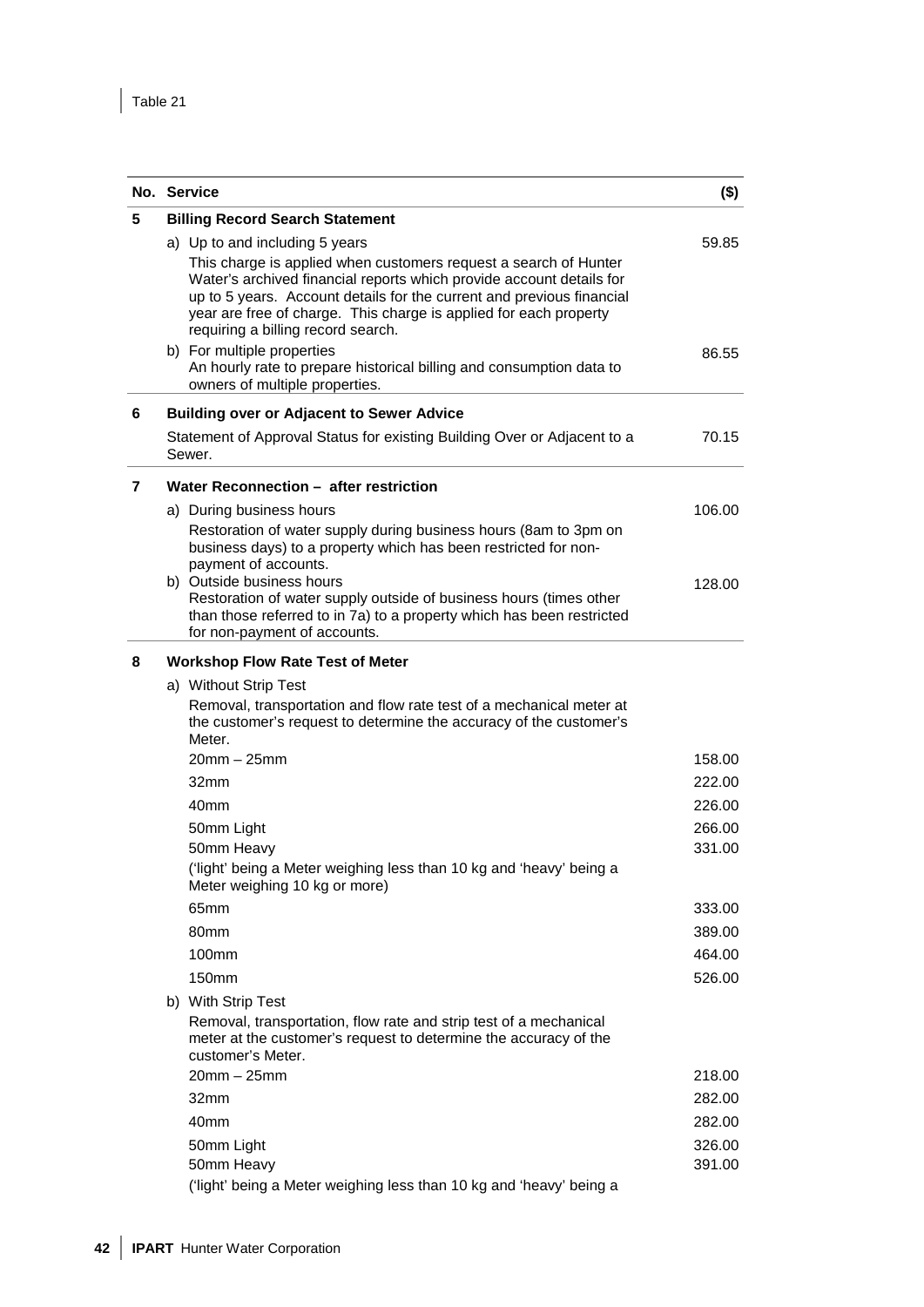Table 21

| No. | Service | ($) |
|---|---|---|
| 5 | **Billing Record Search Statement** | |
| | a) Up to and including 5 years<br>This charge is applied when customers request a search of Hunter Water's archived financial reports which provide account details for up to 5 years. Account details for the current and previous financial year are free of charge. This charge is applied for each property requiring a billing record search. | 59.85 |
| | b) For multiple properties<br>An hourly rate to prepare historical billing and consumption data to owners of multiple properties. | 86.55 |
| 6 | **Building over or Adjacent to Sewer Advice** | |
| | Statement of Approval Status for existing Building Over or Adjacent to a Sewer. | 70.15 |
| 7 | **Water Reconnection – after restriction** | |
| | a) During business hours<br>Restoration of water supply during business hours (8am to 3pm on business days) to a property which has been restricted for non-payment of accounts. | 106.00 |
| | b) Outside business hours<br>Restoration of water supply outside of business hours (times other than those referred to in 7a) to a property which has been restricted for non-payment of accounts. | 128.00 |
| 8 | **Workshop Flow Rate Test of Meter** | |
| | a) Without Strip Test<br>Removal, transportation and flow rate test of a mechanical meter at the customer's request to determine the accuracy of the customer's Meter. | |
| | 20mm – 25mm | 158.00 |
| | 32mm | 222.00 |
| | 40mm | 226.00 |
| | 50mm Light | 266.00 |
| | 50mm Heavy | 331.00 |
| | ('light' being a Meter weighing less than 10 kg and 'heavy' being a Meter weighing 10 kg or more) | |
| | 65mm | 333.00 |
| | 80mm | 389.00 |
| | 100mm | 464.00 |
| | 150mm | 526.00 |
| | b) With Strip Test<br>Removal, transportation, flow rate and strip test of a mechanical meter at the customer's request to determine the accuracy of the customer's Meter. | |
| | 20mm – 25mm | 218.00 |
| | 32mm | 282.00 |
| | 40mm | 282.00 |
| | 50mm Light | 326.00 |
| | 50mm Heavy | 391.00 |
| | ('light' being a Meter weighing less than 10 kg and 'heavy' being a | |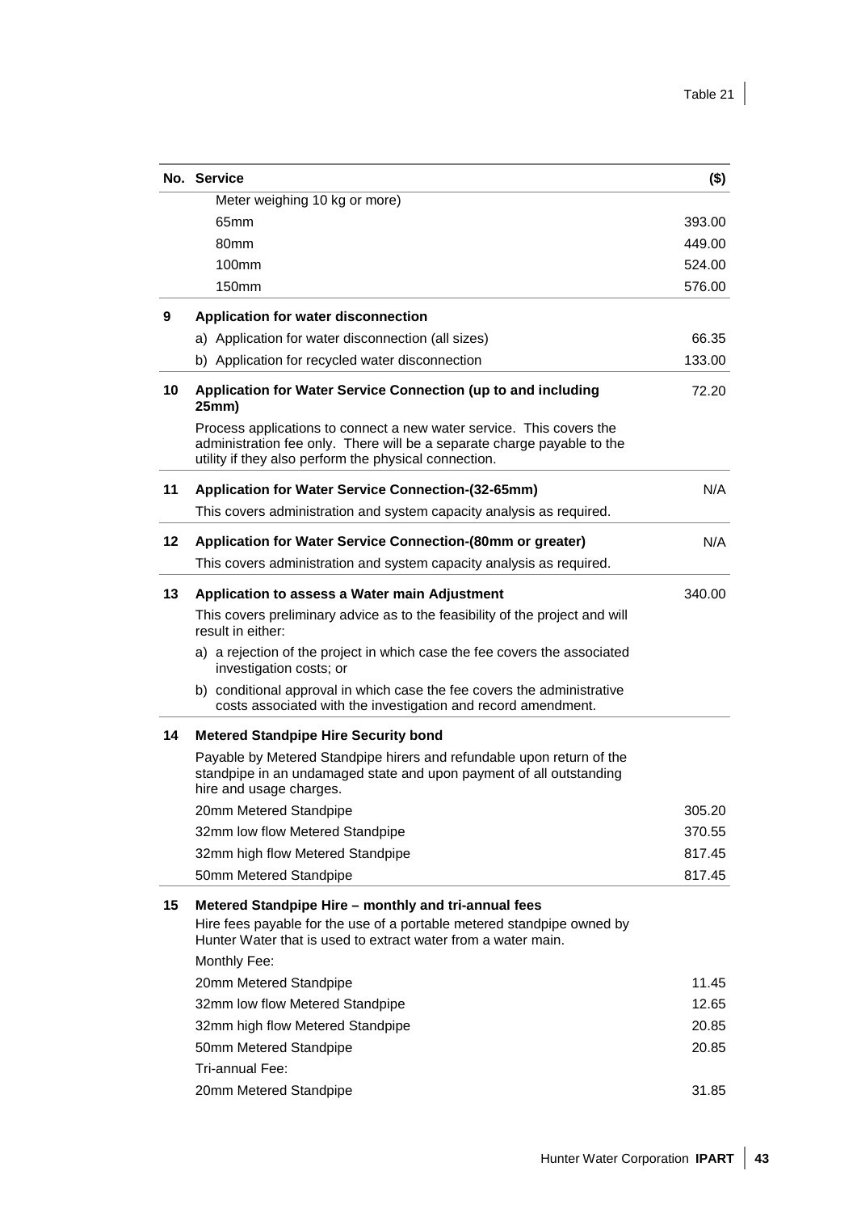| No. | Service | ($) |
|---|---|---|
| | Meter weighing 10 kg or more) | |
| | 65mm | 393.00 |
| | 80mm | 449.00 |
| | 100mm | 524.00 |
| | 150mm | 576.00 |
| 9 | **Application for water disconnection** | |
| | a) Application for water disconnection (all sizes) | 66.35 |
| | b) Application for recycled water disconnection | 133.00 |
| 10 | **Application for Water Service Connection (up to and including 25mm)** | 72.20 |
| | Process applications to connect a new water service. This covers the administration fee only. There will be a separate charge payable to the utility if they also perform the physical connection. | |
| 11 | **Application for Water Service Connection-(32-65mm)** | N/A |
| | This covers administration and system capacity analysis as required. | |
| 12 | **Application for Water Service Connection-(80mm or greater)** | N/A |
| | This covers administration and system capacity analysis as required. | |
| 13 | **Application to assess a Water main Adjustment** | 340.00 |
| | This covers preliminary advice as to the feasibility of the project and will result in either: | |
| | a) a rejection of the project in which case the fee covers the associated investigation costs; or | |
| | b) conditional approval in which case the fee covers the administrative costs associated with the investigation and record amendment. | |
| 14 | **Metered Standpipe Hire Security bond** | |
| | Payable by Metered Standpipe hirers and refundable upon return of the standpipe in an undamaged state and upon payment of all outstanding hire and usage charges. | |
| | 20mm Metered Standpipe | 305.20 |
| | 32mm low flow Metered Standpipe | 370.55 |
| | 32mm high flow Metered Standpipe | 817.45 |
| | 50mm Metered Standpipe | 817.45 |
| 15 | **Metered Standpipe Hire – monthly and tri-annual fees** | |
| | Hire fees payable for the use of a portable metered standpipe owned by Hunter Water that is used to extract water from a water main. | |
| | Monthly Fee: | |
| | 20mm Metered Standpipe | 11.45 |
| | 32mm low flow Metered Standpipe | 12.65 |
| | 32mm high flow Metered Standpipe | 20.85 |
| | 50mm Metered Standpipe | 20.85 |
| | Tri-annual Fee: | |
| | 20mm Metered Standpipe | 31.85 |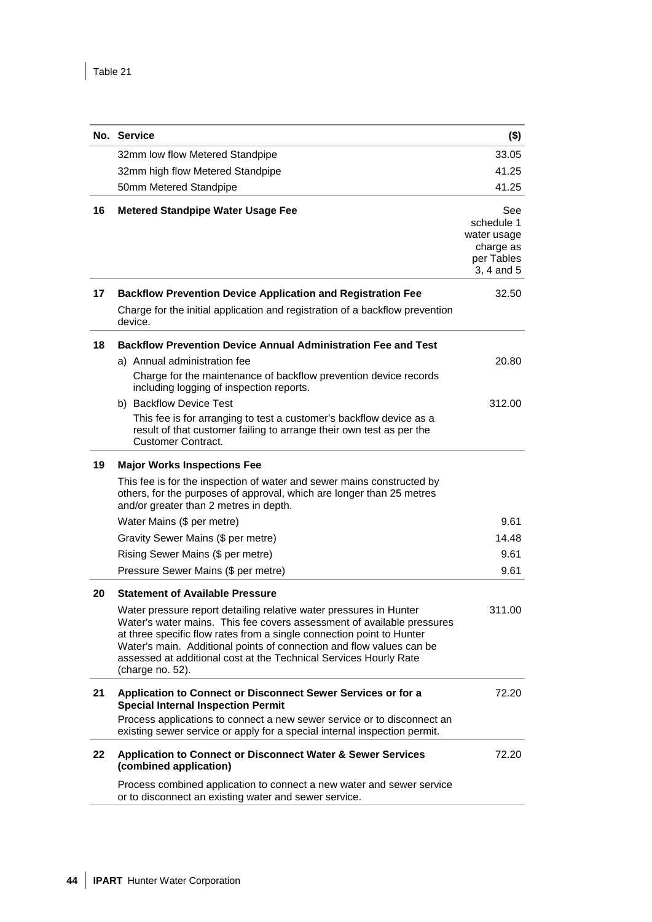Table 21

| No. | Service | ($) |
|---|---|---|
| | 32mm low flow Metered Standpipe | 33.05 |
| | 32mm high flow Metered Standpipe | 41.25 |
| | 50mm Metered Standpipe | 41.25 |
| 16 | **Metered Standpipe Water Usage Fee** | See schedule 1 water usage charge as per Tables 3, 4 and 5 |
| 17 | **Backflow Prevention Device Application and Registration Fee** | 32.50 |
| | Charge for the initial application and registration of a backflow prevention device. | |
| 18 | **Backflow Prevention Device Annual Administration Fee and Test** | |
| | a) Annual administration fee | 20.80 |
| | Charge for the maintenance of backflow prevention device records including logging of inspection reports. | |
| | b) Backflow Device Test | 312.00 |
| | This fee is for arranging to test a customer's backflow device as a result of that customer failing to arrange their own test as per the Customer Contract. | |
| 19 | **Major Works Inspections Fee** | |
| | This fee is for the inspection of water and sewer mains constructed by others, for the purposes of approval, which are longer than 25 metres and/or greater than 2 metres in depth. | |
| | Water Mains ($ per metre) | 9.61 |
| | Gravity Sewer Mains ($ per metre) | 14.48 |
| | Rising Sewer Mains ($ per metre) | 9.61 |
| | Pressure Sewer Mains ($ per metre) | 9.61 |
| 20 | **Statement of Available Pressure** | |
| | Water pressure report detailing relative water pressures in Hunter Water's water mains. This fee covers assessment of available pressures at three specific flow rates from a single connection point to Hunter Water's main. Additional points of connection and flow values can be assessed at additional cost at the Technical Services Hourly Rate (charge no. 52). | 311.00 |
| 21 | **Application to Connect or Disconnect Sewer Services or for a Special Internal Inspection Permit** | 72.20 |
| | Process applications to connect a new sewer service or to disconnect an existing sewer service or apply for a special internal inspection permit. | |
| 22 | **Application to Connect or Disconnect Water & Sewer Services (combined application)** | 72.20 |
| | Process combined application to connect a new water and sewer service or to disconnect an existing water and sewer service. | |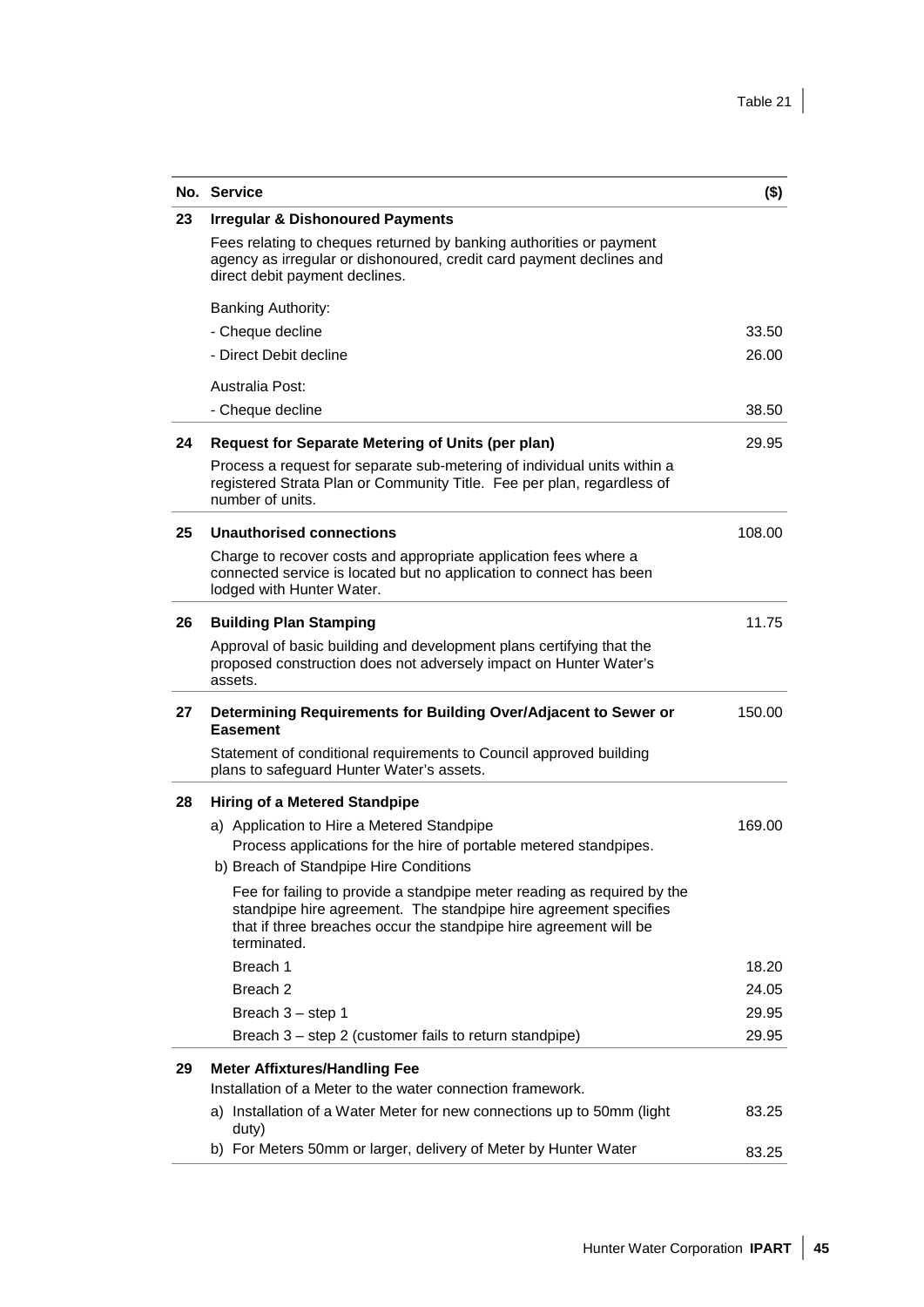Table 21

| No. | Service | ($) |
|---|---|---|
| 23 | **Irregular & Dishonoured Payments** | |
| | Fees relating to cheques returned by banking authorities or payment agency as irregular or dishonoured, credit card payment declines and direct debit payment declines. | |
| | Banking Authority: | |
| | - Cheque decline | 33.50 |
| | - Direct Debit decline | 26.00 |
| | Australia Post: | |
| | - Cheque decline | 38.50 |
| 24 | **Request for Separate Metering of Units (per plan)** | 29.95 |
| | Process a request for separate sub-metering of individual units within a registered Strata Plan or Community Title. Fee per plan, regardless of number of units. | |
| 25 | **Unauthorised connections** | 108.00 |
| | Charge to recover costs and appropriate application fees where a connected service is located but no application to connect has been lodged with Hunter Water. | |
| 26 | **Building Plan Stamping** | 11.75 |
| | Approval of basic building and development plans certifying that the proposed construction does not adversely impact on Hunter Water's assets. | |
| 27 | **Determining Requirements for Building Over/Adjacent to Sewer or Easement** | 150.00 |
| | Statement of conditional requirements to Council approved building plans to safeguard Hunter Water's assets. | |
| 28 | **Hiring of a Metered Standpipe** | |
| | a) Application to Hire a Metered Standpipe | 169.00 |
| | Process applications for the hire of portable metered standpipes. | |
| | b) Breach of Standpipe Hire Conditions | |
| | Fee for failing to provide a standpipe meter reading as required by the standpipe hire agreement. The standpipe hire agreement specifies that if three breaches occur the standpipe hire agreement will be terminated. | |
| | Breach 1 | 18.20 |
| | Breach 2 | 24.05 |
| | Breach 3 – step 1 | 29.95 |
| | Breach 3 – step 2 (customer fails to return standpipe) | 29.95 |
| 29 | **Meter Affixtures/Handling Fee** | |
| | Installation of a Meter to the water connection framework. | |
| | a) Installation of a Water Meter for new connections up to 50mm (light duty) | 83.25 |
| | b) For Meters 50mm or larger, delivery of Meter by Hunter Water | 83.25 |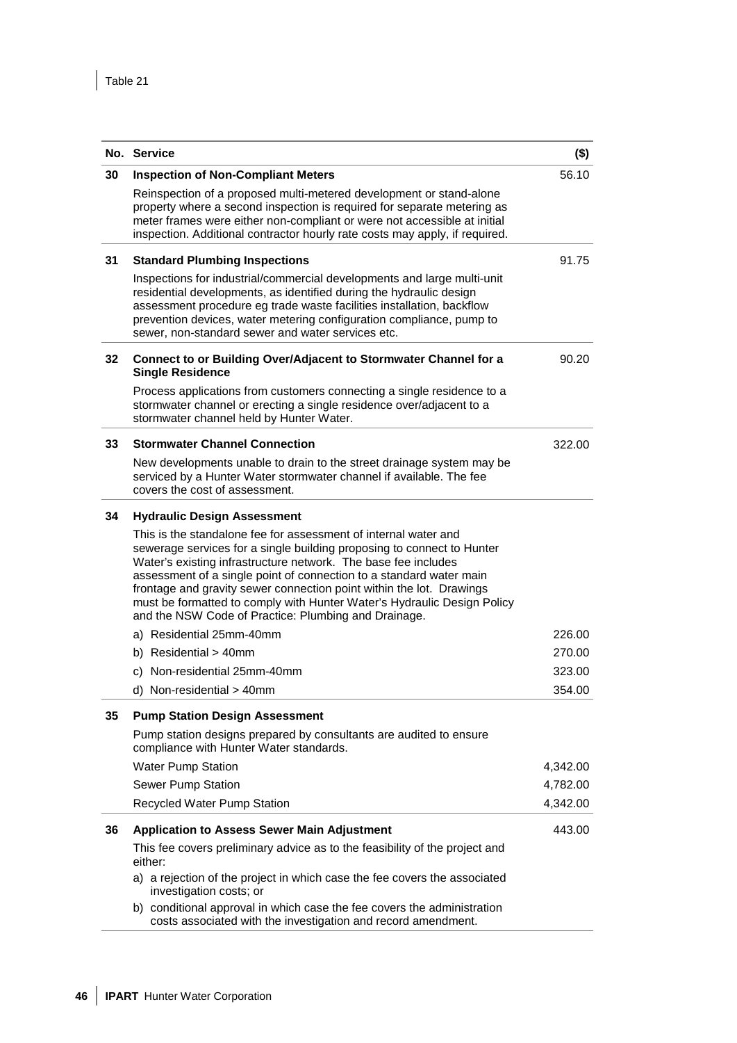Table 21

| No. | Service | ($) |
|---|---|---|
| 30 | **Inspection of Non-Compliant Meters** | 56.10 |
| | Reinspection of a proposed multi-metered development or stand-alone property where a second inspection is required for separate metering as meter frames were either non-compliant or were not accessible at initial inspection. Additional contractor hourly rate costs may apply, if required. | |
| 31 | **Standard Plumbing Inspections** | 91.75 |
| | Inspections for industrial/commercial developments and large multi-unit residential developments, as identified during the hydraulic design assessment procedure eg trade waste facilities installation, backflow prevention devices, water metering configuration compliance, pump to sewer, non-standard sewer and water services etc. | |
| 32 | **Connect to or Building Over/Adjacent to Stormwater Channel for a Single Residence** | 90.20 |
| | Process applications from customers connecting a single residence to a stormwater channel or erecting a single residence over/adjacent to a stormwater channel held by Hunter Water. | |
| 33 | **Stormwater Channel Connection** | 322.00 |
| | New developments unable to drain to the street drainage system may be serviced by a Hunter Water stormwater channel if available. The fee covers the cost of assessment. | |
| 34 | **Hydraulic Design Assessment** | |
| | This is the standalone fee for assessment of internal water and sewerage services for a single building proposing to connect to Hunter Water's existing infrastructure network. The base fee includes assessment of a single point of connection to a standard water main frontage and gravity sewer connection point within the lot. Drawings must be formatted to comply with Hunter Water's Hydraulic Design Policy and the NSW Code of Practice: Plumbing and Drainage. | |
| | a) Residential 25mm-40mm | 226.00 |
| | b) Residential > 40mm | 270.00 |
| | c) Non-residential 25mm-40mm | 323.00 |
| | d) Non-residential > 40mm | 354.00 |
| 35 | **Pump Station Design Assessment** | |
| | Pump station designs prepared by consultants are audited to ensure compliance with Hunter Water standards. | |
| | Water Pump Station | 4,342.00 |
| | Sewer Pump Station | 4,782.00 |
| | Recycled Water Pump Station | 4,342.00 |
| 36 | **Application to Assess Sewer Main Adjustment** | 443.00 |
| | This fee covers preliminary advice as to the feasibility of the project and either: a) a rejection of the project in which case the fee covers the associated investigation costs; or b) conditional approval in which case the fee covers the administration costs associated with the investigation and record amendment. | |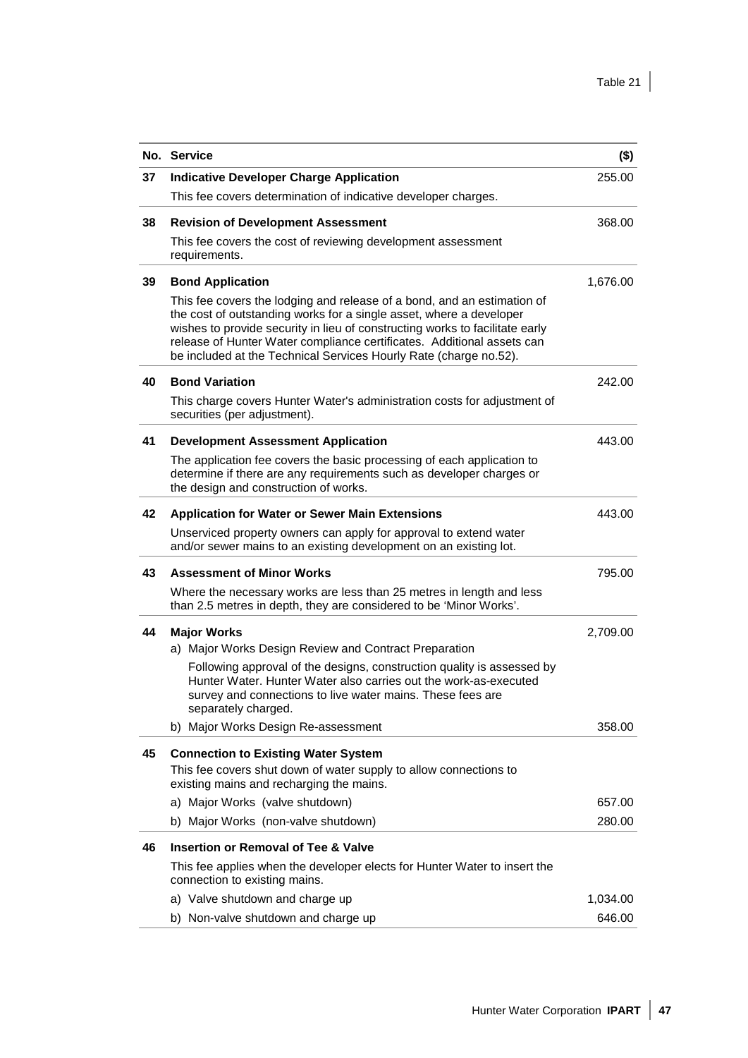| No. | Service | ($) |
|---|---|---|
| 37 | **Indicative Developer Charge Application** | 255.00 |
| | This fee covers determination of indicative developer charges. | |
| 38 | **Revision of Development Assessment** | 368.00 |
| | This fee covers the cost of reviewing development assessment requirements. | |
| 39 | **Bond Application** | 1,676.00 |
| | This fee covers the lodging and release of a bond, and an estimation of the cost of outstanding works for a single asset, where a developer wishes to provide security in lieu of constructing works to facilitate early release of Hunter Water compliance certificates. Additional assets can be included at the Technical Services Hourly Rate (charge no.52). | |
| 40 | **Bond Variation** | 242.00 |
| | This charge covers Hunter Water's administration costs for adjustment of securities (per adjustment). | |
| 41 | **Development Assessment Application** | 443.00 |
| | The application fee covers the basic processing of each application to determine if there are any requirements such as developer charges or the design and construction of works. | |
| 42 | **Application for Water or Sewer Main Extensions** | 443.00 |
| | Unserviced property owners can apply for approval to extend water and/or sewer mains to an existing development on an existing lot. | |
| 43 | **Assessment of Minor Works** | 795.00 |
| | Where the necessary works are less than 25 metres in length and less than 2.5 metres in depth, they are considered to be 'Minor Works'. | |
| 44 | **Major Works** | 2,709.00 |
| | a) Major Works Design Review and Contract Preparation | |
| | Following approval of the designs, construction quality is assessed by Hunter Water. Hunter Water also carries out the work-as-executed survey and connections to live water mains. These fees are separately charged. | |
| | b) Major Works Design Re-assessment | 358.00 |
| 45 | **Connection to Existing Water System** | |
| | This fee covers shut down of water supply to allow connections to existing mains and recharging the mains. | |
| | a) Major Works (valve shutdown) | 657.00 |
| | b) Major Works (non-valve shutdown) | 280.00 |
| 46 | **Insertion or Removal of Tee & Valve** | |
| | This fee applies when the developer elects for Hunter Water to insert the connection to existing mains. | |
| | a) Valve shutdown and charge up | 1,034.00 |
| | b) Non-valve shutdown and charge up | 646.00 |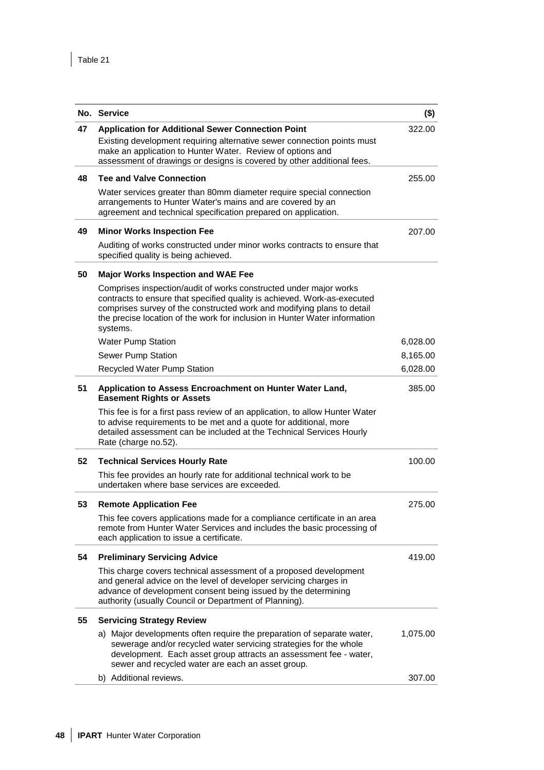Table 21

| No. | Service | ($) |
|---|---|---|
| 47 | **Application for Additional Sewer Connection Point**<br>Existing development requiring alternative sewer connection points must make an application to Hunter Water. Review of options and assessment of drawings or designs is covered by other additional fees. | 322.00 |
| 48 | **Tee and Valve Connection**<br>Water services greater than 80mm diameter require special connection arrangements to Hunter Water's mains and are covered by an agreement and technical specification prepared on application. | 255.00 |
| 49 | **Minor Works Inspection Fee**<br>Auditing of works constructed under minor works contracts to ensure that specified quality is being achieved. | 207.00 |
| 50 | **Major Works Inspection and WAE Fee**<br>Comprises inspection/audit of works constructed under major works contracts to ensure that specified quality is achieved. Work-as-executed comprises survey of the constructed work and modifying plans to detail the precise location of the work for inclusion in Hunter Water information systems. | |
| | Water Pump Station | 6,028.00 |
| | Sewer Pump Station | 8,165.00 |
| | Recycled Water Pump Station | 6,028.00 |
| 51 | **Application to Assess Encroachment on Hunter Water Land, Easement Rights or Assets**<br>This fee is for a first pass review of an application, to allow Hunter Water to advise requirements to be met and a quote for additional, more detailed assessment can be included at the Technical Services Hourly Rate (charge no.52). | 385.00 |
| 52 | **Technical Services Hourly Rate**<br>This fee provides an hourly rate for additional technical work to be undertaken where base services are exceeded. | 100.00 |
| 53 | **Remote Application Fee**<br>This fee covers applications made for a compliance certificate in an area remote from Hunter Water Services and includes the basic processing of each application to issue a certificate. | 275.00 |
| 54 | **Preliminary Servicing Advice**<br>This charge covers technical assessment of a proposed development and general advice on the level of developer servicing charges in advance of development consent being issued by the determining authority (usually Council or Department of Planning). | 419.00 |
| 55 | **Servicing Strategy Review** | |
| | a) Major developments often require the preparation of separate water, sewerage and/or recycled water servicing strategies for the whole development. Each asset group attracts an assessment fee - water, sewer and recycled water are each an asset group. | 1,075.00 |
| | b) Additional reviews. | 307.00 |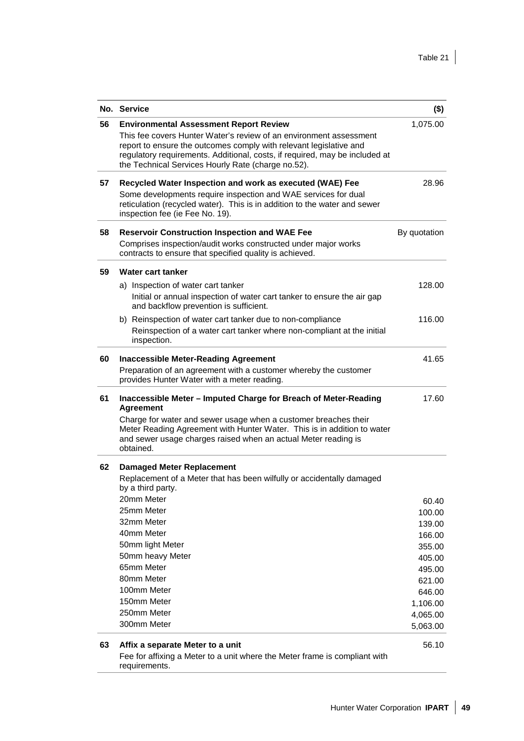| No. | Service | ($) |
|---|---|---|
| 56 | **Environmental Assessment Report Review**<br>This fee covers Hunter Water's review of an environment assessment report to ensure the outcomes comply with relevant legislative and regulatory requirements. Additional, costs, if required, may be included at the Technical Services Hourly Rate (charge no.52). | 1,075.00 |
| 57 | **Recycled Water Inspection and work as executed (WAE) Fee**<br>Some developments require inspection and WAE services for dual reticulation (recycled water). This is in addition to the water and sewer inspection fee (ie Fee No. 19). | 28.96 |
| 58 | **Reservoir Construction Inspection and WAE Fee**<br>Comprises inspection/audit works constructed under major works contracts to ensure that specified quality is achieved. | By quotation |
| 59 | **Water cart tanker** | |
| | a) Inspection of water cart tanker<br>Initial or annual inspection of water cart tanker to ensure the air gap and backflow prevention is sufficient. | 128.00 |
| | b) Reinspection of water cart tanker due to non-compliance<br>Reinspection of a water cart tanker where non-compliant at the initial inspection. | 116.00 |
| 60 | **Inaccessible Meter-Reading Agreement**<br>Preparation of an agreement with a customer whereby the customer provides Hunter Water with a meter reading. | 41.65 |
| 61 | **Inaccessible Meter – Imputed Charge for Breach of Meter-Reading Agreement**<br>Charge for water and sewer usage when a customer breaches their Meter Reading Agreement with Hunter Water. This is in addition to water and sewer usage charges raised when an actual Meter reading is obtained. | 17.60 |
| 62 | **Damaged Meter Replacement**<br>Replacement of a Meter that has been wilfully or accidentally damaged by a third party. | |
| | 20mm Meter | 60.40 |
| | 25mm Meter | 100.00 |
| | 32mm Meter | 139.00 |
| | 40mm Meter | 166.00 |
| | 50mm light Meter | 355.00 |
| | 50mm heavy Meter | 405.00 |
| | 65mm Meter | 495.00 |
| | 80mm Meter | 621.00 |
| | 100mm Meter | 646.00 |
| | 150mm Meter | 1,106.00 |
| | 250mm Meter | 4,065.00 |
| | 300mm Meter | 5,063.00 |
| 63 | **Affix a separate Meter to a unit**<br>Fee for affixing a Meter to a unit where the Meter frame is compliant with requirements. | 56.10 |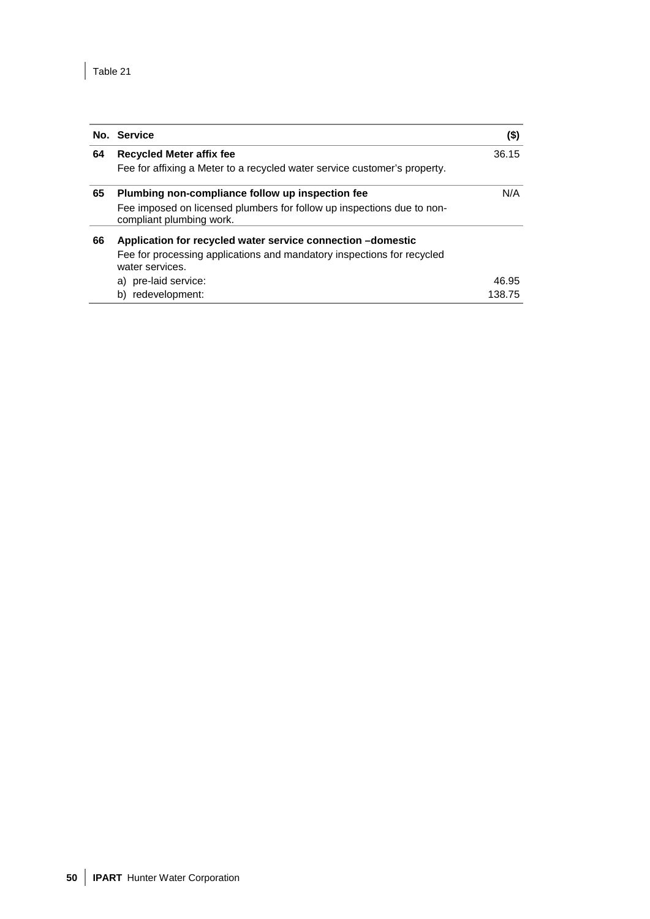Table 21

| No. | Service | ($) |
|---|---|---|
| 64 | **Recycled Meter affix fee**<br>Fee for affixing a Meter to a recycled water service customer's property. | 36.15 |
| 65 | **Plumbing non-compliance follow up inspection fee**<br>Fee imposed on licensed plumbers for follow up inspections due to non-compliant plumbing work. | N/A |
| 66 | **Application for recycled water service connection –domestic**<br>Fee for processing applications and mandatory inspections for recycled water services. | |
| | a) pre-laid service: | 46.95 |
| | b) redevelopment: | 138.75 |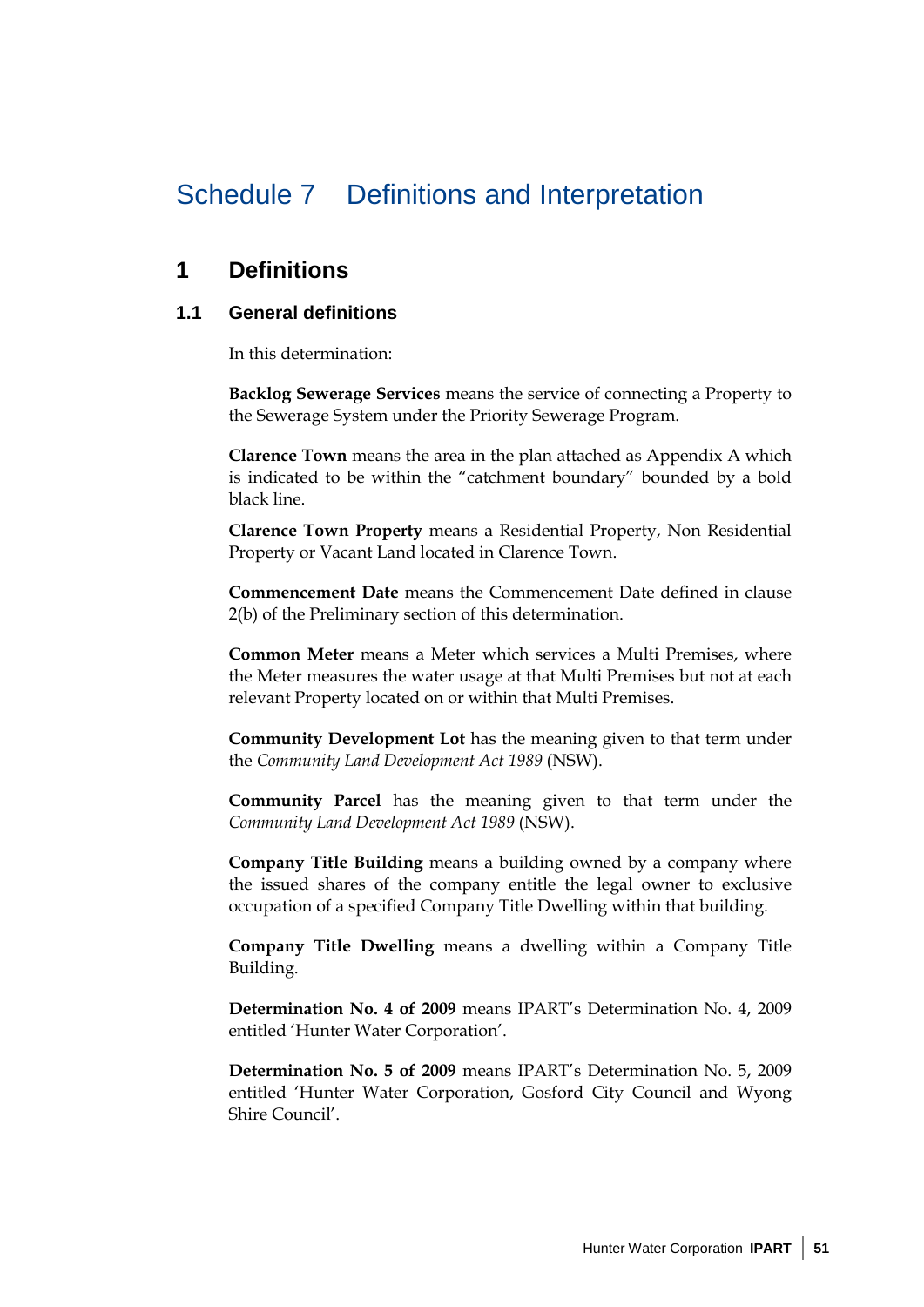# Schedule 7 Definitions and Interpretation

## 1 Definitions

### 1.1 General definitions

In this determination:

**Backlog Sewerage Services** means the service of connecting a Property to the Sewerage System under the Priority Sewerage Program.

**Clarence Town** means the area in the plan attached as Appendix A which is indicated to be within the "catchment boundary" bounded by a bold black line.

**Clarence Town Property** means a Residential Property, Non Residential Property or Vacant Land located in Clarence Town.

**Commencement Date** means the Commencement Date defined in clause 2(b) of the Preliminary section of this determination.

**Common Meter** means a Meter which services a Multi Premises, where the Meter measures the water usage at that Multi Premises but not at each relevant Property located on or within that Multi Premises.

**Community Development Lot** has the meaning given to that term under the *Community Land Development Act 1989* (NSW).

**Community Parcel** has the meaning given to that term under the *Community Land Development Act 1989* (NSW).

**Company Title Building** means a building owned by a company where the issued shares of the company entitle the legal owner to exclusive occupation of a specified Company Title Dwelling within that building.

**Company Title Dwelling** means a dwelling within a Company Title Building.

**Determination No. 4 of 2009** means IPART's Determination No. 4, 2009 entitled 'Hunter Water Corporation'.

**Determination No. 5 of 2009** means IPART's Determination No. 5, 2009 entitled 'Hunter Water Corporation, Gosford City Council and Wyong Shire Council'.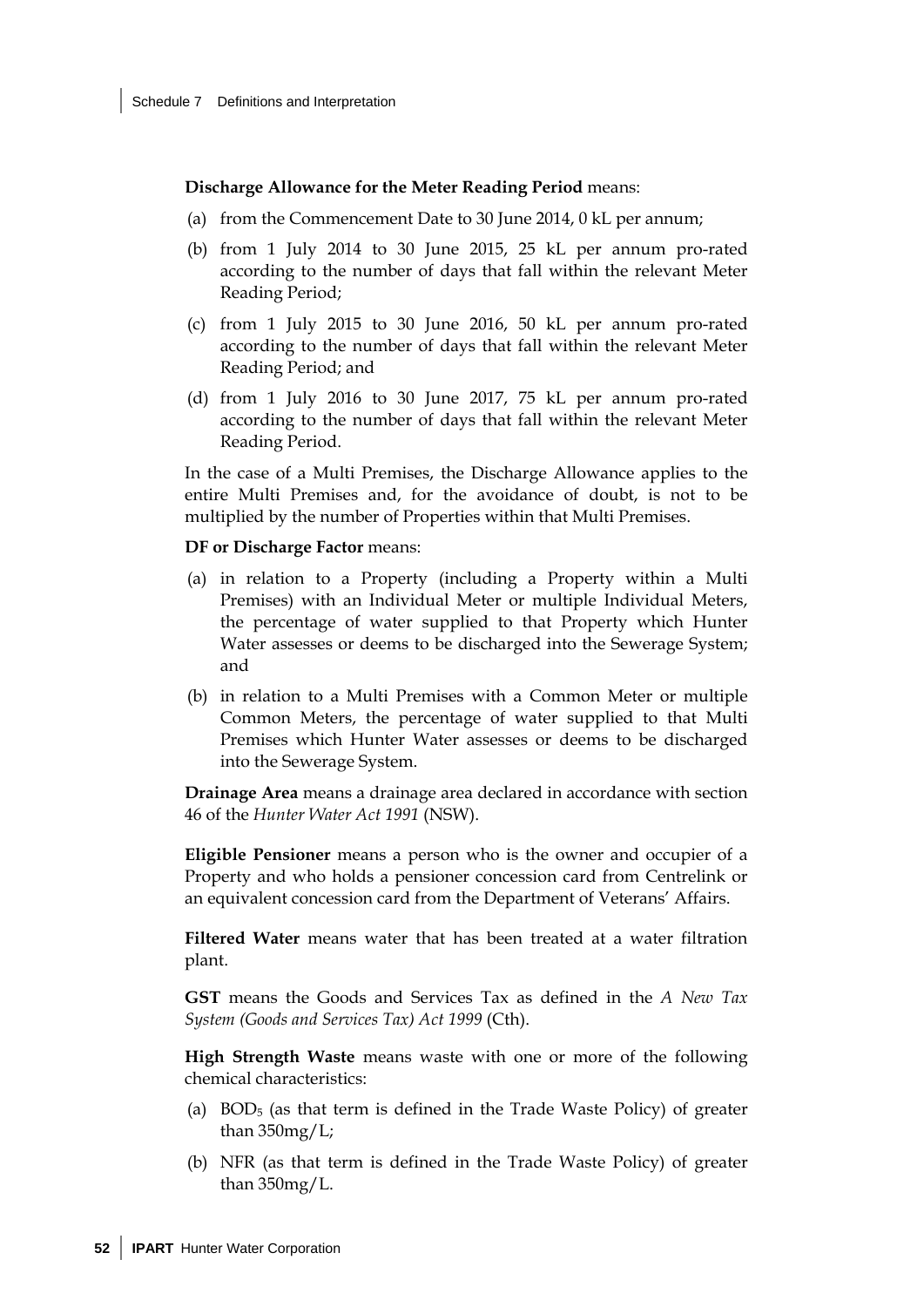**Discharge Allowance for the Meter Reading Period** means:

(a) from the Commencement Date to 30 June 2014, 0 kL per annum;

(b) from 1 July 2014 to 30 June 2015, 25 kL per annum pro-rated according to the number of days that fall within the relevant Meter Reading Period;

(c) from 1 July 2015 to 30 June 2016, 50 kL per annum pro-rated according to the number of days that fall within the relevant Meter Reading Period; and

(d) from 1 July 2016 to 30 June 2017, 75 kL per annum pro-rated according to the number of days that fall within the relevant Meter Reading Period.

In the case of a Multi Premises, the Discharge Allowance applies to the entire Multi Premises and, for the avoidance of doubt, is not to be multiplied by the number of Properties within that Multi Premises.

**DF or Discharge Factor** means:

(a) in relation to a Property (including a Property within a Multi Premises) with an Individual Meter or multiple Individual Meters, the percentage of water supplied to that Property which Hunter Water assesses or deems to be discharged into the Sewerage System; and

(b) in relation to a Multi Premises with a Common Meter or multiple Common Meters, the percentage of water supplied to that Multi Premises which Hunter Water assesses or deems to be discharged into the Sewerage System.

**Drainage Area** means a drainage area declared in accordance with section 46 of the *Hunter Water Act 1991* (NSW).

**Eligible Pensioner** means a person who is the owner and occupier of a Property and who holds a pensioner concession card from Centrelink or an equivalent concession card from the Department of Veterans' Affairs.

**Filtered Water** means water that has been treated at a water filtration plant.

**GST** means the Goods and Services Tax as defined in the *A New Tax System (Goods and Services Tax) Act 1999* (Cth).

**High Strength Waste** means waste with one or more of the following chemical characteristics:

(a) $BOD_5$ (as that term is defined in the Trade Waste Policy) of greater than 350mg/L;

(b) NFR (as that term is defined in the Trade Waste Policy) of greater than 350mg/L.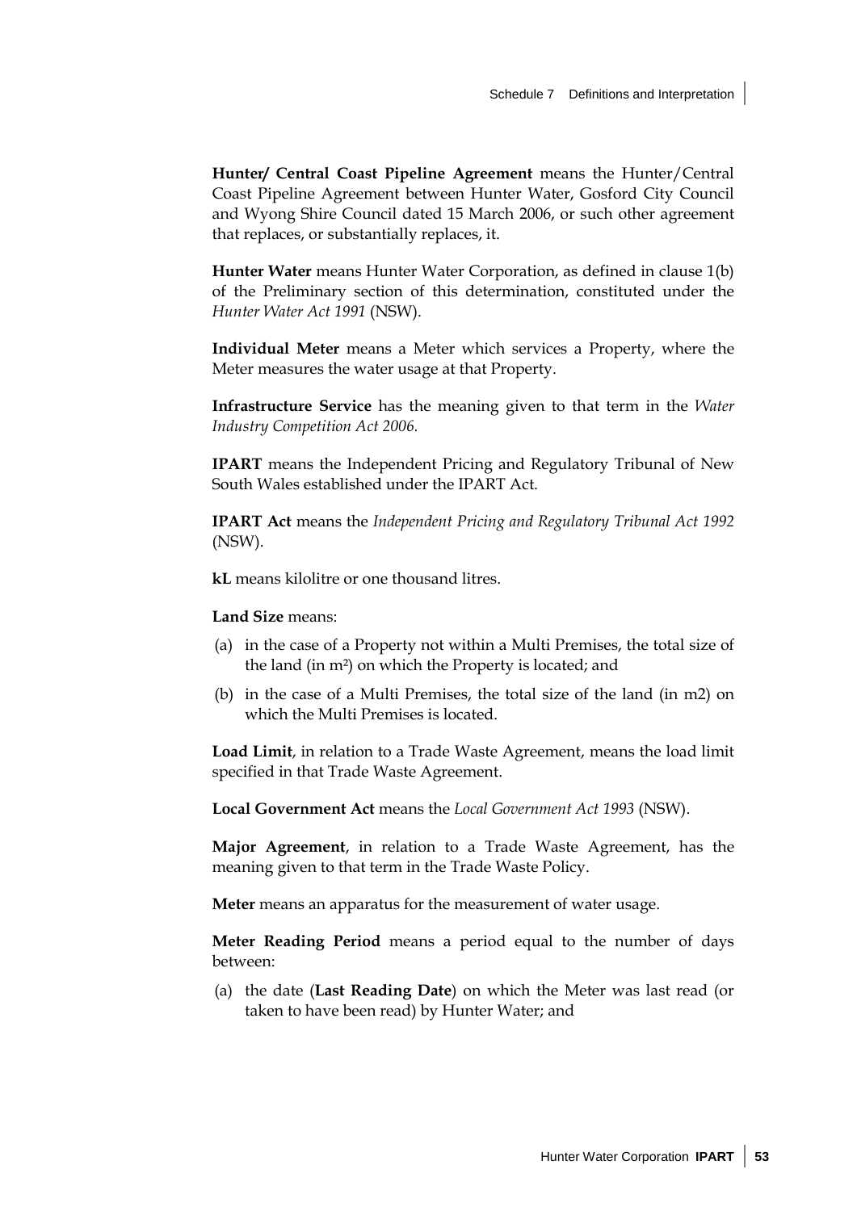**Hunter/ Central Coast Pipeline Agreement** means the Hunter/Central Coast Pipeline Agreement between Hunter Water, Gosford City Council and Wyong Shire Council dated 15 March 2006, or such other agreement that replaces, or substantially replaces, it.

**Hunter Water** means Hunter Water Corporation, as defined in clause 1(b) of the Preliminary section of this determination, constituted under the *Hunter Water Act 1991* (NSW).

**Individual Meter** means a Meter which services a Property, where the Meter measures the water usage at that Property.

**Infrastructure Service** has the meaning given to that term in the *Water Industry Competition Act 2006.*

**IPART** means the Independent Pricing and Regulatory Tribunal of New South Wales established under the IPART Act.

**IPART Act** means the *Independent Pricing and Regulatory Tribunal Act 1992* (NSW).

**kL** means kilolitre or one thousand litres.

**Land Size** means:

(a) in the case of a Property not within a Multi Premises, the total size of the land (in $m^2$) on which the Property is located; and

(b) in the case of a Multi Premises, the total size of the land (in m2) on which the Multi Premises is located.

**Load Limit**, in relation to a Trade Waste Agreement, means the load limit specified in that Trade Waste Agreement.

**Local Government Act** means the *Local Government Act 1993* (NSW).

**Major Agreement**, in relation to a Trade Waste Agreement, has the meaning given to that term in the Trade Waste Policy.

**Meter** means an apparatus for the measurement of water usage.

**Meter Reading Period** means a period equal to the number of days between:

(a) the date (**Last Reading Date**) on which the Meter was last read (or taken to have been read) by Hunter Water; and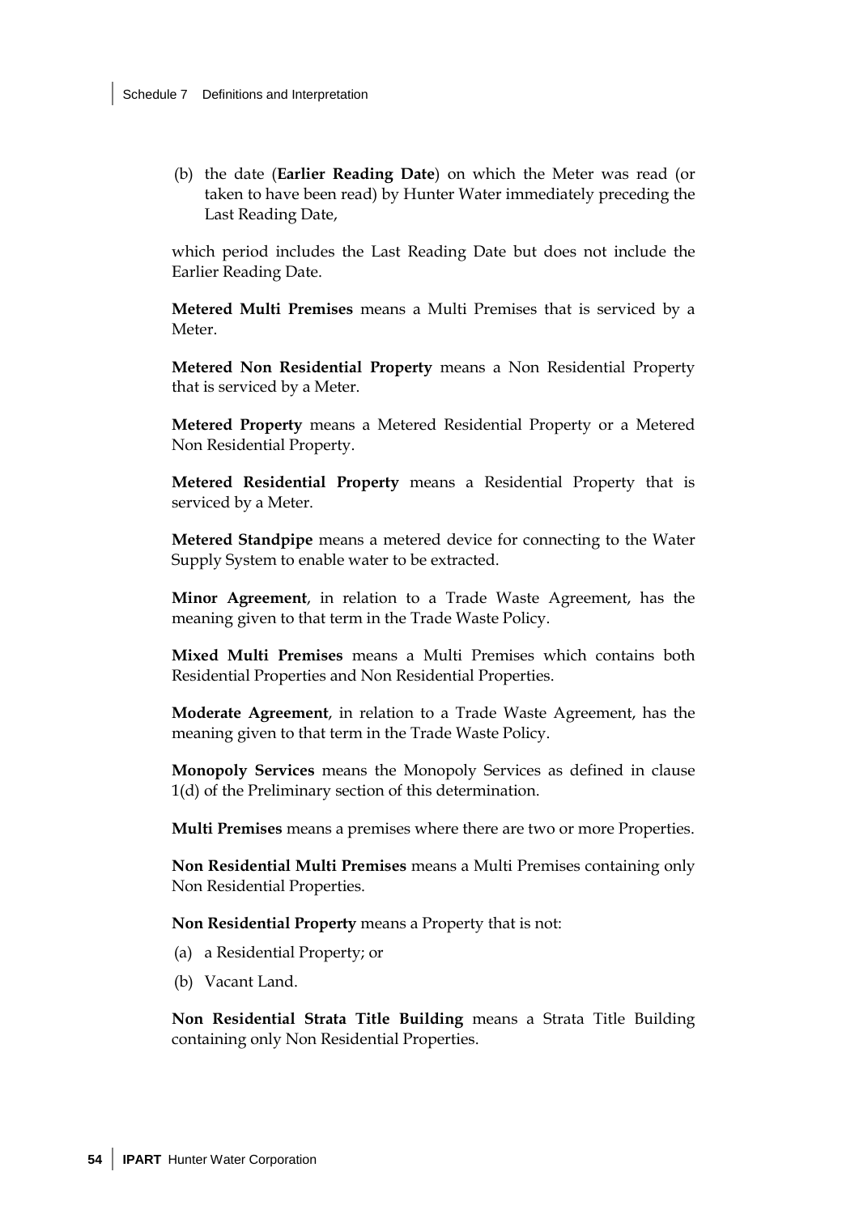(b) the date (**Earlier Reading Date**) on which the Meter was read (or taken to have been read) by Hunter Water immediately preceding the Last Reading Date,

which period includes the Last Reading Date but does not include the Earlier Reading Date.

**Metered Multi Premises** means a Multi Premises that is serviced by a Meter.

**Metered Non Residential Property** means a Non Residential Property that is serviced by a Meter.

**Metered Property** means a Metered Residential Property or a Metered Non Residential Property.

**Metered Residential Property** means a Residential Property that is serviced by a Meter.

**Metered Standpipe** means a metered device for connecting to the Water Supply System to enable water to be extracted.

**Minor Agreement**, in relation to a Trade Waste Agreement, has the meaning given to that term in the Trade Waste Policy.

**Mixed Multi Premises** means a Multi Premises which contains both Residential Properties and Non Residential Properties.

**Moderate Agreement**, in relation to a Trade Waste Agreement, has the meaning given to that term in the Trade Waste Policy.

**Monopoly Services** means the Monopoly Services as defined in clause 1(d) of the Preliminary section of this determination.

**Multi Premises** means a premises where there are two or more Properties.

**Non Residential Multi Premises** means a Multi Premises containing only Non Residential Properties.

**Non Residential Property** means a Property that is not:

(a) a Residential Property; or

(b) Vacant Land.

**Non Residential Strata Title Building** means a Strata Title Building containing only Non Residential Properties.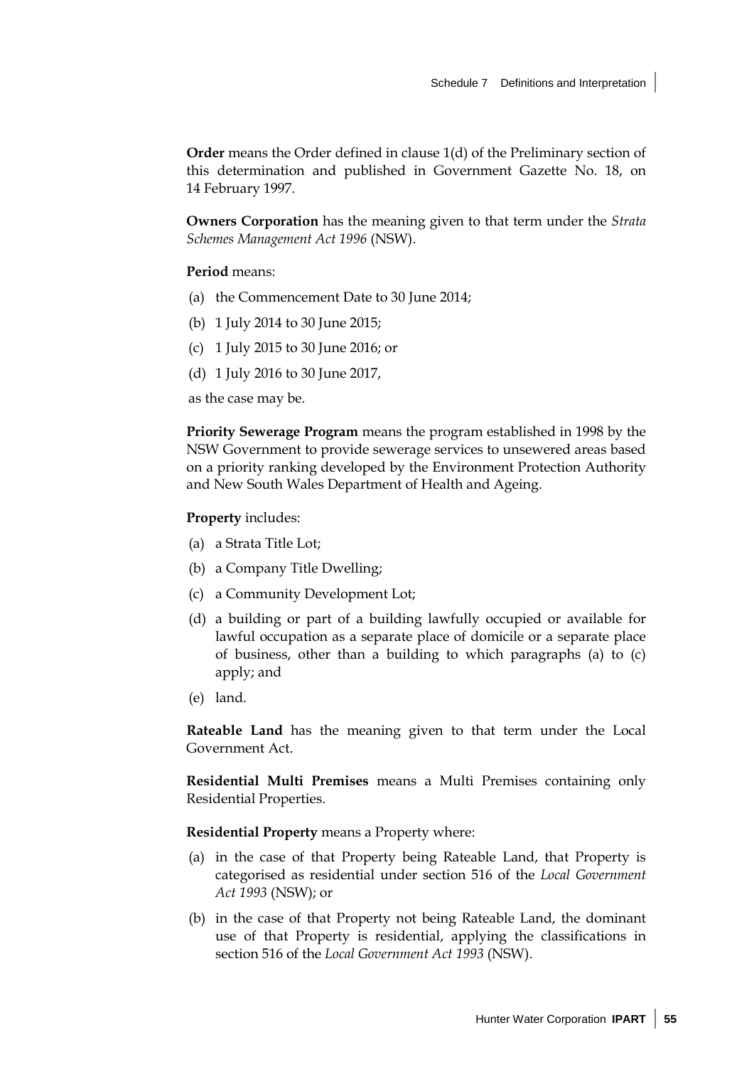**Order** means the Order defined in clause 1(d) of the Preliminary section of this determination and published in Government Gazette No. 18, on 14 February 1997.

**Owners Corporation** has the meaning given to that term under the *Strata Schemes Management Act 1996* (NSW).

**Period** means:

(a) the Commencement Date to 30 June 2014;

(b) 1 July 2014 to 30 June 2015;

(c) 1 July 2015 to 30 June 2016; or

(d) 1 July 2016 to 30 June 2017,

as the case may be.

**Priority Sewerage Program** means the program established in 1998 by the NSW Government to provide sewerage services to unsewered areas based on a priority ranking developed by the Environment Protection Authority and New South Wales Department of Health and Ageing.

**Property** includes:

(a) a Strata Title Lot;

(b) a Company Title Dwelling;

(c) a Community Development Lot;

(d) a building or part of a building lawfully occupied or available for lawful occupation as a separate place of domicile or a separate place of business, other than a building to which paragraphs (a) to (c) apply; and

(e) land.

**Rateable Land** has the meaning given to that term under the Local Government Act.

**Residential Multi Premises** means a Multi Premises containing only Residential Properties.

**Residential Property** means a Property where:

(a) in the case of that Property being Rateable Land, that Property is categorised as residential under section 516 of the *Local Government Act 1993* (NSW); or

(b) in the case of that Property not being Rateable Land, the dominant use of that Property is residential, applying the classifications in section 516 of the *Local Government Act 1993* (NSW).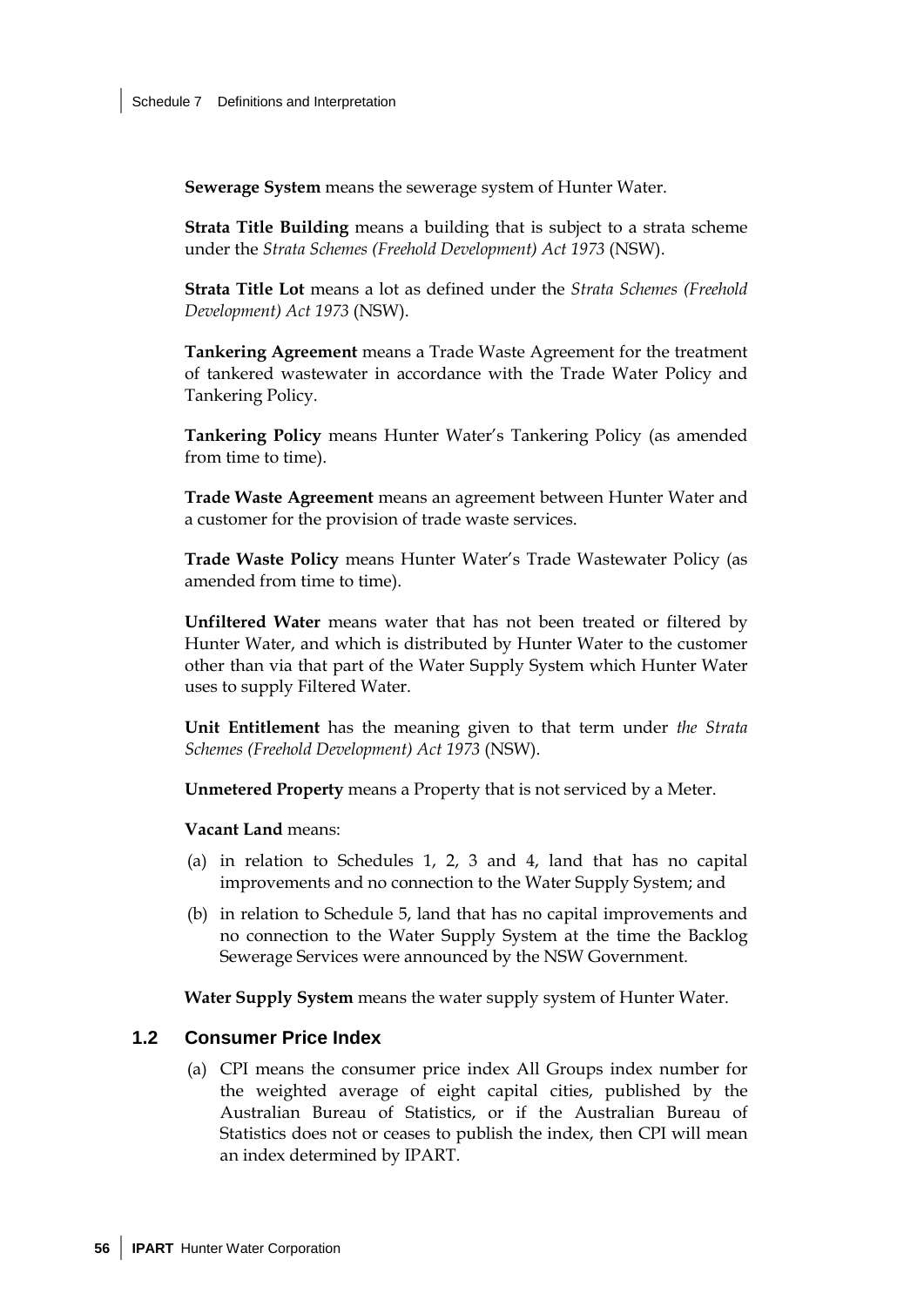**Sewerage System** means the sewerage system of Hunter Water.

**Strata Title Building** means a building that is subject to a strata scheme under the *Strata Schemes (Freehold Development) Act 1973* (NSW).

**Strata Title Lot** means a lot as defined under the *Strata Schemes (Freehold Development) Act 1973* (NSW).

**Tankering Agreement** means a Trade Waste Agreement for the treatment of tankered wastewater in accordance with the Trade Water Policy and Tankering Policy.

**Tankering Policy** means Hunter Water's Tankering Policy (as amended from time to time).

**Trade Waste Agreement** means an agreement between Hunter Water and a customer for the provision of trade waste services.

**Trade Waste Policy** means Hunter Water's Trade Wastewater Policy (as amended from time to time).

**Unfiltered Water** means water that has not been treated or filtered by Hunter Water, and which is distributed by Hunter Water to the customer other than via that part of the Water Supply System which Hunter Water uses to supply Filtered Water.

**Unit Entitlement** has the meaning given to that term under *the Strata Schemes (Freehold Development) Act 1973* (NSW).

**Unmetered Property** means a Property that is not serviced by a Meter.

**Vacant Land** means:

(a) in relation to Schedules 1, 2, 3 and 4, land that has no capital improvements and no connection to the Water Supply System; and

(b) in relation to Schedule 5, land that has no capital improvements and no connection to the Water Supply System at the time the Backlog Sewerage Services were announced by the NSW Government.

**Water Supply System** means the water supply system of Hunter Water.

## 1.2 Consumer Price Index

(a) CPI means the consumer price index All Groups index number for the weighted average of eight capital cities, published by the Australian Bureau of Statistics, or if the Australian Bureau of Statistics does not or ceases to publish the index, then CPI will mean an index determined by IPART.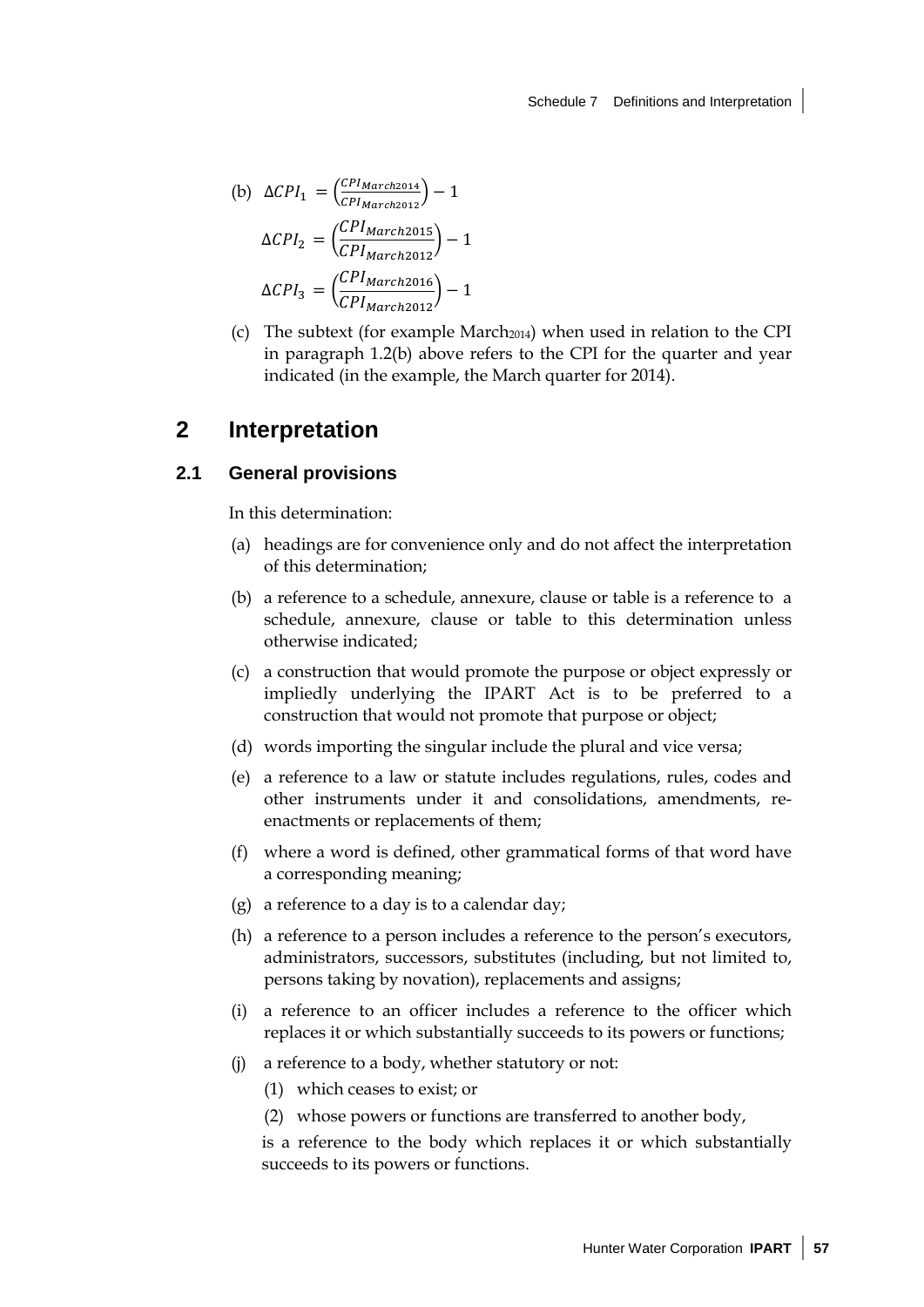(b) $\Delta CPI_1 = \left(\frac{CPI_{March2014}}{CPI_{March2012}}\right) - 1$

$$\Delta CPI_2 = \left(\frac{CPI_{March2015}}{CPI_{March2012}}\right) - 1$$

$$\Delta CPI_3 = \left(\frac{CPI_{March2016}}{CPI_{March2012}}\right) - 1$$

(c) The subtext (for example $\text{March}_{2014}$) when used in relation to the CPI in paragraph 1.2(b) above refers to the CPI for the quarter and year indicated (in the example, the March quarter for 2014).

# 2 Interpretation

## 2.1 General provisions

In this determination:

(a) headings are for convenience only and do not affect the interpretation of this determination;

(b) a reference to a schedule, annexure, clause or table is a reference to a schedule, annexure, clause or table to this determination unless otherwise indicated;

(c) a construction that would promote the purpose or object expressly or impliedly underlying the IPART Act is to be preferred to a construction that would not promote that purpose or object;

(d) words importing the singular include the plural and vice versa;

(e) a reference to a law or statute includes regulations, rules, codes and other instruments under it and consolidations, amendments, re-enactments or replacements of them;

(f) where a word is defined, other grammatical forms of that word have a corresponding meaning;

(g) a reference to a day is to a calendar day;

(h) a reference to a person includes a reference to the person's executors, administrators, successors, substitutes (including, but not limited to, persons taking by novation), replacements and assigns;

(i) a reference to an officer includes a reference to the officer which replaces it or which substantially succeeds to its powers or functions;

(j) a reference to a body, whether statutory or not:

   (1) which ceases to exist; or

   (2) whose powers or functions are transferred to another body,

   is a reference to the body which replaces it or which substantially succeeds to its powers or functions.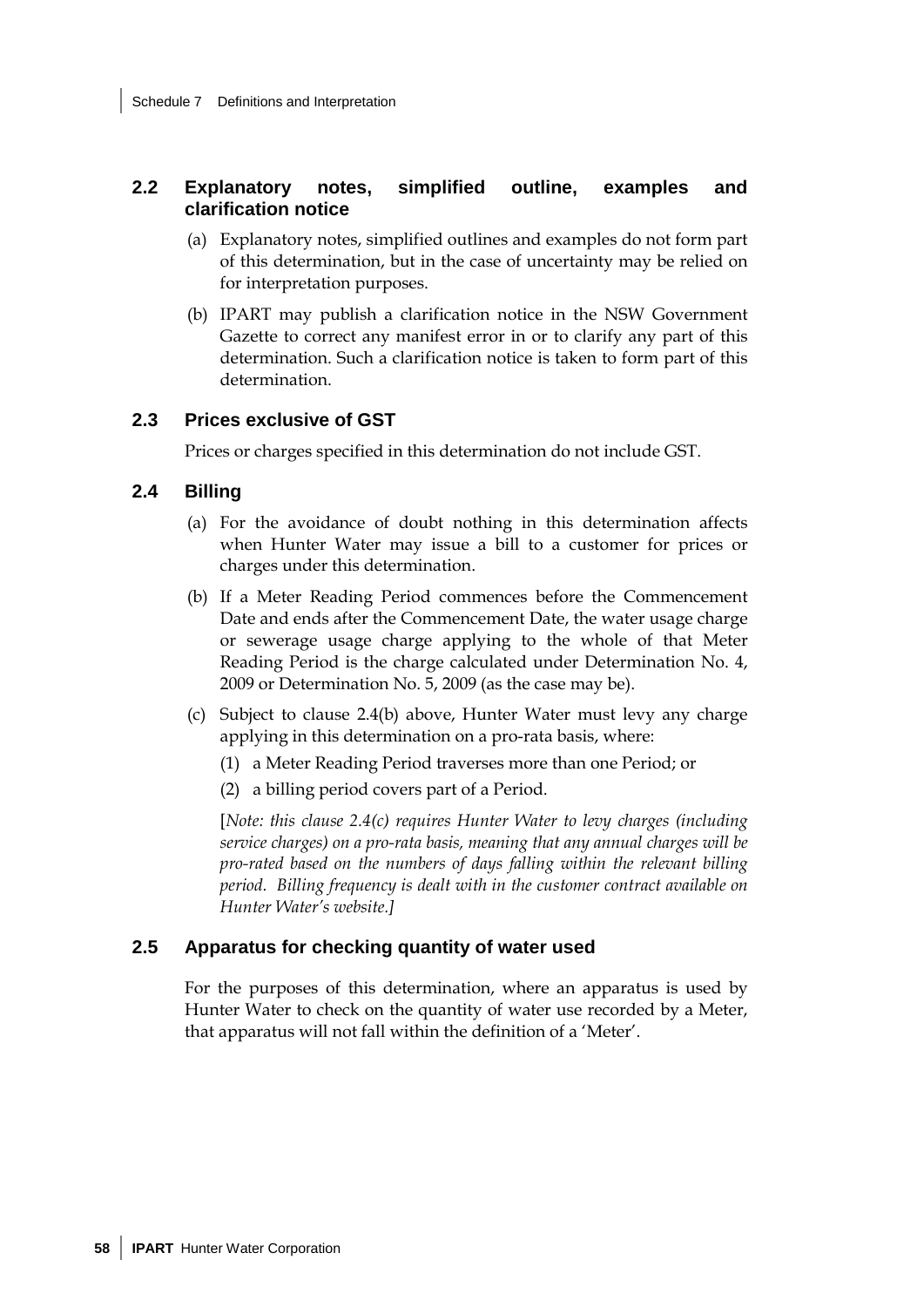## 2.2 Explanatory notes, simplified outline, examples and clarification notice

(a) Explanatory notes, simplified outlines and examples do not form part of this determination, but in the case of uncertainty may be relied on for interpretation purposes.

(b) IPART may publish a clarification notice in the NSW Government Gazette to correct any manifest error in or to clarify any part of this determination. Such a clarification notice is taken to form part of this determination.

## 2.3 Prices exclusive of GST

Prices or charges specified in this determination do not include GST.

## 2.4 Billing

(a) For the avoidance of doubt nothing in this determination affects when Hunter Water may issue a bill to a customer for prices or charges under this determination.

(b) If a Meter Reading Period commences before the Commencement Date and ends after the Commencement Date, the water usage charge or sewerage usage charge applying to the whole of that Meter Reading Period is the charge calculated under Determination No. 4, 2009 or Determination No. 5, 2009 (as the case may be).

(c) Subject to clause 2.4(b) above, Hunter Water must levy any charge applying in this determination on a pro-rata basis, where:

(1) a Meter Reading Period traverses more than one Period; or

(2) a billing period covers part of a Period.

[*Note: this clause 2.4(c) requires Hunter Water to levy charges (including service charges) on a pro-rata basis, meaning that any annual charges will be pro-rated based on the numbers of days falling within the relevant billing period. Billing frequency is dealt with in the customer contract available on Hunter Water's website.*]

## 2.5 Apparatus for checking quantity of water used

For the purposes of this determination, where an apparatus is used by Hunter Water to check on the quantity of water use recorded by a Meter, that apparatus will not fall within the definition of a 'Meter'.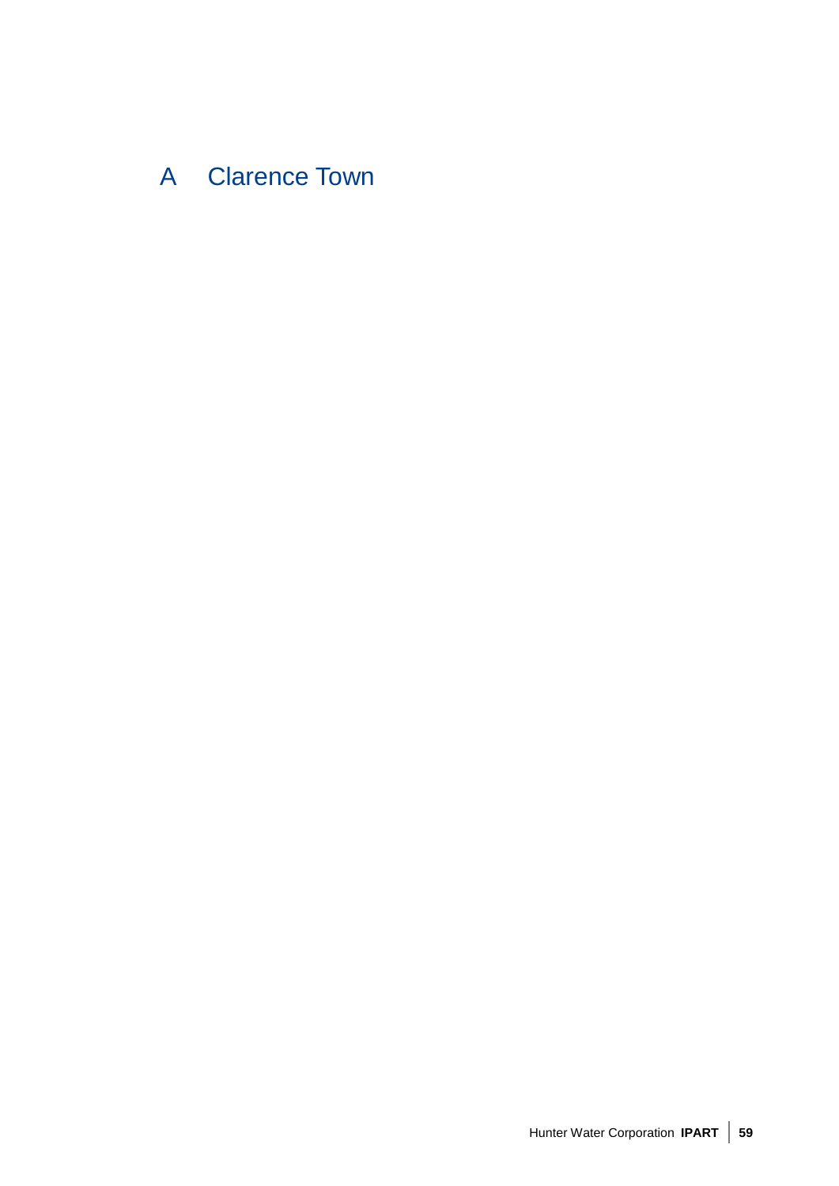# A Clarence Town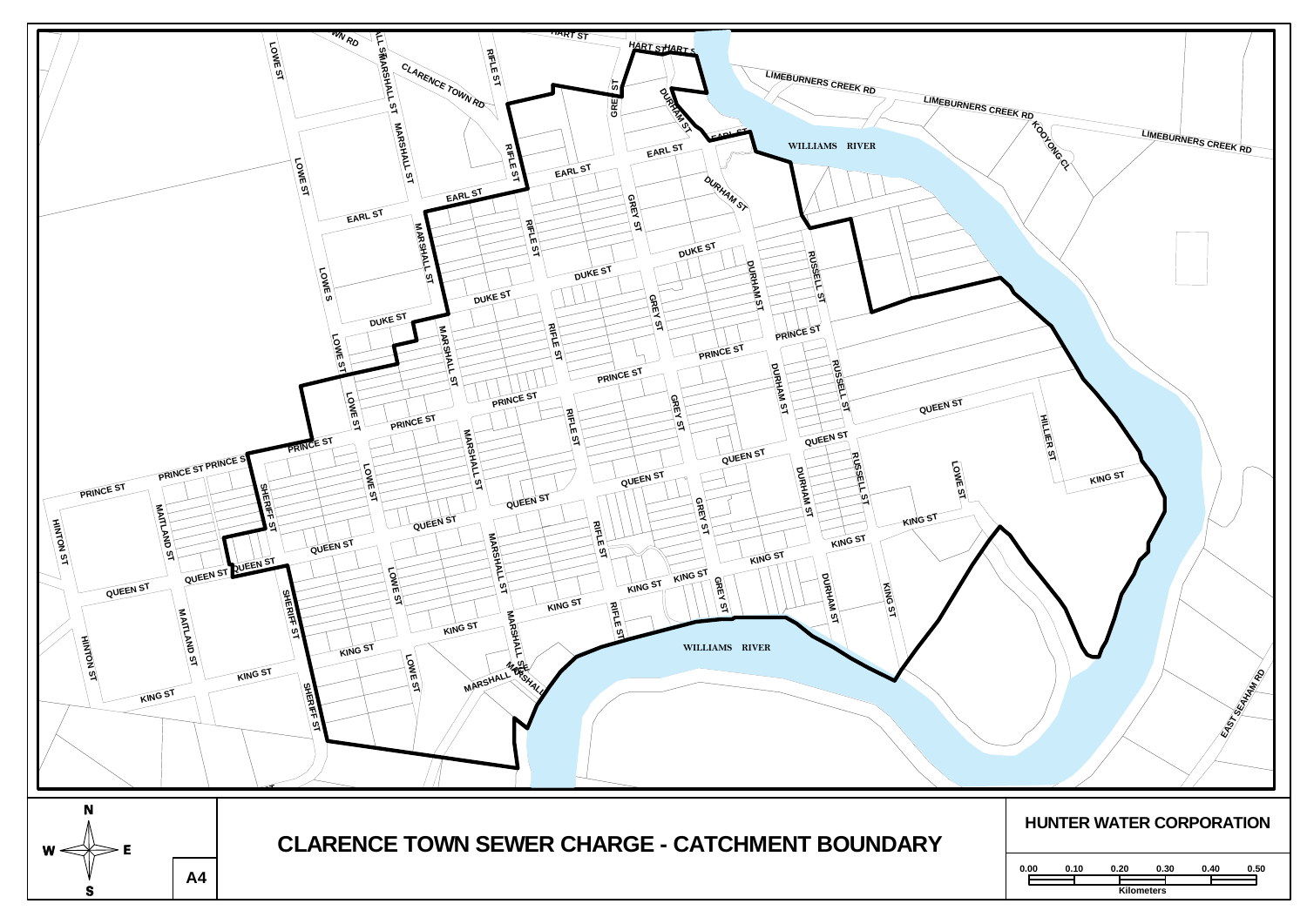# CLARENCE TOWN SEWER CHARGE - CATCHMENT BOUNDARY

HUNTER WATER CORPORATION

A4

0.00 0.10 0.20 0.30 0.40 0.50

Kilometers